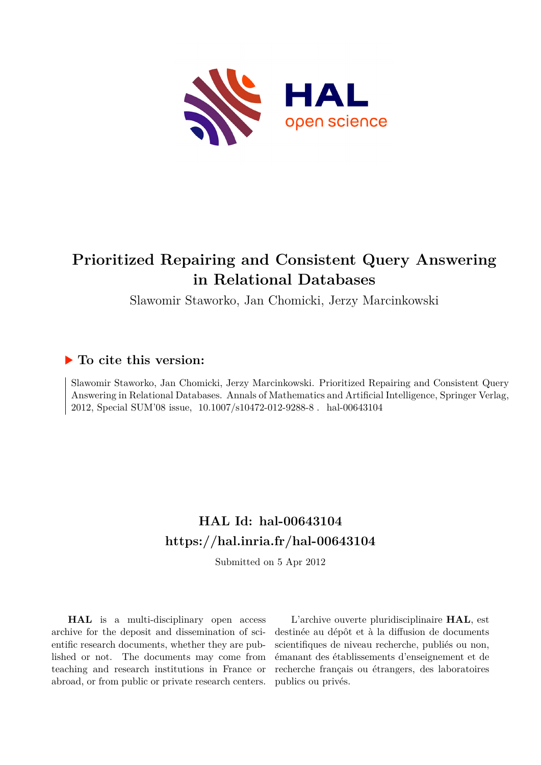# Prioritized Repairing and Consistent Query Answering in Relational Databases

Slawomir Staworko, Jan Chomicki, Jerzy Marcinkowski

## ▶ To cite this version:

Slawomir Staworko, Jan Chomicki, Jerzy Marcinkowski. Prioritized Repairing and Consistent Query Answering in Relational Databases. Annals of Mathematics and Artificial Intelligence, Springer Verlag, 2012, Special SUM'08 issue, 10.1007/s10472-012-9288-8. hal-00643104

## HAL Id: hal-00643104
## https://hal.inria.fr/hal-00643104

Submitted on 5 Apr 2012

**HAL** is a multi-disciplinary open access archive for the deposit and dissemination of scientific research documents, whether they are published or not. The documents may come from teaching and research institutions in France or abroad, or from public or private research centers.

L'archive ouverte pluridisciplinaire **HAL**, est destinée au dépôt et à la diffusion de documents scientifiques de niveau recherche, publiés ou non, émanant des établissements d'enseignement et de recherche français ou étrangers, des laboratoires publics ou privés.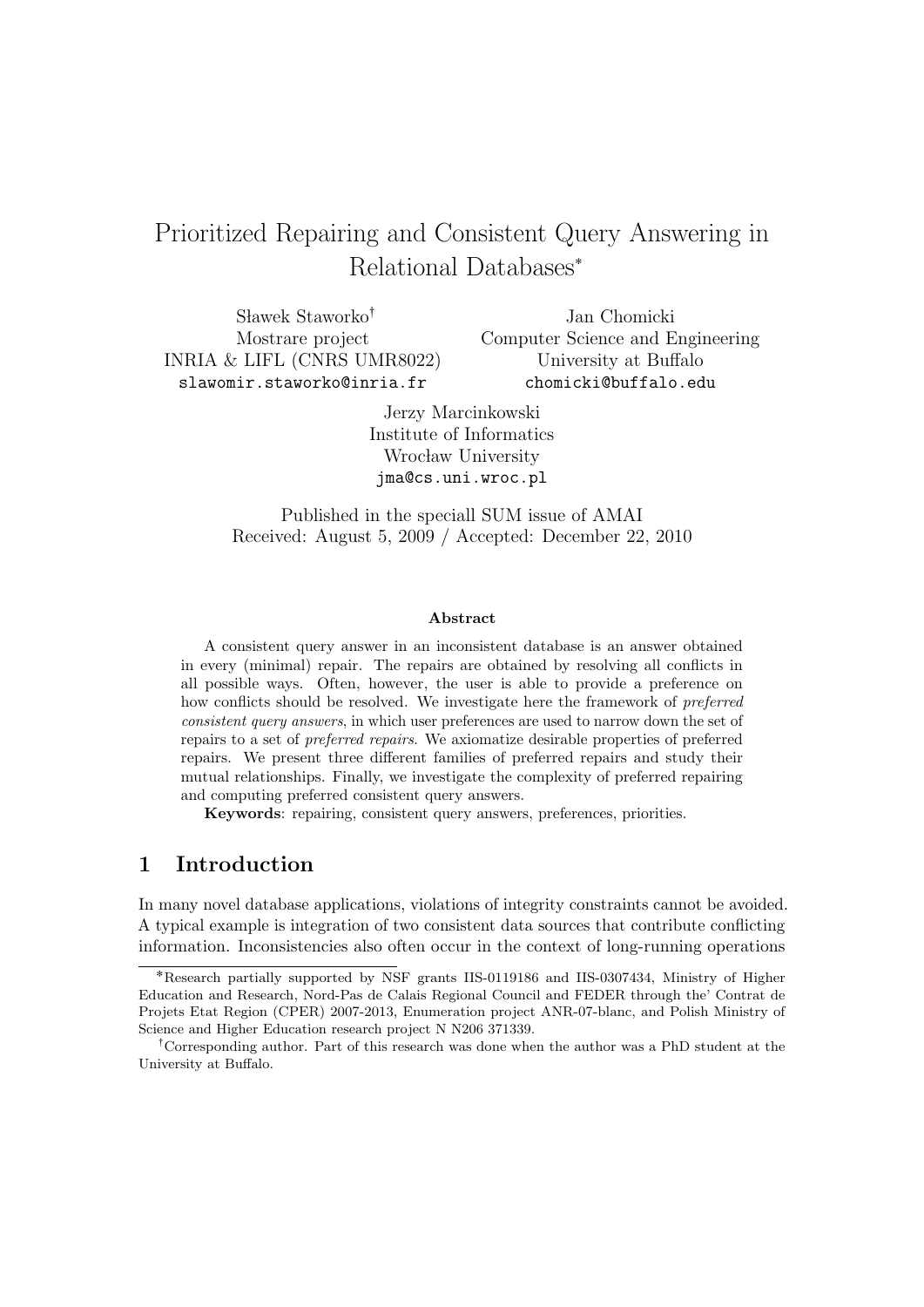# Prioritized Repairing and Consistent Query Answering in Relational Databases*

Sławek Staworko†
Mostrare project
INRIA & LIFL (CNRS UMR8022)
slawomir.staworko@inria.fr

Jan Chomicki
Computer Science and Engineering
University at Buffalo
chomicki@buffalo.edu

Jerzy Marcinkowski
Institute of Informatics
Wrocław University
jma@cs.uni.wroc.pl

Published in the speciall SUM issue of AMAI
Received: August 5, 2009 / Accepted: December 22, 2010

#### Abstract

A consistent query answer in an inconsistent database is an answer obtained in every (minimal) repair. The repairs are obtained by resolving all conflicts in all possible ways. Often, however, the user is able to provide a preference on how conflicts should be resolved. We investigate here the framework of *preferred consistent query answers*, in which user preferences are used to narrow down the set of repairs to a set of *preferred repairs*. We axiomatize desirable properties of preferred repairs. We present three different families of preferred repairs and study their mutual relationships. Finally, we investigate the complexity of preferred repairing and computing preferred consistent query answers.

**Keywords**: repairing, consistent query answers, preferences, priorities.

## 1 Introduction

In many novel database applications, violations of integrity constraints cannot be avoided. A typical example is integration of two consistent data sources that contribute conflicting information. Inconsistencies also often occur in the context of long-running operations

*Research partially supported by NSF grants IIS-0119186 and IIS-0307434, Ministry of Higher Education and Research, Nord-Pas de Calais Regional Council and FEDER through the' Contrat de Projets Etat Region (CPER) 2007-2013, Enumeration project ANR-07-blanc, and Polish Ministry of Science and Higher Education research project N N206 371339.

†Corresponding author. Part of this research was done when the author was a PhD student at the University at Buffalo.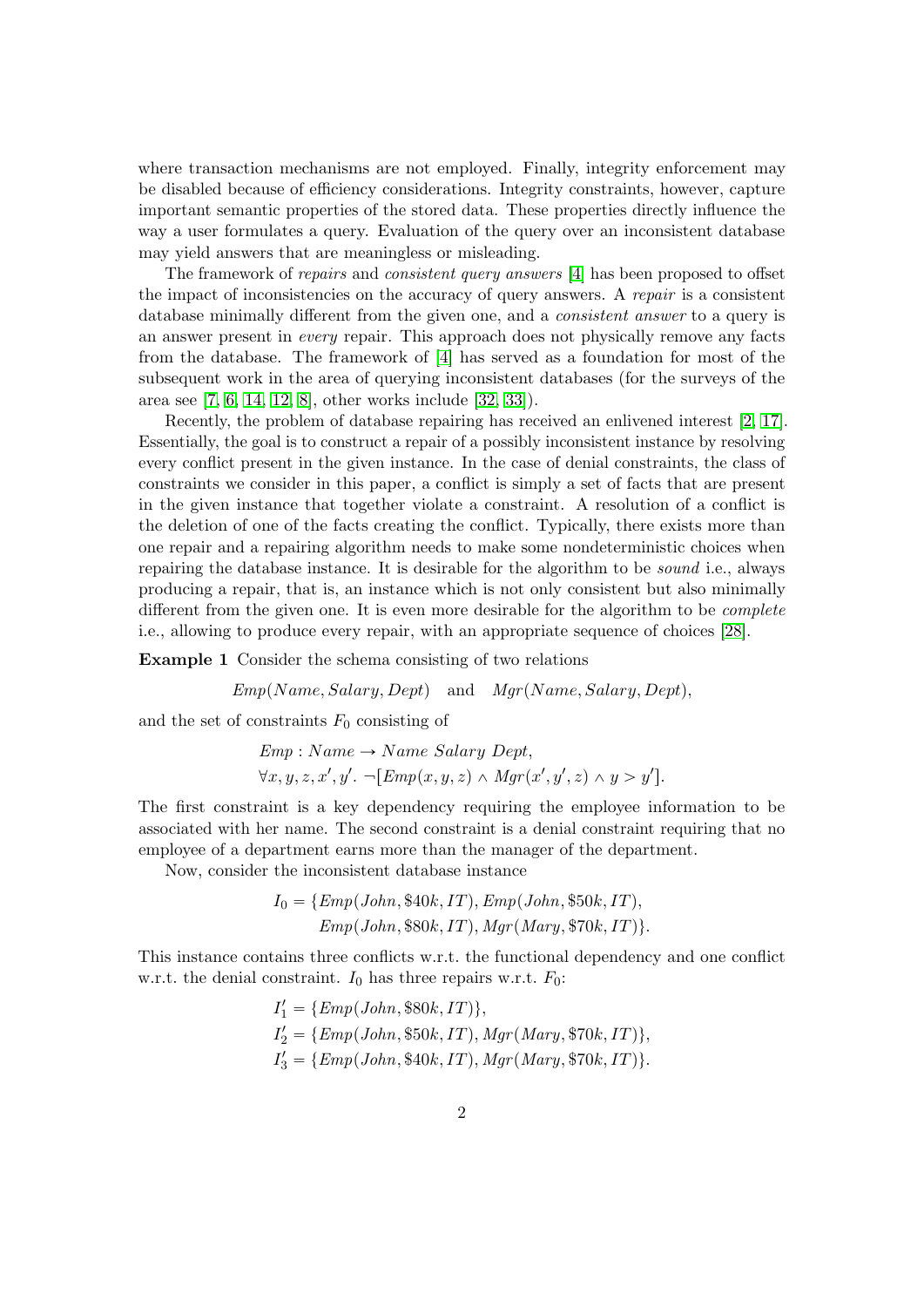where transaction mechanisms are not employed. Finally, integrity enforcement may be disabled because of efficiency considerations. Integrity constraints, however, capture important semantic properties of the stored data. These properties directly influence the way a user formulates a query. Evaluation of the query over an inconsistent database may yield answers that are meaningless or misleading.

The framework of *repairs* and *consistent query answers* [4] has been proposed to offset the impact of inconsistencies on the accuracy of query answers. A *repair* is a consistent database minimally different from the given one, and a *consistent answer* to a query is an answer present in *every* repair. This approach does not physically remove any facts from the database. The framework of [4] has served as a foundation for most of the subsequent work in the area of querying inconsistent databases (for the surveys of the area see [7, 6, 14, 12, 8], other works include [32, 33]).

Recently, the problem of database repairing has received an enlivened interest [2, 17]. Essentially, the goal is to construct a repair of a possibly inconsistent instance by resolving every conflict present in the given instance. In the case of denial constraints, the class of constraints we consider in this paper, a conflict is simply a set of facts that are present in the given instance that together violate a constraint. A resolution of a conflict is the deletion of one of the facts creating the conflict. Typically, there exists more than one repair and a repairing algorithm needs to make some nondeterministic choices when repairing the database instance. It is desirable for the algorithm to be *sound* i.e., always producing a repair, that is, an instance which is not only consistent but also minimally different from the given one. It is even more desirable for the algorithm to be *complete* i.e., allowing to produce every repair, with an appropriate sequence of choices [28].

**Example 1** Consider the schema consisting of two relations

$$Emp(Name, Salary, Dept) \quad \text{and} \quad Mgr(Name, Salary, Dept),$$

and the set of constraints $F_0$ consisting of

$$Emp : Name \rightarrow Name\ Salary\ Dept,$$
$$\forall x, y, z, x', y'.\ \neg[Emp(x, y, z) \wedge Mgr(x', y', z) \wedge y > y'].$$

The first constraint is a key dependency requiring the employee information to be associated with her name. The second constraint is a denial constraint requiring that no employee of a department earns more than the manager of the department.

Now, consider the inconsistent database instance

$$I_0 = \{Emp(John, \$40k, IT), Emp(John, \$50k, IT), Emp(John, \$80k, IT), Mgr(Mary, \$70k, IT)\}.$$

This instance contains three conflicts w.r.t. the functional dependency and one conflict w.r.t. the denial constraint. $I_0$ has three repairs w.r.t. $F_0$:

$$I'_1 = \{Emp(John, \$80k, IT)\},$$
$$I'_2 = \{Emp(John, \$50k, IT), Mgr(Mary, \$70k, IT)\},$$
$$I'_3 = \{Emp(John, \$40k, IT), Mgr(Mary, \$70k, IT)\}.$$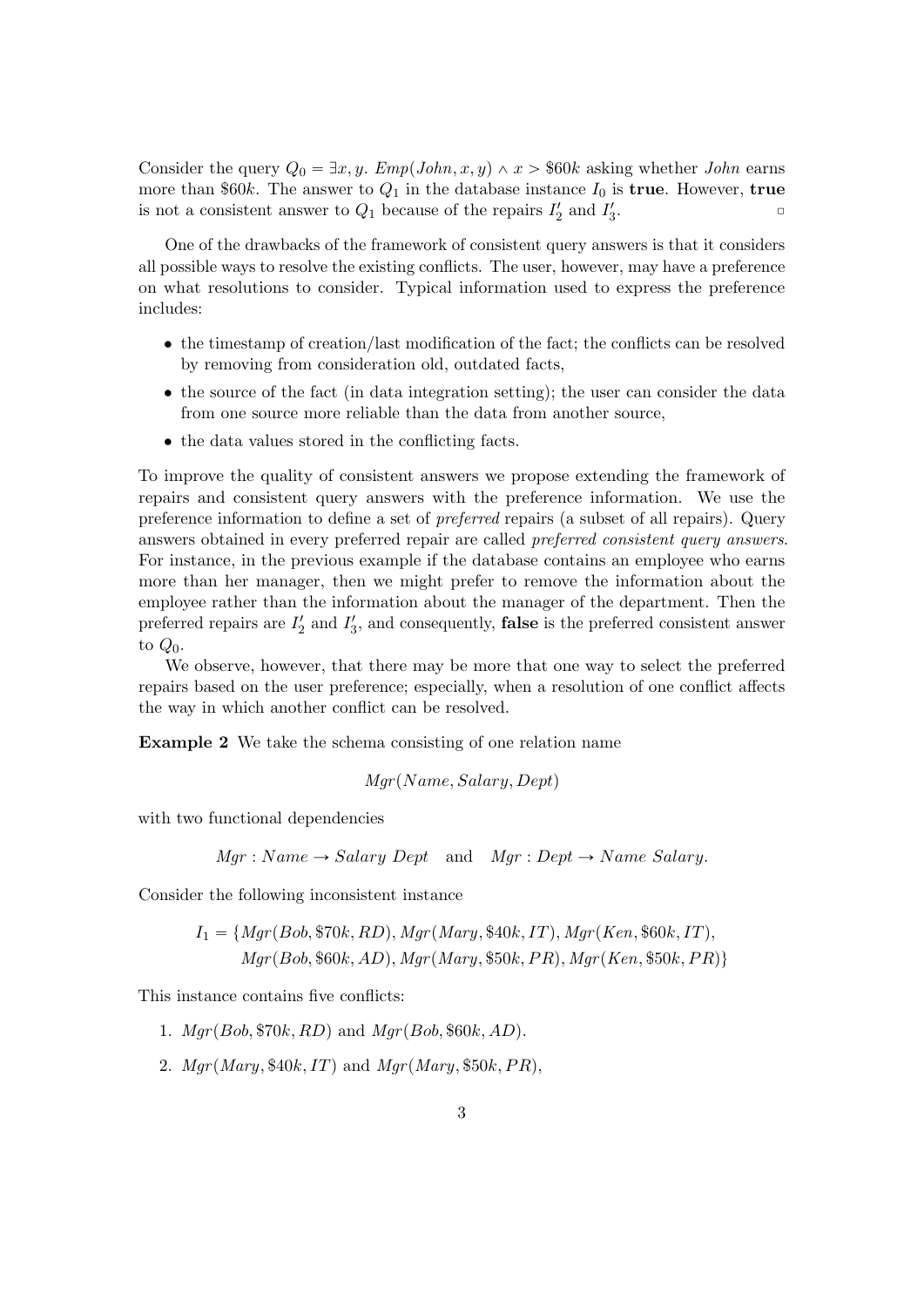Consider the query $Q_0 = \exists x, y.\ Emp(John, x, y) \wedge x > \$60k$ asking whether *John* earns more than \$60$k$. The answer to $Q_1$ in the database instance $I_0$ is **true**. However, **true** is not a consistent answer to $Q_1$ because of the repairs $I'_2$ and $I'_3$. ◻

One of the drawbacks of the framework of consistent query answers is that it considers all possible ways to resolve the existing conflicts. The user, however, may have a preference on what resolutions to consider. Typical information used to express the preference includes:

- the timestamp of creation/last modification of the fact; the conflicts can be resolved by removing from consideration old, outdated facts,
- the source of the fact (in data integration setting); the user can consider the data from one source more reliable than the data from another source,
- the data values stored in the conflicting facts.

To improve the quality of consistent answers we propose extending the framework of repairs and consistent query answers with the preference information. We use the preference information to define a set of *preferred* repairs (a subset of all repairs). Query answers obtained in every preferred repair are called *preferred consistent query answers*. For instance, in the previous example if the database contains an employee who earns more than her manager, then we might prefer to remove the information about the employee rather than the information about the manager of the department. Then the preferred repairs are $I'_2$ and $I'_3$, and consequently, **false** is the preferred consistent answer to $Q_0$.

We observe, however, that there may be more that one way to select the preferred repairs based on the user preference; especially, when a resolution of one conflict affects the way in which another conflict can be resolved.

**Example 2** We take the schema consisting of one relation name

$$Mgr(Name, Salary, Dept)$$

with two functional dependencies

$$Mgr : Name \rightarrow Salary\ Dept \quad \text{and} \quad Mgr : Dept \rightarrow Name\ Salary.$$

Consider the following inconsistent instance

$$I_1 = \{Mgr(Bob, \$70k, RD), Mgr(Mary, \$40k, IT), Mgr(Ken, \$60k, IT),$$
$$Mgr(Bob, \$60k, AD), Mgr(Mary, \$50k, PR), Mgr(Ken, \$50k, PR)\}$$

This instance contains five conflicts:

1. $Mgr(Bob, \$70k, RD)$ and $Mgr(Bob, \$60k, AD)$.
2. $Mgr(Mary, \$40k, IT)$ and $Mgr(Mary, \$50k, PR)$,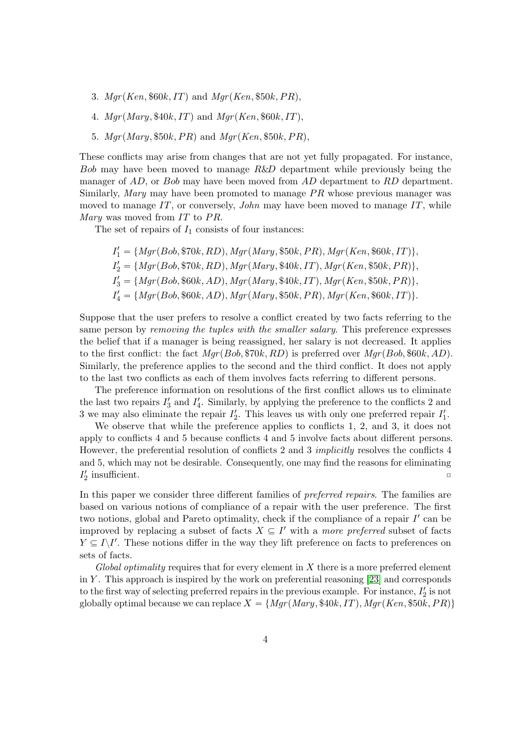3. $Mgr(Ken, \$60k, IT)$ and $Mgr(Ken, \$50k, PR)$,
4. $Mgr(Mary, \$40k, IT)$ and $Mgr(Ken, \$60k, IT)$,
5. $Mgr(Mary, \$50k, PR)$ and $Mgr(Ken, \$50k, PR)$,

These conflicts may arise from changes that are not yet fully propagated. For instance, *Bob* may have been moved to manage *R&D* department while previously being the manager of $AD$, or *Bob* may have been moved from $AD$ department to $RD$ department. Similarly, *Mary* may have been promoted to manage $PR$ whose previous manager was moved to manage $IT$, or conversely, *John* may have been moved to manage $IT$, while *Mary* was moved from $IT$ to $PR$.

The set of repairs of $I_1$ consists of four instances:

$$I'_1 = \{Mgr(Bob, \$70k, RD), Mgr(Mary, \$50k, PR), Mgr(Ken, \$60k, IT)\},$$
$$I'_2 = \{Mgr(Bob, \$70k, RD), Mgr(Mary, \$40k, IT), Mgr(Ken, \$50k, PR)\},$$
$$I'_3 = \{Mgr(Bob, \$60k, AD), Mgr(Mary, \$40k, IT), Mgr(Ken, \$50k, PR)\},$$
$$I'_4 = \{Mgr(Bob, \$60k, AD), Mgr(Mary, \$50k, PR), Mgr(Ken, \$60k, IT)\}.$$

Suppose that the user prefers to resolve a conflict created by two facts referring to the same person by *removing the tuples with the smaller salary*. This preference expresses the belief that if a manager is being reassigned, her salary is not decreased. It applies to the first conflict: the fact $Mgr(Bob, \$70k, RD)$ is preferred over $Mgr(Bob, \$60k, AD)$. Similarly, the preference applies to the second and the third conflict. It does not apply to the last two conflicts as each of them involves facts referring to different persons.

The preference information on resolutions of the first conflict allows us to eliminate the last two repairs $I'_3$ and $I'_4$. Similarly, by applying the preference to the conflicts 2 and 3 we may also eliminate the repair $I'_2$. This leaves us with only one preferred repair $I'_1$.

We observe that while the preference applies to conflicts 1, 2, and 3, it does not apply to conflicts 4 and 5 because conflicts 4 and 5 involve facts about different persons. However, the preferential resolution of conflicts 2 and 3 *implicitly* resolves the conflicts 4 and 5, which may not be desirable. Consequently, one may find the reasons for eliminating $I'_2$ insufficient. □

In this paper we consider three different families of *preferred repairs*. The families are based on various notions of compliance of a repair with the user preference. The first two notions, global and Pareto optimality, check if the compliance of a repair $I'$ can be improved by replacing a subset of facts $X \subseteq I'$ with a *more preferred* subset of facts $Y \subseteq I \setminus I'$. These notions differ in the way they lift preference on facts to preferences on sets of facts.

*Global optimality* requires that for every element in $X$ there is a more preferred element in $Y$. This approach is inspired by the work on preferential reasoning [23] and corresponds to the first way of selecting preferred repairs in the previous example. For instance, $I'_2$ is not globally optimal because we can replace $X = \{Mgr(Mary, \$40k, IT), Mgr(Ken, \$50k, PR)\}$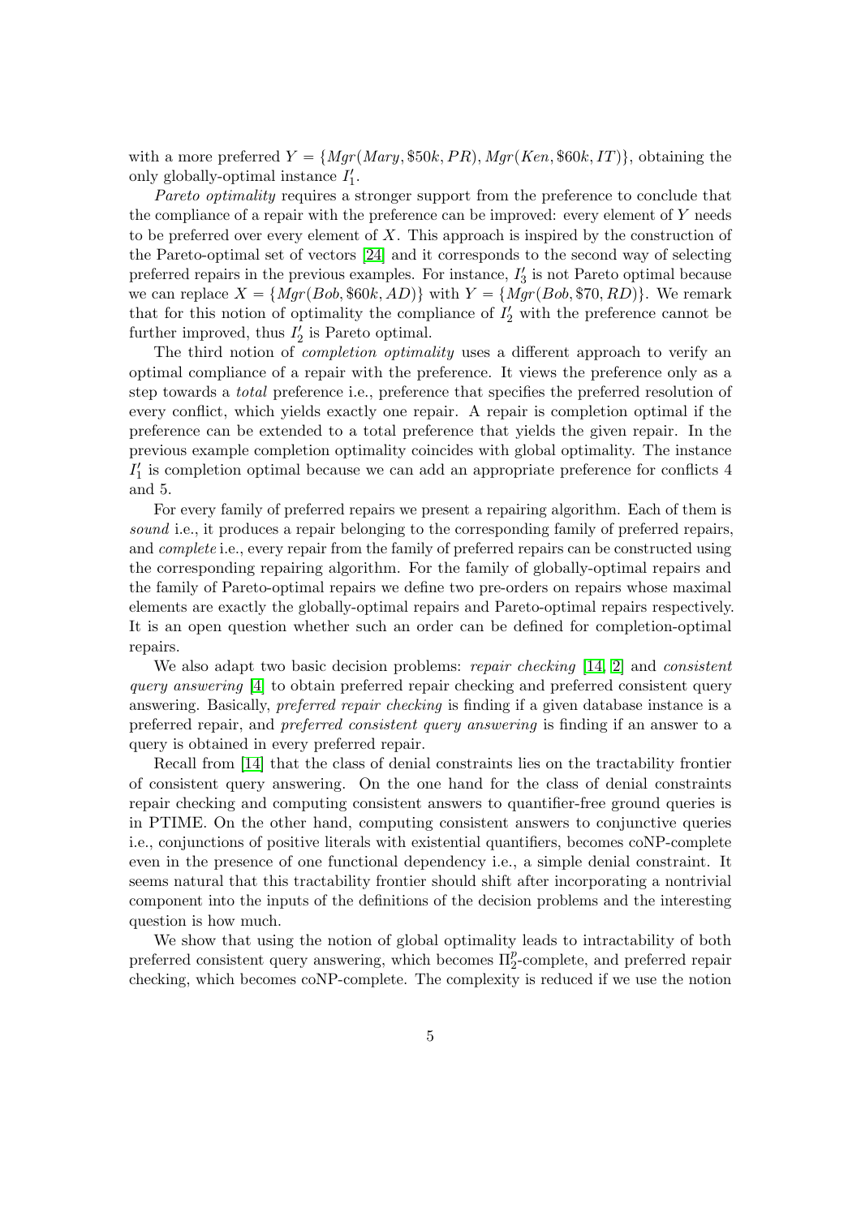with a more preferred $Y = \{Mgr(Mary, \$50k, PR), Mgr(Ken, \$60k, IT)\}$, obtaining the only globally-optimal instance $I'_1$.

*Pareto optimality* requires a stronger support from the preference to conclude that the compliance of a repair with the preference can be improved: every element of $Y$ needs to be preferred over every element of $X$. This approach is inspired by the construction of the Pareto-optimal set of vectors [24] and it corresponds to the second way of selecting preferred repairs in the previous examples. For instance, $I'_3$ is not Pareto optimal because we can replace $X = \{Mgr(Bob, \$60k, AD)\}$ with $Y = \{Mgr(Bob, \$70, RD)\}$. We remark that for this notion of optimality the compliance of $I'_2$ with the preference cannot be further improved, thus $I'_2$ is Pareto optimal.

The third notion of *completion optimality* uses a different approach to verify an optimal compliance of a repair with the preference. It views the preference only as a step towards a *total* preference i.e., preference that specifies the preferred resolution of every conflict, which yields exactly one repair. A repair is completion optimal if the preference can be extended to a total preference that yields the given repair. In the previous example completion optimality coincides with global optimality. The instance $I'_1$ is completion optimal because we can add an appropriate preference for conflicts 4 and 5.

For every family of preferred repairs we present a repairing algorithm. Each of them is *sound* i.e., it produces a repair belonging to the corresponding family of preferred repairs, and *complete* i.e., every repair from the family of preferred repairs can be constructed using the corresponding repairing algorithm. For the family of globally-optimal repairs and the family of Pareto-optimal repairs we define two pre-orders on repairs whose maximal elements are exactly the globally-optimal repairs and Pareto-optimal repairs respectively. It is an open question whether such an order can be defined for completion-optimal repairs.

We also adapt two basic decision problems: *repair checking* [14, 2] and *consistent query answering* [4] to obtain preferred repair checking and preferred consistent query answering. Basically, *preferred repair checking* is finding if a given database instance is a preferred repair, and *preferred consistent query answering* is finding if an answer to a query is obtained in every preferred repair.

Recall from [14] that the class of denial constraints lies on the tractability frontier of consistent query answering. On the one hand for the class of denial constraints repair checking and computing consistent answers to quantifier-free ground queries is in PTIME. On the other hand, computing consistent answers to conjunctive queries i.e., conjunctions of positive literals with existential quantifiers, becomes coNP-complete even in the presence of one functional dependency i.e., a simple denial constraint. It seems natural that this tractability frontier should shift after incorporating a nontrivial component into the inputs of the definitions of the decision problems and the interesting question is how much.

We show that using the notion of global optimality leads to intractability of both preferred consistent query answering, which becomes $\Pi_2^p$-complete, and preferred repair checking, which becomes coNP-complete. The complexity is reduced if we use the notion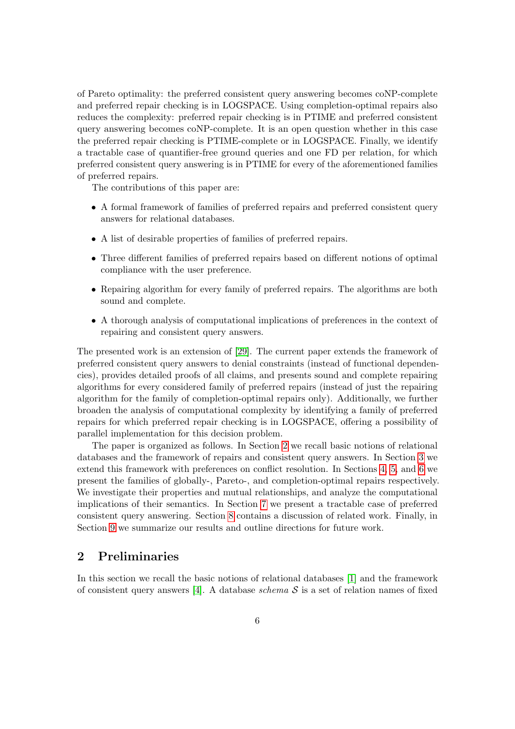of Pareto optimality: the preferred consistent query answering becomes coNP-complete and preferred repair checking is in LOGSPACE. Using completion-optimal repairs also reduces the complexity: preferred repair checking is in PTIME and preferred consistent query answering becomes coNP-complete. It is an open question whether in this case the preferred repair checking is PTIME-complete or in LOGSPACE. Finally, we identify a tractable case of quantifier-free ground queries and one FD per relation, for which preferred consistent query answering is in PTIME for every of the aforementioned families of preferred repairs.

The contributions of this paper are:

- A formal framework of families of preferred repairs and preferred consistent query answers for relational databases.
- A list of desirable properties of families of preferred repairs.
- Three different families of preferred repairs based on different notions of optimal compliance with the user preference.
- Repairing algorithm for every family of preferred repairs. The algorithms are both sound and complete.
- A thorough analysis of computational implications of preferences in the context of repairing and consistent query answers.

The presented work is an extension of [29]. The current paper extends the framework of preferred consistent query answers to denial constraints (instead of functional dependencies), provides detailed proofs of all claims, and presents sound and complete repairing algorithms for every considered family of preferred repairs (instead of just the repairing algorithm for the family of completion-optimal repairs only). Additionally, we further broaden the analysis of computational complexity by identifying a family of preferred repairs for which preferred repair checking is in LOGSPACE, offering a possibility of parallel implementation for this decision problem.

The paper is organized as follows. In Section 2 we recall basic notions of relational databases and the framework of repairs and consistent query answers. In Section 3 we extend this framework with preferences on conflict resolution. In Sections 4, 5, and 6 we present the families of globally-, Pareto-, and completion-optimal repairs respectively. We investigate their properties and mutual relationships, and analyze the computational implications of their semantics. In Section 7 we present a tractable case of preferred consistent query answering. Section 8 contains a discussion of related work. Finally, in Section 9 we summarize our results and outline directions for future work.

## 2 Preliminaries

In this section we recall the basic notions of relational databases [1] and the framework of consistent query answers [4]. A database *schema* $\mathcal{S}$ is a set of relation names of fixed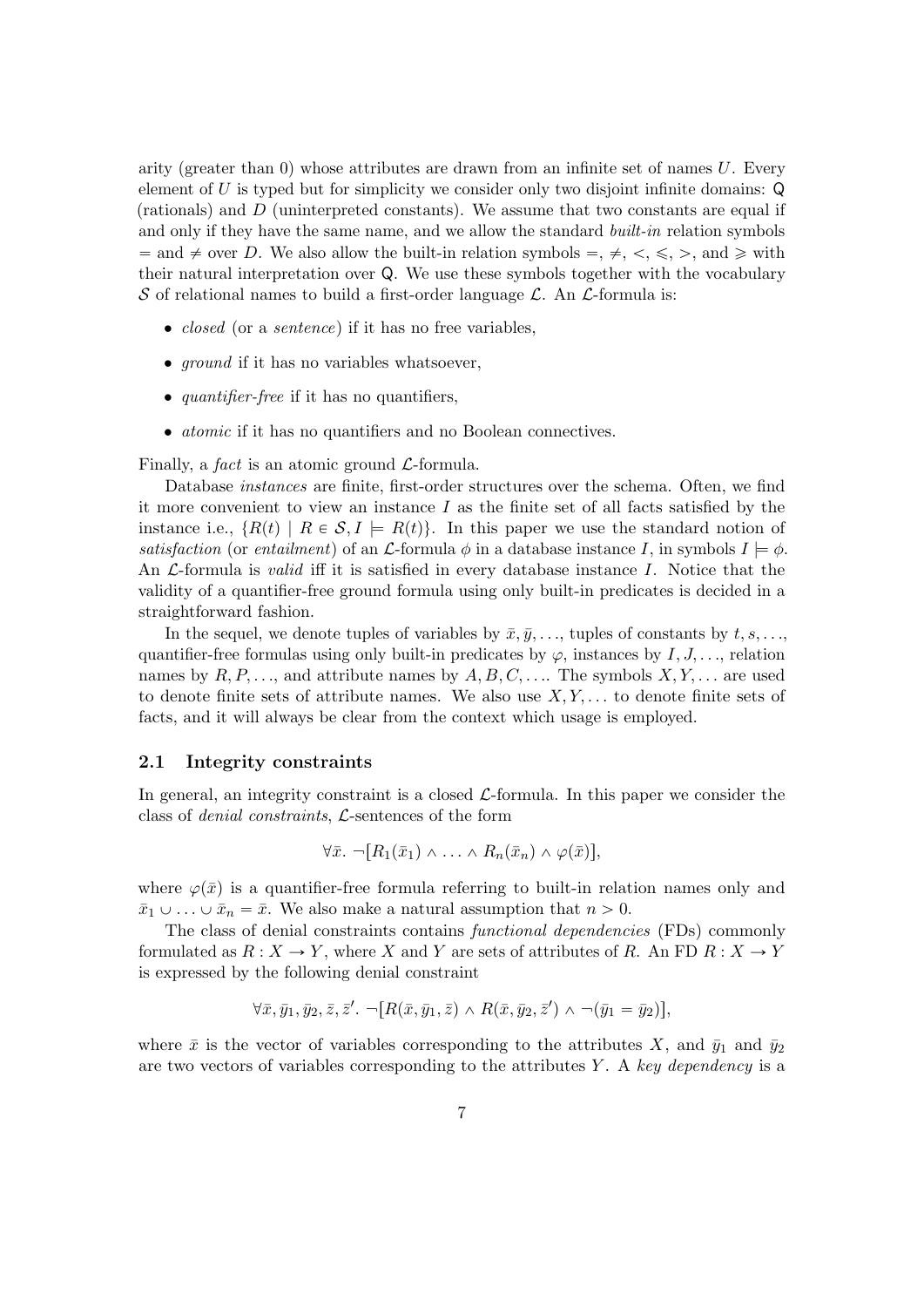arity (greater than 0) whose attributes are drawn from an infinite set of names $U$. Every element of $U$ is typed but for simplicity we consider only two disjoint infinite domains: $\mathsf{Q}$ (rationals) and $D$ (uninterpreted constants). We assume that two constants are equal if and only if they have the same name, and we allow the standard *built-in* relation symbols $=$ and $\neq$ over $D$. We also allow the built-in relation symbols $=$, $\neq$, $<$, $\leqslant$, $>$, and $\geqslant$ with their natural interpretation over $\mathsf{Q}$. We use these symbols together with the vocabulary $\mathcal{S}$ of relational names to build a first-order language $\mathcal{L}$. An $\mathcal{L}$-formula is:

- *closed* (or a *sentence*) if it has no free variables,
- *ground* if it has no variables whatsoever,
- *quantifier-free* if it has no quantifiers,
- *atomic* if it has no quantifiers and no Boolean connectives.

Finally, a *fact* is an atomic ground $\mathcal{L}$-formula.

Database *instances* are finite, first-order structures over the schema. Often, we find it more convenient to view an instance $I$ as the finite set of all facts satisfied by the instance i.e., $\{R(t) \mid R \in \mathcal{S}, I \models R(t)\}$. In this paper we use the standard notion of *satisfaction* (or *entailment*) of an $\mathcal{L}$-formula $\phi$ in a database instance $I$, in symbols $I \models \phi$. An $\mathcal{L}$-formula is *valid* iff it is satisfied in every database instance $I$. Notice that the validity of a quantifier-free ground formula using only built-in predicates is decided in a straightforward fashion.

In the sequel, we denote tuples of variables by $\bar{x}, \bar{y}, \ldots$, tuples of constants by $t, s, \ldots$, quantifier-free formulas using only built-in predicates by $\varphi$, instances by $I, J, \ldots$, relation names by $R, P, \ldots$, and attribute names by $A, B, C, \ldots$. The symbols $X, Y, \ldots$ are used to denote finite sets of attribute names. We also use $X, Y, \ldots$ to denote finite sets of facts, and it will always be clear from the context which usage is employed.

### 2.1 Integrity constraints

In general, an integrity constraint is a closed $\mathcal{L}$-formula. In this paper we consider the class of *denial constraints*, $\mathcal{L}$-sentences of the form

$$\forall \bar{x}.\ \neg[R_1(\bar{x}_1) \wedge \ldots \wedge R_n(\bar{x}_n) \wedge \varphi(\bar{x})],$$

where $\varphi(\bar{x})$ is a quantifier-free formula referring to built-in relation names only and $\bar{x}_1 \cup \ldots \cup \bar{x}_n = \bar{x}$. We also make a natural assumption that $n > 0$.

The class of denial constraints contains *functional dependencies* (FDs) commonly formulated as $R : X \to Y$, where $X$ and $Y$ are sets of attributes of $R$. An FD $R : X \to Y$ is expressed by the following denial constraint

$$\forall \bar{x}, \bar{y}_1, \bar{y}_2, \bar{z}, \bar{z}'.\ \neg[R(\bar{x}, \bar{y}_1, \bar{z}) \wedge R(\bar{x}, \bar{y}_2, \bar{z}') \wedge \neg(\bar{y}_1 = \bar{y}_2)],$$

where $\bar{x}$ is the vector of variables corresponding to the attributes $X$, and $\bar{y}_1$ and $\bar{y}_2$ are two vectors of variables corresponding to the attributes $Y$. A *key dependency* is a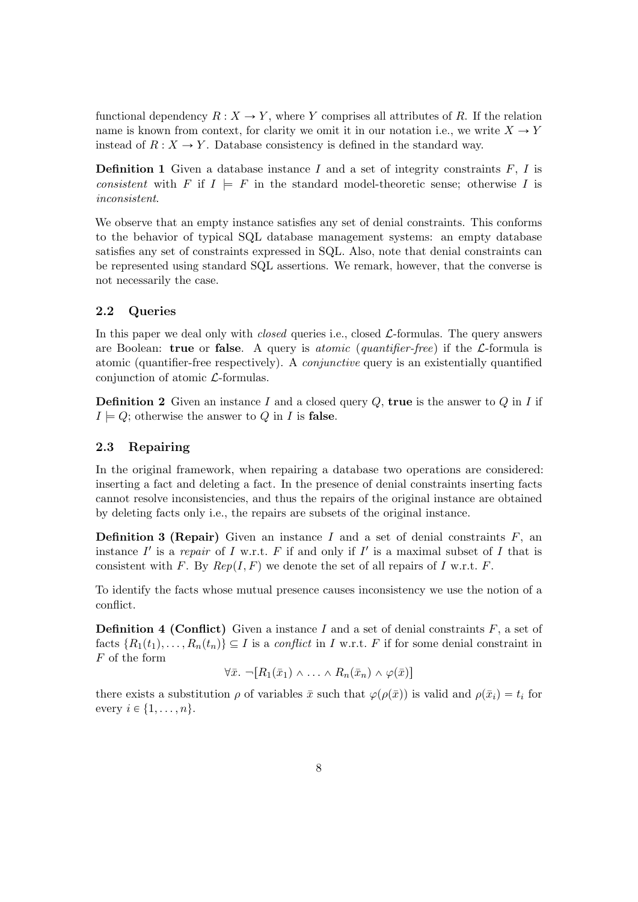functional dependency $R : X \to Y$, where $Y$ comprises all attributes of $R$. If the relation name is known from context, for clarity we omit it in our notation i.e., we write $X \to Y$ instead of $R : X \to Y$. Database consistency is defined in the standard way.

**Definition 1** Given a database instance $I$ and a set of integrity constraints $F$, $I$ is *consistent* with $F$ if $I \models F$ in the standard model-theoretic sense; otherwise $I$ is *inconsistent*.

We observe that an empty instance satisfies any set of denial constraints. This conforms to the behavior of typical SQL database management systems: an empty database satisfies any set of constraints expressed in SQL. Also, note that denial constraints can be represented using standard SQL assertions. We remark, however, that the converse is not necessarily the case.

## 2.2 Queries

In this paper we deal only with *closed* queries i.e., closed $\mathcal{L}$-formulas. The query answers are Boolean: **true** or **false**. A query is *atomic* (*quantifier-free*) if the $\mathcal{L}$-formula is atomic (quantifier-free respectively). A *conjunctive* query is an existentially quantified conjunction of atomic $\mathcal{L}$-formulas.

**Definition 2** Given an instance $I$ and a closed query $Q$, **true** is the answer to $Q$ in $I$ if $I \models Q$; otherwise the answer to $Q$ in $I$ is **false**.

## 2.3 Repairing

In the original framework, when repairing a database two operations are considered: inserting a fact and deleting a fact. In the presence of denial constraints inserting facts cannot resolve inconsistencies, and thus the repairs of the original instance are obtained by deleting facts only i.e., the repairs are subsets of the original instance.

**Definition 3 (Repair)** Given an instance $I$ and a set of denial constraints $F$, an instance $I'$ is a *repair* of $I$ w.r.t. $F$ if and only if $I'$ is a maximal subset of $I$ that is consistent with $F$. By $Rep(I, F)$ we denote the set of all repairs of $I$ w.r.t. $F$.

To identify the facts whose mutual presence causes inconsistency we use the notion of a conflict.

**Definition 4 (Conflict)** Given a instance $I$ and a set of denial constraints $F$, a set of facts $\{R_1(t_1), \ldots, R_n(t_n)\} \subseteq I$ is a *conflict* in $I$ w.r.t. $F$ if for some denial constraint in $F$ of the form

$$\forall \bar{x}.\ \neg[R_1(\bar{x}_1) \wedge \ldots \wedge R_n(\bar{x}_n) \wedge \varphi(\bar{x})]$$

there exists a substitution $\rho$ of variables $\bar{x}$ such that $\varphi(\rho(\bar{x}))$ is valid and $\rho(\bar{x}_i) = t_i$ for every $i \in \{1, \ldots, n\}$.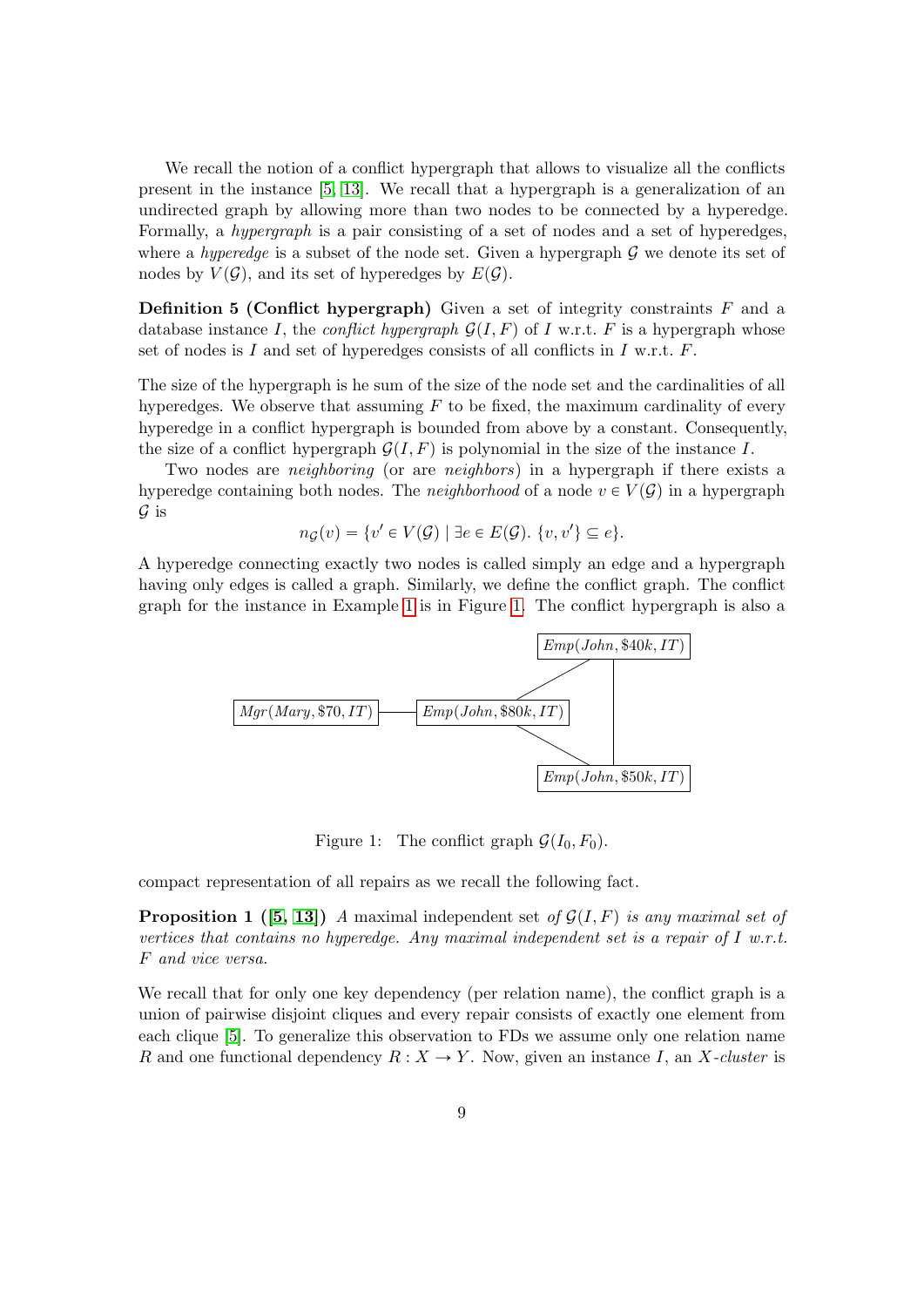We recall the notion of a conflict hypergraph that allows to visualize all the conflicts present in the instance [5, 13]. We recall that a hypergraph is a generalization of an undirected graph by allowing more than two nodes to be connected by a hyperedge. Formally, a *hypergraph* is a pair consisting of a set of nodes and a set of hyperedges, where a *hyperedge* is a subset of the node set. Given a hypergraph $\mathcal{G}$ we denote its set of nodes by $V(\mathcal{G})$, and its set of hyperedges by $E(\mathcal{G})$.

**Definition 5 (Conflict hypergraph)** Given a set of integrity constraints $F$ and a database instance $I$, the *conflict hypergraph* $\mathcal{G}(I, F)$ of $I$ w.r.t. $F$ is a hypergraph whose set of nodes is $I$ and set of hyperedges consists of all conflicts in $I$ w.r.t. $F$.

The size of the hypergraph is he sum of the size of the node set and the cardinalities of all hyperedges. We observe that assuming $F$ to be fixed, the maximum cardinality of every hyperedge in a conflict hypergraph is bounded from above by a constant. Consequently, the size of a conflict hypergraph $\mathcal{G}(I, F)$ is polynomial in the size of the instance $I$.

Two nodes are *neighboring* (or are *neighbors*) in a hypergraph if there exists a hyperedge containing both nodes. The *neighborhood* of a node $v \in V(\mathcal{G})$ in a hypergraph $\mathcal{G}$ is

$$n_{\mathcal{G}}(v) = \{v' \in V(\mathcal{G}) \mid \exists e \in E(\mathcal{G}).\ \{v, v'\} \subseteq e\}.$$

A hyperedge connecting exactly two nodes is called simply an edge and a hypergraph having only edges is called a graph. Similarly, we define the conflict graph. The conflict graph for the instance in Example 1 is in Figure 1. The conflict hypergraph is also a compact representation of all repairs as we recall the following fact.

Figure 1: The conflict graph $\mathcal{G}(I_0, F_0)$.

**Proposition 1 ([5, 13])** *A* maximal independent set *of $\mathcal{G}(I, F)$ is any maximal set of vertices that contains no hyperedge. Any maximal independent set is a repair of $I$ w.r.t. $F$ and vice versa.*

We recall that for only one key dependency (per relation name), the conflict graph is a union of pairwise disjoint cliques and every repair consists of exactly one element from each clique [5]. To generalize this observation to FDs we assume only one relation name $R$ and one functional dependency $R : X \to Y$. Now, given an instance $I$, an *X-cluster* is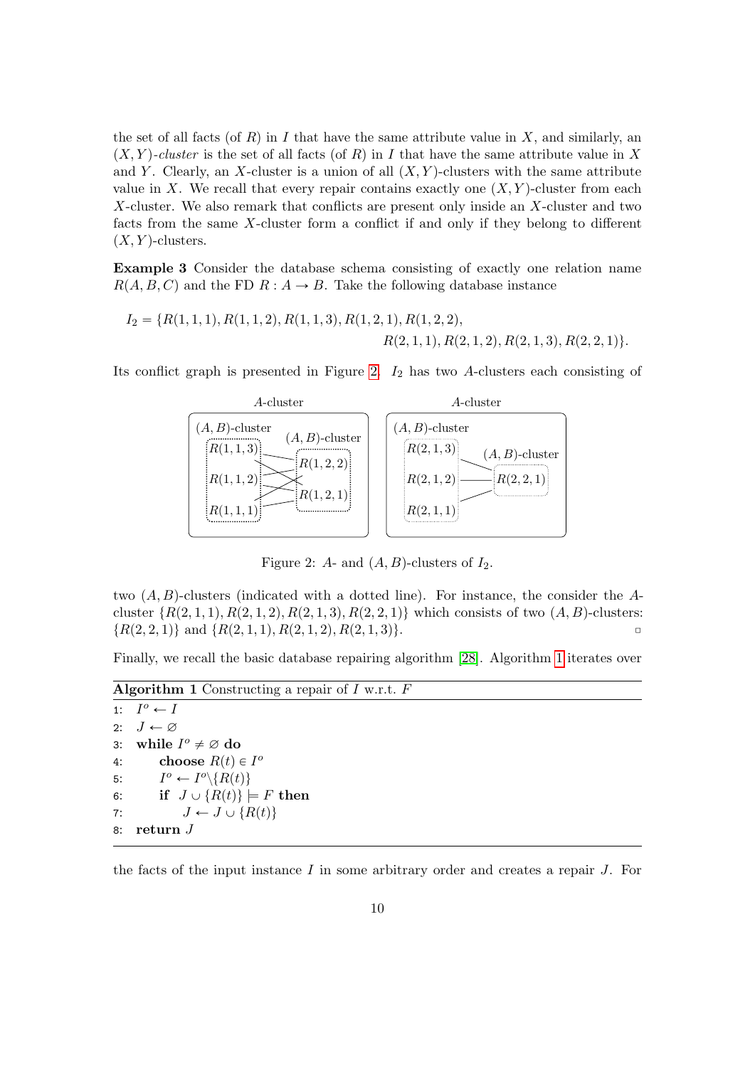the set of all facts (of $R$) in $I$ that have the same attribute value in $X$, and similarly, an $(X, Y)$-*cluster* is the set of all facts (of $R$) in $I$ that have the same attribute value in $X$ and $Y$. Clearly, an $X$-cluster is a union of all $(X, Y)$-clusters with the same attribute value in $X$. We recall that every repair contains exactly one $(X, Y)$-cluster from each $X$-cluster. We also remark that conflicts are present only inside an $X$-cluster and two facts from the same $X$-cluster form a conflict if and only if they belong to different $(X, Y)$-clusters.

**Example 3** Consider the database schema consisting of exactly one relation name $R(A, B, C)$ and the FD $R : A \to B$. Take the following database instance

$$I_2 = \{R(1,1,1), R(1,1,2), R(1,1,3), R(1,2,1), R(1,2,2), R(2,1,1), R(2,1,2), R(2,1,3), R(2,2,1)\}.$$

Its conflict graph is presented in Figure 2. $I_2$ has two $A$-clusters each consisting of two $(A, B)$-clusters (indicated with a dotted line). For instance, the consider the $A$-cluster $\{R(2,1,1), R(2,1,2), R(2,1,3), R(2,2,1)\}$ which consists of two $(A, B)$-clusters: $\{R(2,2,1)\}$ and $\{R(2,1,1), R(2,1,2), R(2,1,3)\}$. □

Figure 2: $A$- and $(A, B)$-clusters of $I_2$.

Finally, we recall the basic database repairing algorithm [28]. Algorithm 1 iterates over

**Algorithm 1** Constructing a repair of $I$ w.r.t. $F$

```
1: I^o ← I
2: J ← ∅
3: while I^o ≠ ∅ do
4:     choose R(t) ∈ I^o
5:     I^o ← I^o \ {R(t)}
6:     if J ∪ {R(t)} ⊨ F then
7:         J ← J ∪ {R(t)}
8: return J
```

the facts of the input instance $I$ in some arbitrary order and creates a repair $J$. For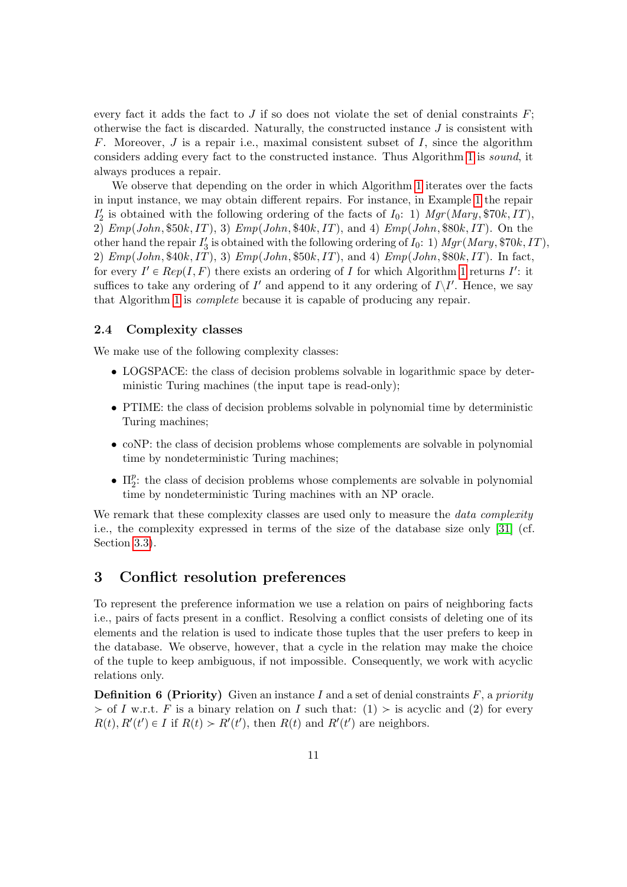every fact it adds the fact to $J$ if so does not violate the set of denial constraints $F$; otherwise the fact is discarded. Naturally, the constructed instance $J$ is consistent with $F$. Moreover, $J$ is a repair i.e., maximal consistent subset of $I$, since the algorithm considers adding every fact to the constructed instance. Thus Algorithm 1 is *sound*, it always produces a repair.

We observe that depending on the order in which Algorithm 1 iterates over the facts in input instance, we may obtain different repairs. For instance, in Example 1 the repair $I_2'$ is obtained with the following ordering of the facts of $I_0$: 1) $Mgr(Mary, \$70k, IT)$, 2) $Emp(John, \$50k, IT)$, 3) $Emp(John, \$40k, IT)$, and 4) $Emp(John, \$80k, IT)$. On the other hand the repair $I_3'$ is obtained with the following ordering of $I_0$: 1) $Mgr(Mary, \$70k, IT)$, 2) $Emp(John, \$40k, IT)$, 3) $Emp(John, \$50k, IT)$, and 4) $Emp(John, \$80k, IT)$. In fact, for every $I' \in Rep(I, F)$ there exists an ordering of $I$ for which Algorithm 1 returns $I'$: it suffices to take any ordering of $I'$ and append to it any ordering of $I \backslash I'$. Hence, we say that Algorithm 1 is *complete* because it is capable of producing any repair.

### 2.4 Complexity classes

We make use of the following complexity classes:

- LOGSPACE: the class of decision problems solvable in logarithmic space by deterministic Turing machines (the input tape is read-only);
- PTIME: the class of decision problems solvable in polynomial time by deterministic Turing machines;
- coNP: the class of decision problems whose complements are solvable in polynomial time by nondeterministic Turing machines;
- $\Pi_2^p$: the class of decision problems whose complements are solvable in polynomial time by nondeterministic Turing machines with an NP oracle.

We remark that these complexity classes are used only to measure the *data complexity* i.e., the complexity expressed in terms of the size of the database size only [31] (cf. Section 3.3).

## 3 Conflict resolution preferences

To represent the preference information we use a relation on pairs of neighboring facts i.e., pairs of facts present in a conflict. Resolving a conflict consists of deleting one of its elements and the relation is used to indicate those tuples that the user prefers to keep in the database. We observe, however, that a cycle in the relation may make the choice of the tuple to keep ambiguous, if not impossible. Consequently, we work with acyclic relations only.

**Definition 6 (Priority)** Given an instance $I$ and a set of denial constraints $F$, a *priority* $\succ$ of $I$ w.r.t. $F$ is a binary relation on $I$ such that: (1) $\succ$ is acyclic and (2) for every $R(t), R'(t') \in I$ if $R(t) \succ R'(t')$, then $R(t)$ and $R'(t')$ are neighbors.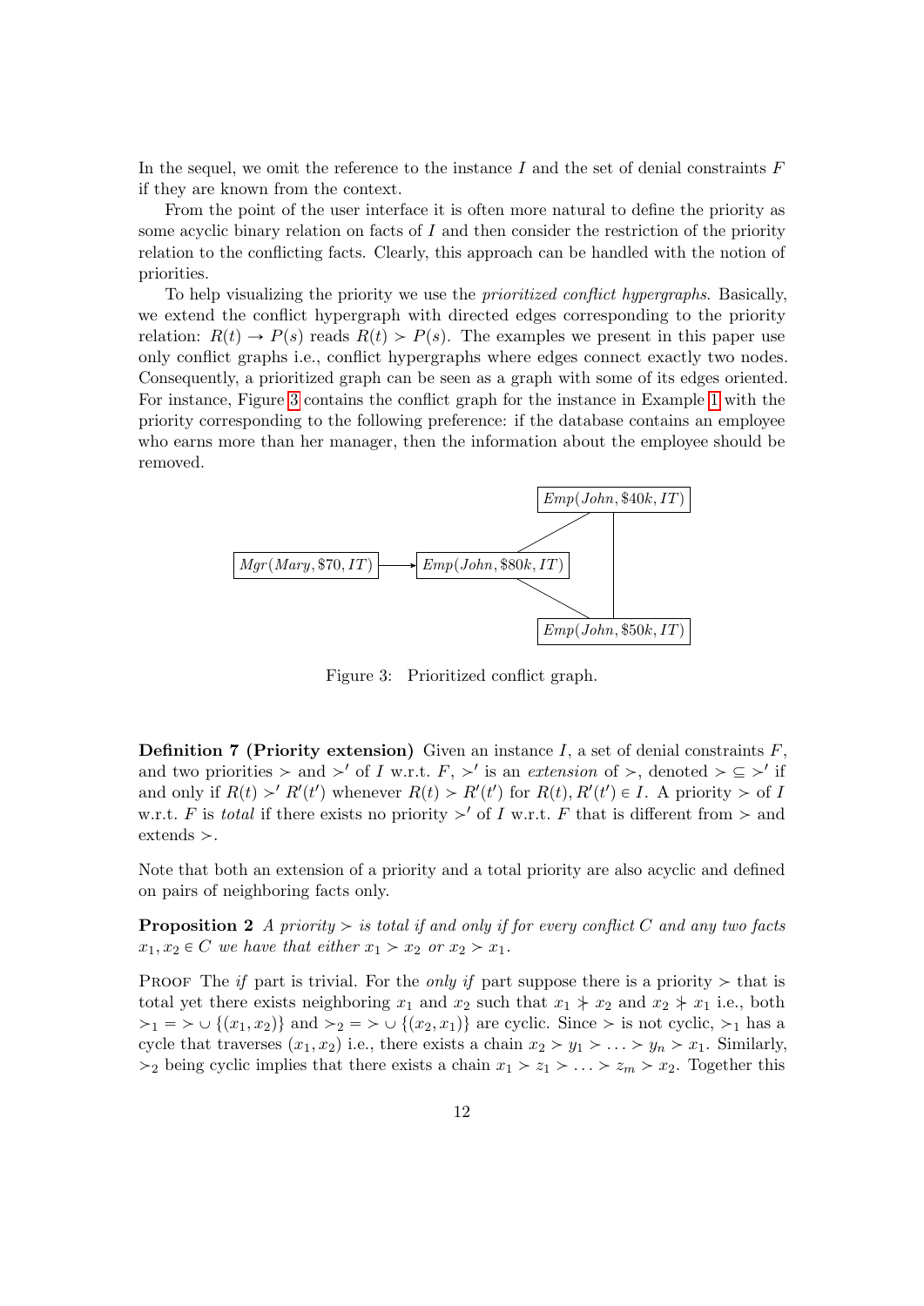In the sequel, we omit the reference to the instance $I$ and the set of denial constraints $F$ if they are known from the context.

From the point of the user interface it is often more natural to define the priority as some acyclic binary relation on facts of $I$ and then consider the restriction of the priority relation to the conflicting facts. Clearly, this approach can be handled with the notion of priorities.

To help visualizing the priority we use the *prioritized conflict hypergraphs*. Basically, we extend the conflict hypergraph with directed edges corresponding to the priority relation: $R(t) \rightarrow P(s)$ reads $R(t) \succ P(s)$. The examples we present in this paper use only conflict graphs i.e., conflict hypergraphs where edges connect exactly two nodes. Consequently, a prioritized graph can be seen as a graph with some of its edges oriented. For instance, Figure 3 contains the conflict graph for the instance in Example 1 with the priority corresponding to the following preference: if the database contains an employee who earns more than her manager, then the information about the employee should be removed.

Figure 3: Prioritized conflict graph.

**Definition 7 (Priority extension)** Given an instance $I$, a set of denial constraints $F$, and two priorities $\succ$ and $\succ'$ of $I$ w.r.t. $F$, $\succ'$ is an *extension* of $\succ$, denoted $\succ \subseteq \succ'$ if and only if $R(t) \succ' R'(t')$ whenever $R(t) \succ R'(t')$ for $R(t), R'(t') \in I$. A priority $\succ$ of $I$ w.r.t. $F$ is *total* if there exists no priority $\succ'$ of $I$ w.r.t. $F$ that is different from $\succ$ and extends $\succ$.

Note that both an extension of a priority and a total priority are also acyclic and defined on pairs of neighboring facts only.

**Proposition 2** *A priority $\succ$ is total if and only if for every conflict $C$ and any two facts $x_1, x_2 \in C$ we have that either $x_1 \succ x_2$ or $x_2 \succ x_1$.*

Proof The *if* part is trivial. For the *only if* part suppose there is a priority $\succ$ that is total yet there exists neighboring $x_1$ and $x_2$ such that $x_1 \nsucc x_2$ and $x_2 \nsucc x_1$ i.e., both $\succ_1 = \succ \cup \{(x_1, x_2)\}$ and $\succ_2 = \succ \cup \{(x_2, x_1)\}$ are cyclic. Since $\succ$ is not cyclic, $\succ_1$ has a cycle that traverses $(x_1, x_2)$ i.e., there exists a chain $x_2 \succ y_1 \succ \ldots \succ y_n \succ x_1$. Similarly, $\succ_2$ being cyclic implies that there exists a chain $x_1 \succ z_1 \succ \ldots \succ z_m \succ x_2$. Together this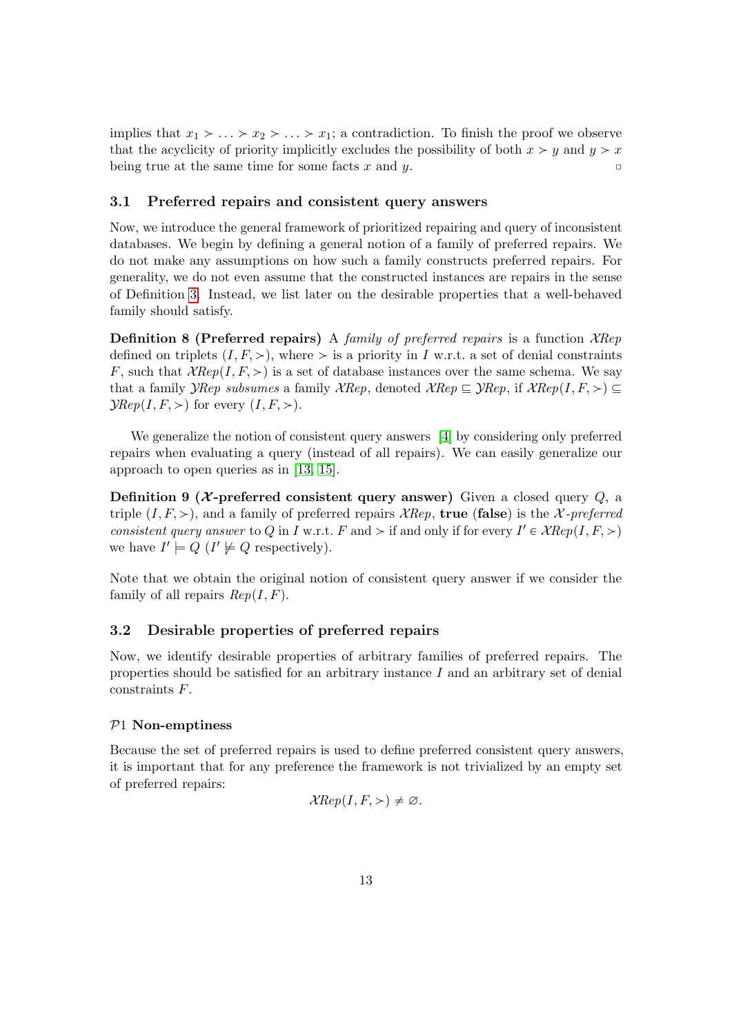implies that $x_1 \succ \ldots \succ x_2 \succ \ldots \succ x_1$; a contradiction. To finish the proof we observe that the acyclicity of priority implicitly excludes the possibility of both $x \succ y$ and $y \succ x$ being true at the same time for some facts $x$ and $y$. □

### 3.1 Preferred repairs and consistent query answers

Now, we introduce the general framework of prioritized repairing and query of inconsistent databases. We begin by defining a general notion of a family of preferred repairs. We do not make any assumptions on how such a family constructs preferred repairs. For generality, we do not even assume that the constructed instances are repairs in the sense of Definition 3. Instead, we list later on the desirable properties that a well-behaved family should satisfy.

**Definition 8 (Preferred repairs)** A *family of preferred repairs* is a function $\mathcal{X}Rep$ defined on triplets $(I, F, \succ)$, where $\succ$ is a priority in $I$ w.r.t. a set of denial constraints $F$, such that $\mathcal{X}Rep(I, F, \succ)$ is a set of database instances over the same schema. We say that a family $\mathcal{Y}Rep$ *subsumes* a family $\mathcal{X}Rep$, denoted $\mathcal{X}Rep \sqsubseteq \mathcal{Y}Rep$, if $\mathcal{X}Rep(I, F, \succ) \subseteq \mathcal{Y}Rep(I, F, \succ)$ for every $(I, F, \succ)$.

We generalize the notion of consistent query answers [4] by considering only preferred repairs when evaluating a query (instead of all repairs). We can easily generalize our approach to open queries as in [13, 15].

**Definition 9 ($\mathcal{X}$-preferred consistent query answer)** Given a closed query $Q$, a triple $(I, F, \succ)$, and a family of preferred repairs $\mathcal{X}Rep$, **true** (**false**) is the *$\mathcal{X}$-preferred consistent query answer* to $Q$ in $I$ w.r.t. $F$ and $\succ$ if and only if for every $I' \in \mathcal{X}Rep(I, F, \succ)$ we have $I' \models Q$ ($I' \not\models Q$ respectively).

Note that we obtain the original notion of consistent query answer if we consider the family of all repairs $Rep(I, F)$.

### 3.2 Desirable properties of preferred repairs

Now, we identify desirable properties of arbitrary families of preferred repairs. The properties should be satisfied for an arbitrary instance $I$ and an arbitrary set of denial constraints $F$.

#### $\mathcal{P}1$ Non-emptiness

Because the set of preferred repairs is used to define preferred consistent query answers, it is important that for any preference the framework is not trivialized by an empty set of preferred repairs:

$$\mathcal{X}Rep(I, F, \succ) \neq \varnothing.$$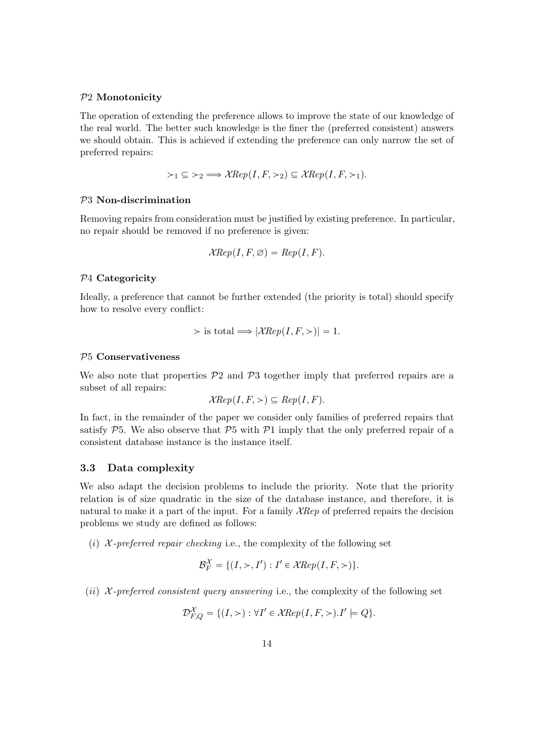$\mathcal{P}2$ **Monotonicity**

The operation of extending the preference allows to improve the state of our knowledge of the real world. The better such knowledge is the finer the (preferred consistent) answers we should obtain. This is achieved if extending the preference can only narrow the set of preferred repairs:

$$\succ_1 \subseteq \succ_2 \Longrightarrow \mathcal{X}Rep(I, F, \succ_2) \subseteq \mathcal{X}Rep(I, F, \succ_1).$$

$\mathcal{P}3$ **Non-discrimination**

Removing repairs from consideration must be justified by existing preference. In particular, no repair should be removed if no preference is given:

$$\mathcal{X}Rep(I, F, \varnothing) = Rep(I, F).$$

$\mathcal{P}4$ **Categoricity**

Ideally, a preference that cannot be further extended (the priority is total) should specify how to resolve every conflict:

$$\succ \text{ is total} \Longrightarrow |\mathcal{X}Rep(I, F, \succ)| = 1.$$

$\mathcal{P}5$ **Conservativeness**

We also note that properties $\mathcal{P}2$ and $\mathcal{P}3$ together imply that preferred repairs are a subset of all repairs:

$$\mathcal{X}Rep(I, F, \succ) \subseteq Rep(I, F).$$

In fact, in the remainder of the paper we consider only families of preferred repairs that satisfy $\mathcal{P}5$. We also observe that $\mathcal{P}5$ with $\mathcal{P}1$ imply that the only preferred repair of a consistent database instance is the instance itself.

### 3.3 Data complexity

We also adapt the decision problems to include the priority. Note that the priority relation is of size quadratic in the size of the database instance, and therefore, it is natural to make it a part of the input. For a family $\mathcal{X}Rep$ of preferred repairs the decision problems we study are defined as follows:

(*i*) $\mathcal{X}$*-preferred repair checking* i.e., the complexity of the following set

$$\mathcal{B}_F^{\mathcal{X}} = \{(I, \succ, I') : I' \in \mathcal{X}Rep(I, F, \succ)\}.$$

(*ii*) $\mathcal{X}$*-preferred consistent query answering* i.e., the complexity of the following set

$$\mathcal{D}_{F,Q}^{\mathcal{X}} = \{(I, \succ) : \forall I' \in \mathcal{X}Rep(I, F, \succ).I' \models Q\}.$$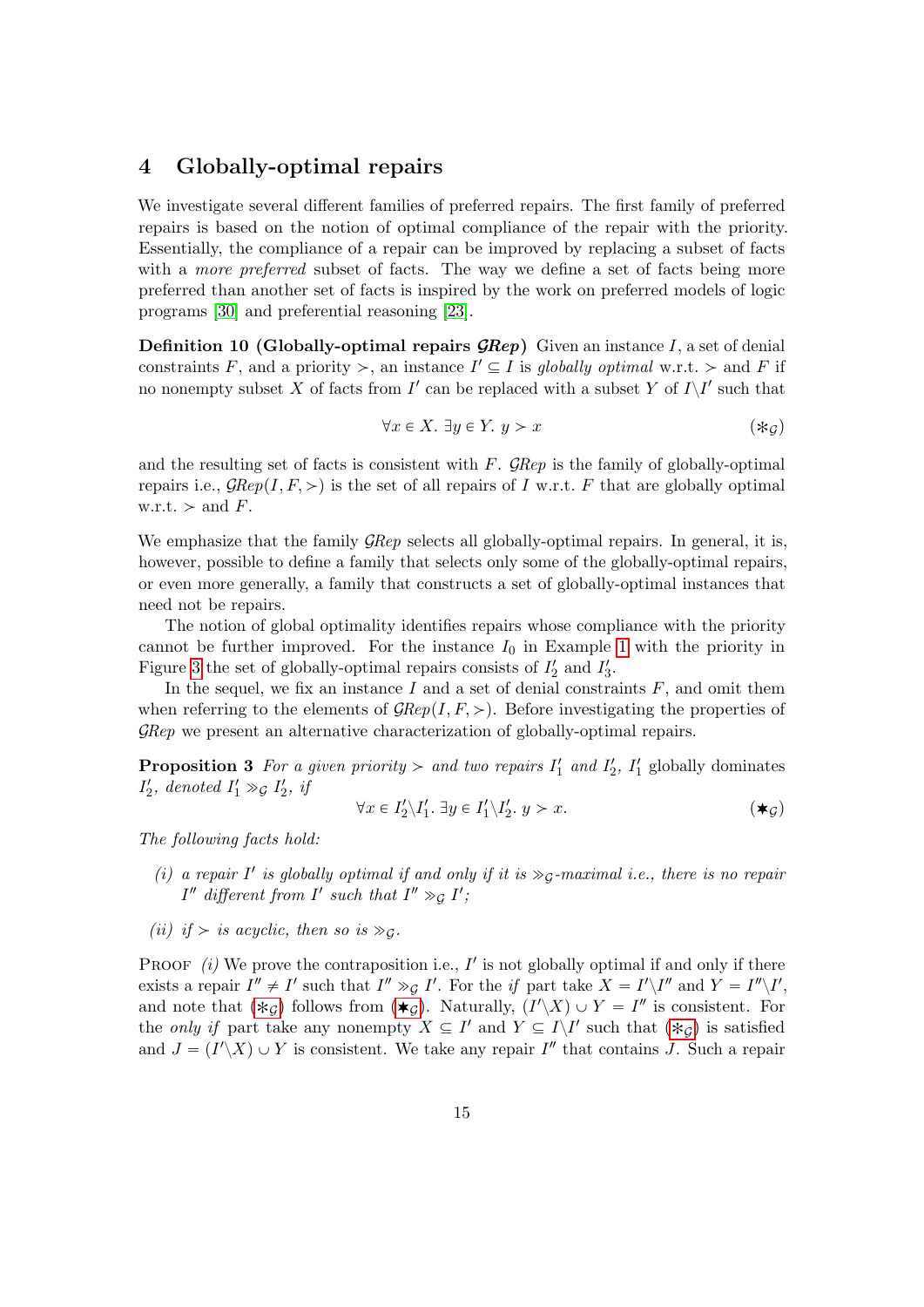## 4 Globally-optimal repairs

We investigate several different families of preferred repairs. The first family of preferred repairs is based on the notion of optimal compliance of the repair with the priority. Essentially, the compliance of a repair can be improved by replacing a subset of facts with a *more preferred* subset of facts. The way we define a set of facts being more preferred than another set of facts is inspired by the work on preferred models of logic programs [30] and preferential reasoning [23].

**Definition 10 (Globally-optimal repairs $\mathcal{G}Rep$)** Given an instance $I$, a set of denial constraints $F$, and a priority $\succ$, an instance $I' \subseteq I$ is *globally optimal* w.r.t. $\succ$ and $F$ if no nonempty subset $X$ of facts from $I'$ can be replaced with a subset $Y$ of $I \backslash I'$ such that

$$\forall x \in X.\ \exists y \in Y.\ y \succ x \tag{$\circledast_{\mathcal{G}}$}$$

and the resulting set of facts is consistent with $F$. $\mathcal{G}Rep$ is the family of globally-optimal repairs i.e., $\mathcal{G}Rep(I, F, \succ)$ is the set of all repairs of $I$ w.r.t. $F$ that are globally optimal w.r.t. $\succ$ and $F$.

We emphasize that the family $\mathcal{G}Rep$ selects all globally-optimal repairs. In general, it is, however, possible to define a family that selects only some of the globally-optimal repairs, or even more generally, a family that constructs a set of globally-optimal instances that need not be repairs.

The notion of global optimality identifies repairs whose compliance with the priority cannot be further improved. For the instance $I_0$ in Example 1 with the priority in Figure 3 the set of globally-optimal repairs consists of $I'_2$ and $I'_3$.

In the sequel, we fix an instance $I$ and a set of denial constraints $F$, and omit them when referring to the elements of $\mathcal{G}Rep(I, F, \succ)$. Before investigating the properties of $\mathcal{G}Rep$ we present an alternative characterization of globally-optimal repairs.

**Proposition 3** *For a given priority $\succ$ and two repairs $I'_1$ and $I'_2$, $I'_1$ globally dominates $I'_2$, denoted $I'_1 \gg_{\mathcal{G}} I'_2$, if*

$$\forall x \in I'_2 \backslash I'_1.\ \exists y \in I'_1 \backslash I'_2.\ y \succ x. \tag{$\bigstar_{\mathcal{G}}$}$$

*The following facts hold:*

*(i) a repair $I'$ is globally optimal if and only if it is $\gg_{\mathcal{G}}$-maximal i.e., there is no repair $I''$ different from $I'$ such that $I'' \gg_{\mathcal{G}} I'$;*

*(ii) if $\succ$ is acyclic, then so is $\gg_{\mathcal{G}}$.*

Proof *(i)* We prove the contraposition i.e., $I'$ is not globally optimal if and only if there exists a repair $I'' \neq I'$ such that $I'' \gg_{\mathcal{G}} I'$. For the *if* part take $X = I' \backslash I''$ and $Y = I'' \backslash I'$, and note that ($\circledast_{\mathcal{G}}$) follows from ($\bigstar_{\mathcal{G}}$). Naturally, $(I' \backslash X) \cup Y = I''$ is consistent. For the *only if* part take any nonempty $X \subseteq I'$ and $Y \subseteq I \backslash I'$ such that ($\circledast_{\mathcal{G}}$) is satisfied and $J = (I' \backslash X) \cup Y$ is consistent. We take any repair $I''$ that contains $J$. Such a repair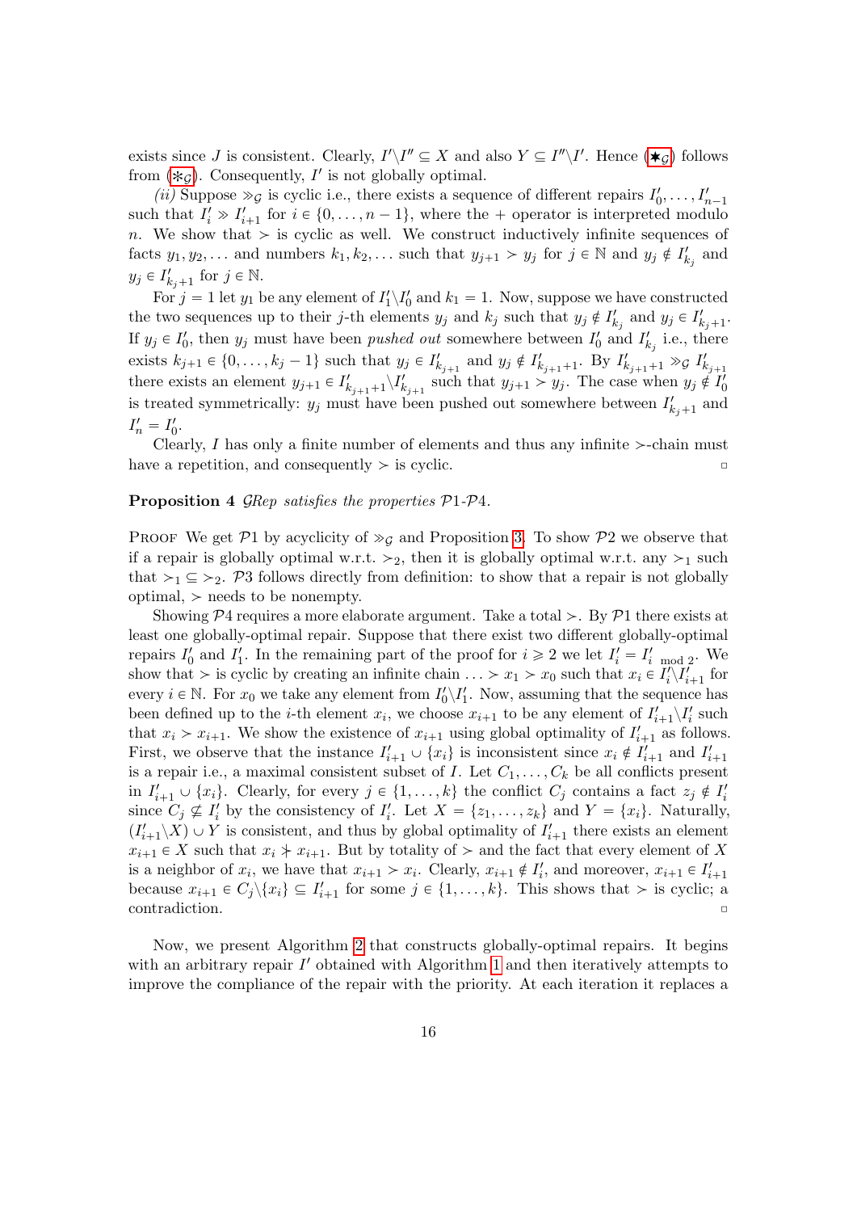exists since $J$ is consistent. Clearly, $I' \backslash I'' \subseteq X$ and also $Y \subseteq I'' \backslash I'$. Hence ($\bigstar_{\mathcal{G}}$) follows from ($\circledast_{\mathcal{G}}$). Consequently, $I'$ is not globally optimal.

*(ii)* Suppose $\gg_{\mathcal{G}}$ is cyclic i.e., there exists a sequence of different repairs $I'_0, \ldots, I'_{n-1}$ such that $I'_i \gg I'_{i+1}$ for $i \in \{0, \ldots, n-1\}$, where the $+$ operator is interpreted modulo $n$. We show that $\succ$ is cyclic as well. We construct inductively infinite sequences of facts $y_1, y_2, \ldots$ and numbers $k_1, k_2, \ldots$ such that $y_{j+1} \succ y_j$ for $j \in \mathbb{N}$ and $y_j \notin I'_{k_j}$ and $y_j \in I'_{k_j+1}$ for $j \in \mathbb{N}$.

For $j = 1$ let $y_1$ be any element of $I'_1 \backslash I'_0$ and $k_1 = 1$. Now, suppose we have constructed the two sequences up to their $j$-th elements $y_j$ and $k_j$ such that $y_j \notin I'_{k_j}$ and $y_j \in I'_{k_j+1}$. If $y_j \in I'_0$, then $y_j$ must have been *pushed out* somewhere between $I'_0$ and $I'_{k_j}$ i.e., there exists $k_{j+1} \in \{0, \ldots, k_j - 1\}$ such that $y_j \in I'_{k_{j+1}}$ and $y_j \notin I'_{k_{j+1}+1}$. By $I'_{k_{j+1}+1} \gg_{\mathcal{G}} I'_{k_{j+1}}$ there exists an element $y_{j+1} \in I'_{k_{j+1}+1} \backslash I'_{k_{j+1}}$ such that $y_{j+1} \succ y_j$. The case when $y_j \notin I'_0$ is treated symmetrically: $y_j$ must have been pushed out somewhere between $I'_{k_j+1}$ and $I'_n = I'_0$.

Clearly, $I$ has only a finite number of elements and thus any infinite $\succ$-chain must have a repetition, and consequently $\succ$ is cyclic. $\square$

**Proposition 4** *$\mathcal{G}$Rep satisfies the properties $\mathcal{P}1$-$\mathcal{P}4$.*

Proof We get $\mathcal{P}1$ by acyclicity of $\gg_{\mathcal{G}}$ and Proposition 3. To show $\mathcal{P}2$ we observe that if a repair is globally optimal w.r.t. $\succ_2$, then it is globally optimal w.r.t. any $\succ_1$ such that $\succ_1 \subseteq \succ_2$. $\mathcal{P}3$ follows directly from definition: to show that a repair is not globally optimal, $\succ$ needs to be nonempty.

Showing $\mathcal{P}4$ requires a more elaborate argument. Take a total $\succ$. By $\mathcal{P}1$ there exists at least one globally-optimal repair. Suppose that there exist two different globally-optimal repairs $I'_0$ and $I'_1$. In the remaining part of the proof for $i \geqslant 2$ we let $I'_i = I'_{i \bmod 2}$. We show that $\succ$ is cyclic by creating an infinite chain $\ldots \succ x_1 \succ x_0$ such that $x_i \in I'_i \backslash I'_{i+1}$ for every $i \in \mathbb{N}$. For $x_0$ we take any element from $I'_0 \backslash I'_1$. Now, assuming that the sequence has been defined up to the $i$-th element $x_i$, we choose $x_{i+1}$ to be any element of $I'_{i+1} \backslash I'_i$ such that $x_i \succ x_{i+1}$. We show the existence of $x_{i+1}$ using global optimality of $I'_{i+1}$ as follows. First, we observe that the instance $I'_{i+1} \cup \{x_i\}$ is inconsistent since $x_i \notin I'_{i+1}$ and $I'_{i+1}$ is a repair i.e., a maximal consistent subset of $I$. Let $C_1, \ldots, C_k$ be all conflicts present in $I'_{i+1} \cup \{x_i\}$. Clearly, for every $j \in \{1, \ldots, k\}$ the conflict $C_j$ contains a fact $z_j \notin I'_i$ since $C_j \not\subseteq I'_i$ by the consistency of $I'_i$. Let $X = \{z_1, \ldots, z_k\}$ and $Y = \{x_i\}$. Naturally, $(I'_{i+1} \backslash X) \cup Y$ is consistent, and thus by global optimality of $I'_{i+1}$ there exists an element $x_{i+1} \in X$ such that $x_i \not\succ x_{i+1}$. But by totality of $\succ$ and the fact that every element of $X$ is a neighbor of $x_i$, we have that $x_{i+1} \succ x_i$. Clearly, $x_{i+1} \notin I'_i$, and moreover, $x_{i+1} \in I'_{i+1}$ because $x_{i+1} \in C_j \backslash \{x_i\} \subseteq I'_{i+1}$ for some $j \in \{1, \ldots, k\}$. This shows that $\succ$ is cyclic; a contradiction. $\square$

Now, we present Algorithm 2 that constructs globally-optimal repairs. It begins with an arbitrary repair $I'$ obtained with Algorithm 1 and then iteratively attempts to improve the compliance of the repair with the priority. At each iteration it replaces a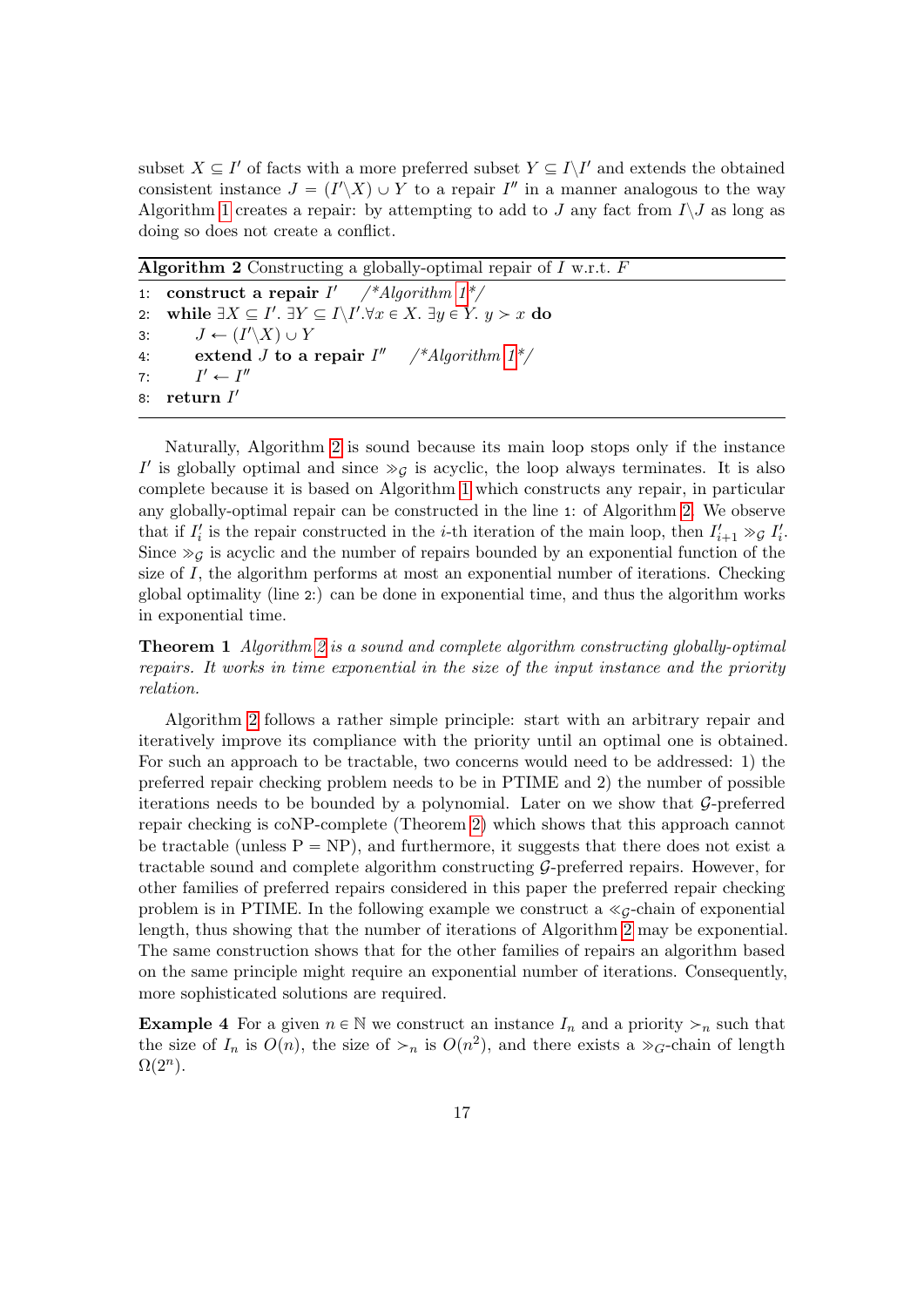subset $X \subseteq I'$ of facts with a more preferred subset $Y \subseteq I \backslash I'$ and extends the obtained consistent instance $J = (I' \backslash X) \cup Y$ to a repair $I''$ in a manner analogous to the way Algorithm 1 creates a repair: by attempting to add to $J$ any fact from $I \backslash J$ as long as doing so does not create a conflict.

**Algorithm 2** Constructing a globally-optimal repair of $I$ w.r.t. $F$

```
1:  construct a repair I'   /*Algorithm 1*/
2:  while ∃X ⊆ I'. ∃Y ⊆ I\I'.∀x ∈ X. ∃y ∈ Y. y ≻ x do
3:      J ← (I'\X) ∪ Y
4:      extend J to a repair I''   /*Algorithm 1*/
7:      I' ← I''
8:  return I'
```

Naturally, Algorithm 2 is sound because its main loop stops only if the instance $I'$ is globally optimal and since $\gg_{\mathcal{G}}$ is acyclic, the loop always terminates. It is also complete because it is based on Algorithm 1 which constructs any repair, in particular any globally-optimal repair can be constructed in the line 1: of Algorithm 2. We observe that if $I'_i$ is the repair constructed in the $i$-th iteration of the main loop, then $I'_{i+1} \gg_{\mathcal{G}} I'_i$. Since $\gg_{\mathcal{G}}$ is acyclic and the number of repairs bounded by an exponential function of the size of $I$, the algorithm performs at most an exponential number of iterations. Checking global optimality (line 2:) can be done in exponential time, and thus the algorithm works in exponential time.

**Theorem 1** *Algorithm 2 is a sound and complete algorithm constructing globally-optimal repairs. It works in time exponential in the size of the input instance and the priority relation.*

Algorithm 2 follows a rather simple principle: start with an arbitrary repair and iteratively improve its compliance with the priority until an optimal one is obtained. For such an approach to be tractable, two concerns would need to be addressed: 1) the preferred repair checking problem needs to be in PTIME and 2) the number of possible iterations needs to be bounded by a polynomial. Later on we show that $\mathcal{G}$-preferred repair checking is coNP-complete (Theorem 2) which shows that this approach cannot be tractable (unless P = NP), and furthermore, it suggests that there does not exist a tractable sound and complete algorithm constructing $\mathcal{G}$-preferred repairs. However, for other families of preferred repairs considered in this paper the preferred repair checking problem is in PTIME. In the following example we construct a $\ll_{\mathcal{G}}$-chain of exponential length, thus showing that the number of iterations of Algorithm 2 may be exponential. The same construction shows that for the other families of repairs an algorithm based on the same principle might require an exponential number of iterations. Consequently, more sophisticated solutions are required.

**Example 4** For a given $n \in \mathbb{N}$ we construct an instance $I_n$ and a priority $\succ_n$ such that the size of $I_n$ is $O(n)$, the size of $\succ_n$ is $O(n^2)$, and there exists a $\gg_G$-chain of length $\Omega(2^n)$.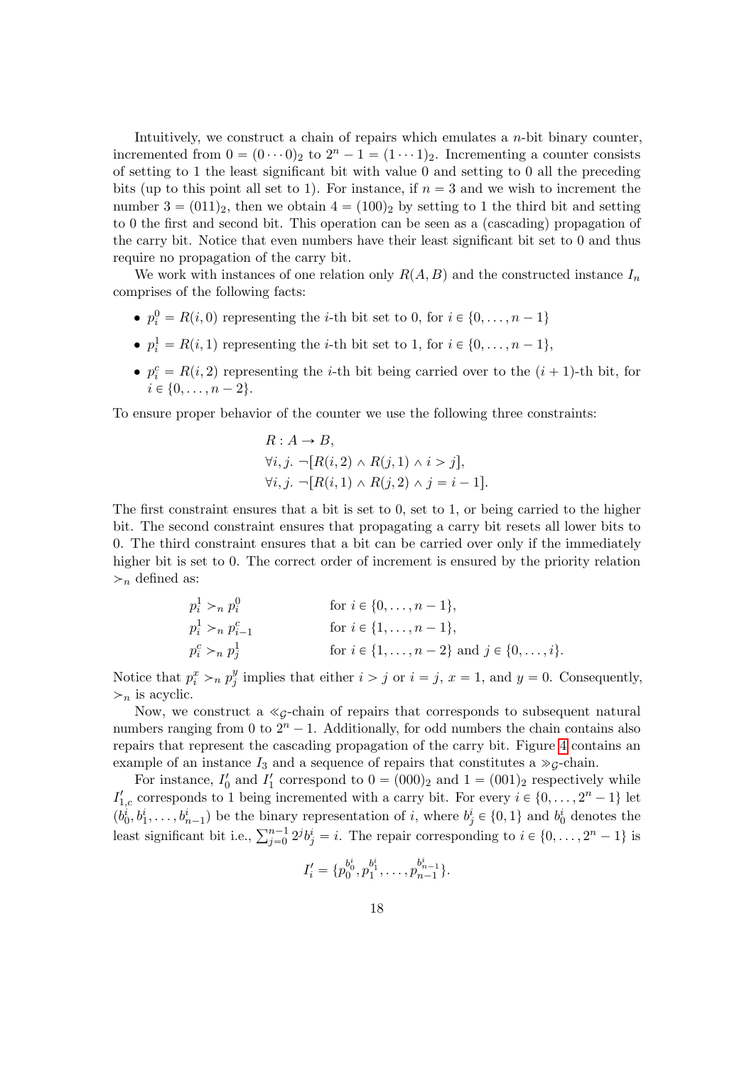Intuitively, we construct a chain of repairs which emulates a $n$-bit binary counter, incremented from $0 = (0 \cdots 0)_2$ to $2^n - 1 = (1 \cdots 1)_2$. Incrementing a counter consists of setting to 1 the least significant bit with value 0 and setting to 0 all the preceding bits (up to this point all set to 1). For instance, if $n = 3$ and we wish to increment the number $3 = (011)_2$, then we obtain $4 = (100)_2$ by setting to 1 the third bit and setting to 0 the first and second bit. This operation can be seen as a (cascading) propagation of the carry bit. Notice that even numbers have their least significant bit set to 0 and thus require no propagation of the carry bit.

We work with instances of one relation only $R(A, B)$ and the constructed instance $I_n$ comprises of the following facts:

- $p_i^0 = R(i, 0)$ representing the $i$-th bit set to 0, for $i \in \{0, \ldots, n-1\}$
- $p_i^1 = R(i, 1)$ representing the $i$-th bit set to 1, for $i \in \{0, \ldots, n-1\}$,
- $p_i^c = R(i, 2)$ representing the $i$-th bit being carried over to the $(i+1)$-th bit, for $i \in \{0, \ldots, n-2\}$.

To ensure proper behavior of the counter we use the following three constraints:

$$R : A \to B,$$
$$\forall i, j.\ \neg[R(i, 2) \land R(j, 1) \land i > j],$$
$$\forall i, j.\ \neg[R(i, 1) \land R(j, 2) \land j = i - 1].$$

The first constraint ensures that a bit is set to 0, set to 1, or being carried to the higher bit. The second constraint ensures that propagating a carry bit resets all lower bits to 0. The third constraint ensures that a bit can be carried over only if the immediately higher bit is set to 0. The correct order of increment is ensured by the priority relation $\succ_n$ defined as:

$$
\begin{aligned}
&p_i^1 \succ_n p_i^0 && \text{for } i \in \{0, \ldots, n-1\},\\
&p_i^1 \succ_n p_{i-1}^c && \text{for } i \in \{1, \ldots, n-1\},\\
&p_i^c \succ_n p_j^1 && \text{for } i \in \{1, \ldots, n-2\} \text{ and } j \in \{0, \ldots, i\}.
\end{aligned}
$$

Notice that $p_i^x \succ_n p_j^y$ implies that either $i > j$ or $i = j$, $x = 1$, and $y = 0$. Consequently, $\succ_n$ is acyclic.

Now, we construct a $\ll_{\mathcal{G}}$-chain of repairs that corresponds to subsequent natural numbers ranging from 0 to $2^n - 1$. Additionally, for odd numbers the chain contains also repairs that represent the cascading propagation of the carry bit. Figure 4 contains an example of an instance $I_3$ and a sequence of repairs that constitutes a $\gg_{\mathcal{G}}$-chain.

For instance, $I'_0$ and $I'_1$ correspond to $0 = (000)_2$ and $1 = (001)_2$ respectively while $I'_{1,c}$ corresponds to 1 being incremented with a carry bit. For every $i \in \{0, \ldots, 2^n - 1\}$ let $(b_0^i, b_1^i, \ldots, b_{n-1}^i)$ be the binary representation of $i$, where $b_j^i \in \{0, 1\}$ and $b_0^i$ denotes the least significant bit i.e., $\sum_{j=0}^{n-1} 2^j b_j^i = i$. The repair corresponding to $i \in \{0, \ldots, 2^n - 1\}$ is

$$I'_i = \{p_0^{b_0^i}, p_1^{b_1^i}, \ldots, p_{n-1}^{b_{n-1}^i}\}.$$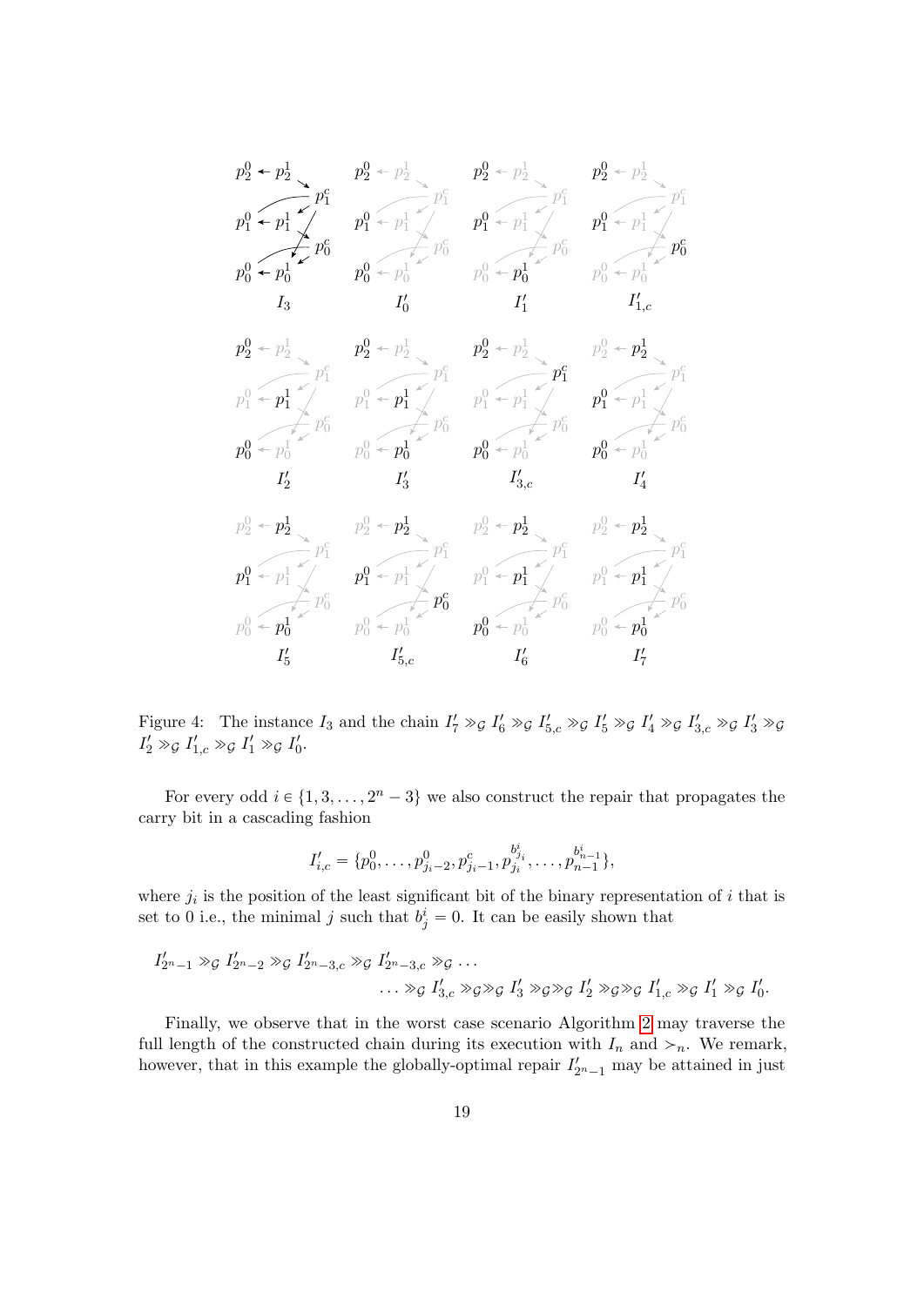Figure 4: The instance $I_3$ and the chain $I'_7 \gg_{\mathcal{G}} I'_6 \gg_{\mathcal{G}} I'_{5,c} \gg_{\mathcal{G}} I'_5 \gg_{\mathcal{G}} I'_4 \gg_{\mathcal{G}} I'_{3,c} \gg_{\mathcal{G}} I'_3 \gg_{\mathcal{G}} I'_2 \gg_{\mathcal{G}} I'_{1,c} \gg_{\mathcal{G}} I'_1 \gg_{\mathcal{G}} I'_0$.

For every odd $i \in \{1, 3, \ldots, 2^n - 3\}$ we also construct the repair that propagates the carry bit in a cascading fashion

$$I'_{i,c} = \{p_0^0, \ldots, p_{j_i-2}^0, p_{j_i-1}^c, p_{j_i}^{b_{j_i}^i}, \ldots, p_{n-1}^{b_{n-1}^i}\},$$

where $j_i$ is the position of the least significant bit of the binary representation of $i$ that is set to 0 i.e., the minimal $j$ such that $b_j^i = 0$. It can be easily shown that

$$I'_{2^n-1} \gg_{\mathcal{G}} I'_{2^n-2} \gg_{\mathcal{G}} I'_{2^n-3,c} \gg_{\mathcal{G}} I'_{2^n-3,c} \gg_{\mathcal{G}} \ldots$$
$$\ldots \gg_{\mathcal{G}} I'_{3,c} \gg_{\mathcal{G}} \gg_{\mathcal{G}} I'_3 \gg_{\mathcal{G}} \gg_{\mathcal{G}} I'_2 \gg_{\mathcal{G}} \gg_{\mathcal{G}} I'_{1,c} \gg_{\mathcal{G}} I'_1 \gg_{\mathcal{G}} I'_0.$$

Finally, we observe that in the worst case scenario Algorithm 2 may traverse the full length of the constructed chain during its execution with $I_n$ and $\succ_n$. We remark, however, that in this example the globally-optimal repair $I'_{2^n-1}$ may be attained in just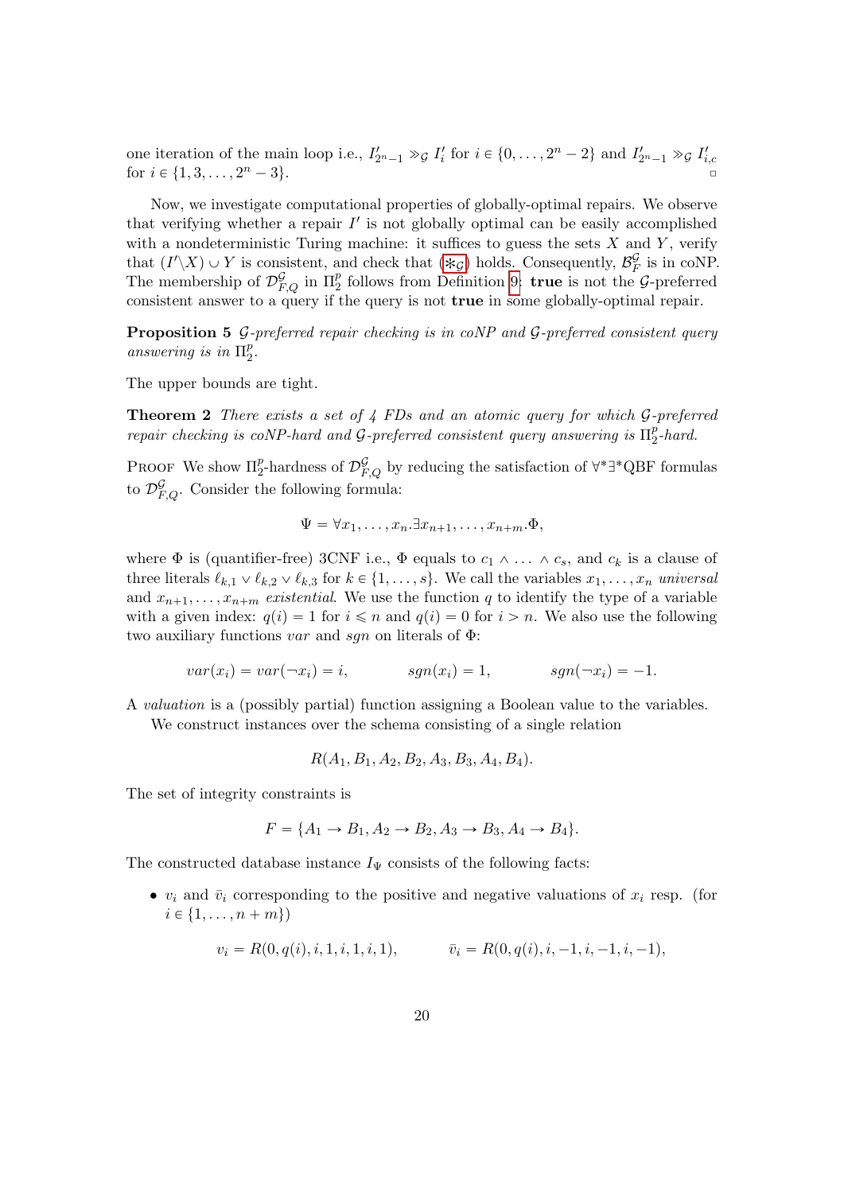one iteration of the main loop i.e., $I'_{2^n-1} \gg_{\mathcal{G}} I'_i$ for $i \in \{0, \ldots, 2^n-2\}$ and $I'_{2^n-1} \gg_{\mathcal{G}} I'_{i,c}$ for $i \in \{1, 3, \ldots, 2^n-3\}$. ▫

Now, we investigate computational properties of globally-optimal repairs. We observe that verifying whether a repair $I'$ is not globally optimal can be easily accomplished with a nondeterministic Turing machine: it suffices to guess the sets $X$ and $Y$, verify that $(I' \backslash X) \cup Y$ is consistent, and check that ($*_{\mathcal{G}}$) holds. Consequently, $\mathcal{B}_F^{\mathcal{G}}$ is in coNP. The membership of $\mathcal{D}_{F,Q}^{\mathcal{G}}$ in $\Pi_2^p$ follows from Definition 9: **true** is not the $\mathcal{G}$-preferred consistent answer to a query if the query is not **true** in some globally-optimal repair.

**Proposition 5** *$\mathcal{G}$-preferred repair checking is in coNP and $\mathcal{G}$-preferred consistent query answering is in $\Pi_2^p$.*

The upper bounds are tight.

**Theorem 2** *There exists a set of 4 FDs and an atomic query for which $\mathcal{G}$-preferred repair checking is coNP-hard and $\mathcal{G}$-preferred consistent query answering is $\Pi_2^p$-hard.*

Proof We show $\Pi_2^p$-hardness of $\mathcal{D}_{F,Q}^{\mathcal{G}}$ by reducing the satisfaction of $\forall^*\exists^*$QBF formulas to $\mathcal{D}_{F,Q}^{\mathcal{G}}$. Consider the following formula:

$$\Psi = \forall x_1, \ldots, x_n. \exists x_{n+1}, \ldots, x_{n+m}. \Phi,$$

where $\Phi$ is (quantifier-free) 3CNF i.e., $\Phi$ equals to $c_1 \wedge \ldots \wedge c_s$, and $c_k$ is a clause of three literals $\ell_{k,1} \vee \ell_{k,2} \vee \ell_{k,3}$ for $k \in \{1, \ldots, s\}$. We call the variables $x_1, \ldots, x_n$ *universal* and $x_{n+1}, \ldots, x_{n+m}$ *existential*. We use the function $q$ to identify the type of a variable with a given index: $q(i) = 1$ for $i \leqslant n$ and $q(i) = 0$ for $i > n$. We also use the following two auxiliary functions *var* and *sgn* on literals of $\Phi$:

$$var(x_i) = var(\neg x_i) = i, \qquad sgn(x_i) = 1, \qquad sgn(\neg x_i) = -1.$$

A *valuation* is a (possibly partial) function assigning a Boolean value to the variables.

We construct instances over the schema consisting of a single relation

$$R(A_1, B_1, A_2, B_2, A_3, B_3, A_4, B_4).$$

The set of integrity constraints is

$$F = \{A_1 \to B_1, A_2 \to B_2, A_3 \to B_3, A_4 \to B_4\}.$$

The constructed database instance $I_\Psi$ consists of the following facts:

- $v_i$ and $\bar{v}_i$ corresponding to the positive and negative valuations of $x_i$ resp. (for $i \in \{1, \ldots, n+m\}$)

$$v_i = R(0, q(i), i, 1, i, 1, i, 1), \qquad \bar{v}_i = R(0, q(i), i, -1, i, -1, i, -1),$$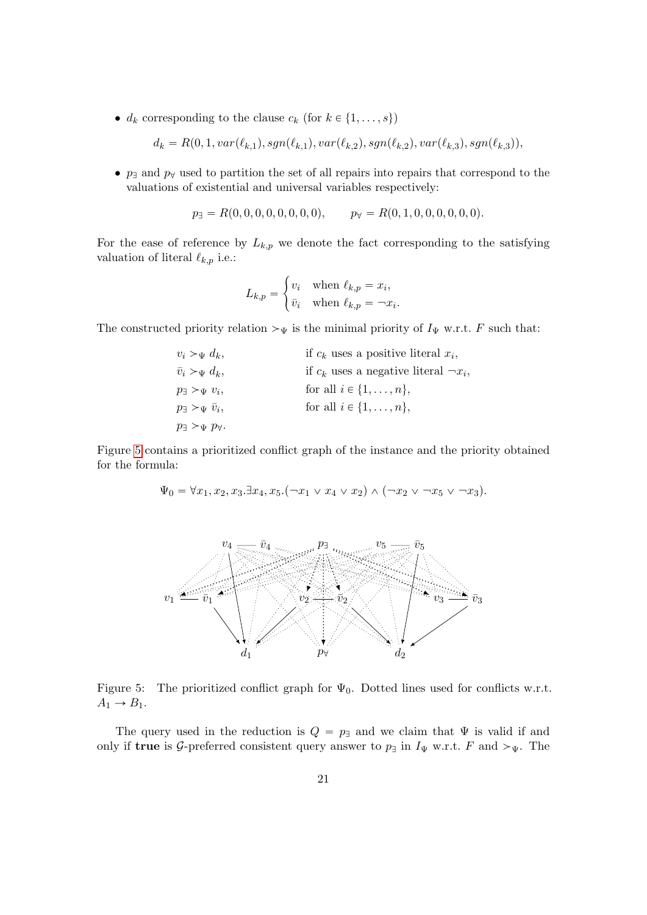- $d_k$ corresponding to the clause $c_k$ (for $k \in \{1, \dots, s\}$)

$$d_k = R(0, 1, var(\ell_{k,1}), sgn(\ell_{k,1}), var(\ell_{k,2}), sgn(\ell_{k,2}), var(\ell_{k,3}), sgn(\ell_{k,3})),$$

- $p_\exists$ and $p_\forall$ used to partition the set of all repairs into repairs that correspond to the valuations of existential and universal variables respectively:

$$p_\exists = R(0, 0, 0, 0, 0, 0, 0, 0), \qquad p_\forall = R(0, 1, 0, 0, 0, 0, 0, 0).$$

For the ease of reference by $L_{k,p}$ we denote the fact corresponding to the satisfying valuation of literal $\ell_{k,p}$ i.e.:

$$L_{k,p} = \begin{cases} v_i & \text{when } \ell_{k,p} = x_i, \\ \bar{v}_i & \text{when } \ell_{k,p} = \neg x_i. \end{cases}$$

The constructed priority relation $\succ_\Psi$ is the minimal priority of $I_\Psi$ w.r.t. $F$ such that:

$$\begin{aligned}
&v_i \succ_\Psi d_k, && \text{if } c_k \text{ uses a positive literal } x_i,\\
&\bar{v}_i \succ_\Psi d_k, && \text{if } c_k \text{ uses a negative literal } \neg x_i,\\
&p_\exists \succ_\Psi v_i, && \text{for all } i \in \{1, \dots, n\},\\
&p_\exists \succ_\Psi \bar{v}_i, && \text{for all } i \in \{1, \dots, n\},\\
&p_\exists \succ_\Psi p_\forall. &&
\end{aligned}$$

Figure 5 contains a prioritized conflict graph of the instance and the priority obtained for the formula:

$$\Psi_0 = \forall x_1, x_2, x_3. \exists x_4, x_5. (\neg x_1 \vee x_4 \vee x_2) \wedge (\neg x_2 \vee \neg x_5 \vee \neg x_3).$$

Figure 5: The prioritized conflict graph for $\Psi_0$. Dotted lines used for conflicts w.r.t. $A_1 \to B_1$.

The query used in the reduction is $Q = p_\exists$ and we claim that $\Psi$ is valid if and only if **true** is $\mathcal{G}$-preferred consistent query answer to $p_\exists$ in $I_\Psi$ w.r.t. $F$ and $\succ_\Psi$. The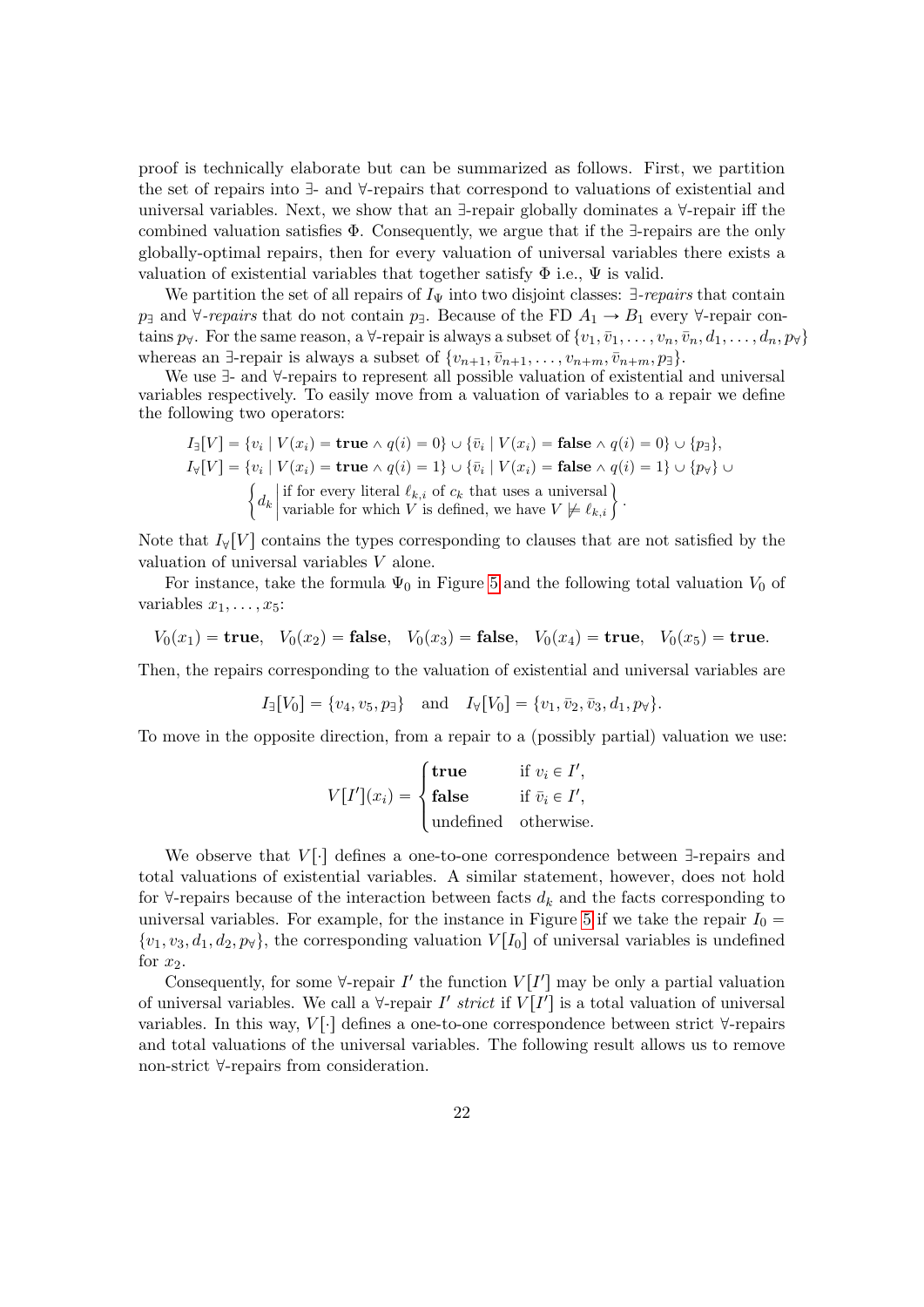proof is technically elaborate but can be summarized as follows. First, we partition the set of repairs into ∃- and ∀-repairs that correspond to valuations of existential and universal variables. Next, we show that an ∃-repair globally dominates a ∀-repair iff the combined valuation satisfies $\Phi$. Consequently, we argue that if the ∃-repairs are the only globally-optimal repairs, then for every valuation of universal variables there exists a valuation of existential variables that together satisfy $\Phi$ i.e., $\Psi$ is valid.

We partition the set of all repairs of $I_\Psi$ into two disjoint classes: *∃-repairs* that contain $p_\exists$ and *∀-repairs* that do not contain $p_\exists$. Because of the FD $A_1 \to B_1$ every ∀-repair contains $p_\forall$. For the same reason, a ∀-repair is always a subset of $\{v_1, \bar{v}_1, \ldots, v_n, \bar{v}_n, d_1, \ldots, d_n, p_\forall\}$ whereas an ∃-repair is always a subset of $\{v_{n+1}, \bar{v}_{n+1}, \ldots, v_{n+m}, \bar{v}_{n+m}, p_\exists\}$.

We use ∃- and ∀-repairs to represent all possible valuation of existential and universal variables respectively. To easily move from a valuation of variables to a repair we define the following two operators:

$$I_\exists[V] = \{v_i \mid V(x_i) = \mathbf{true} \wedge q(i) = 0\} \cup \{\bar{v}_i \mid V(x_i) = \mathbf{false} \wedge q(i) = 0\} \cup \{p_\exists\},$$

$$I_\forall[V] = \{v_i \mid V(x_i) = \mathbf{true} \wedge q(i) = 1\} \cup \{\bar{v}_i \mid V(x_i) = \mathbf{false} \wedge q(i) = 1\} \cup \{p_\forall\} \cup \left\{ d_k \,\middle|\, \begin{array}{l}\text{if for every literal } \ell_{k,i} \text{ of } c_k \text{ that uses a universal} \\ \text{variable for which } V \text{ is defined, we have } V \not\models \ell_{k,i}\end{array} \right\}.$$

Note that $I_\forall[V]$ contains the types corresponding to clauses that are not satisfied by the valuation of universal variables $V$ alone.

For instance, take the formula $\Psi_0$ in Figure 5 and the following total valuation $V_0$ of variables $x_1, \ldots, x_5$:

$$V_0(x_1) = \mathbf{true}, \quad V_0(x_2) = \mathbf{false}, \quad V_0(x_3) = \mathbf{false}, \quad V_0(x_4) = \mathbf{true}, \quad V_0(x_5) = \mathbf{true}.$$

Then, the repairs corresponding to the valuation of existential and universal variables are

$$I_\exists[V_0] = \{v_4, v_5, p_\exists\} \quad \text{and} \quad I_\forall[V_0] = \{v_1, \bar{v}_2, \bar{v}_3, d_1, p_\forall\}.$$

To move in the opposite direction, from a repair to a (possibly partial) valuation we use:

$$V[I'](x_i) = \begin{cases} \mathbf{true} & \text{if } v_i \in I', \\ \mathbf{false} & \text{if } \bar{v}_i \in I', \\ \text{undefined} & \text{otherwise.} \end{cases}$$

We observe that $V[\cdot]$ defines a one-to-one correspondence between ∃-repairs and total valuations of existential variables. A similar statement, however, does not hold for ∀-repairs because of the interaction between facts $d_k$ and the facts corresponding to universal variables. For example, for the instance in Figure 5 if we take the repair $I_0 = \{v_1, v_3, d_1, d_2, p_\forall\}$, the corresponding valuation $V[I_0]$ of universal variables is undefined for $x_2$.

Consequently, for some ∀-repair $I'$ the function $V[I']$ may be only a partial valuation of universal variables. We call a ∀-repair $I'$ *strict* if $V[I']$ is a total valuation of universal variables. In this way, $V[\cdot]$ defines a one-to-one correspondence between strict ∀-repairs and total valuations of the universal variables. The following result allows us to remove non-strict ∀-repairs from consideration.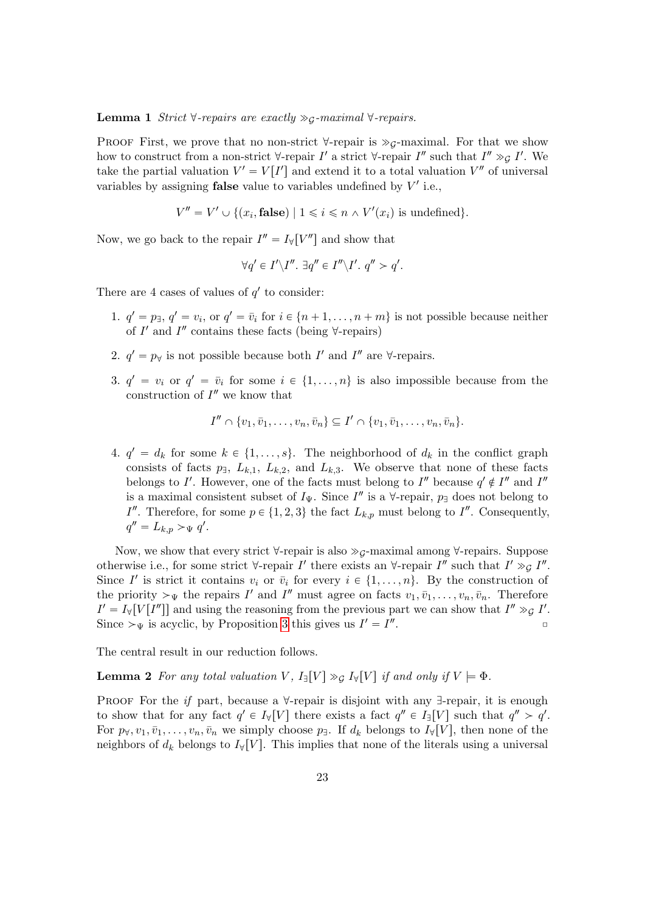**Lemma 1** *Strict $\forall$-repairs are exactly $\gg_{\mathcal{G}}$-maximal $\forall$-repairs.*

Proof First, we prove that no non-strict $\forall$-repair is $\gg_{\mathcal{G}}$-maximal. For that we show how to construct from a non-strict $\forall$-repair $I'$ a strict $\forall$-repair $I''$ such that $I'' \gg_{\mathcal{G}} I'$. We take the partial valuation $V' = V[I']$ and extend it to a total valuation $V''$ of universal variables by assigning **false** value to variables undefined by $V'$ i.e.,

$$V'' = V' \cup \{(x_i, \mathbf{false}) \mid 1 \leqslant i \leqslant n \wedge V'(x_i) \text{ is undefined}\}.$$

Now, we go back to the repair $I'' = I_\forall[V'']$ and show that

$$\forall q' \in I' \backslash I''.\ \exists q'' \in I'' \backslash I'.\ q'' \succ q'.$$

There are 4 cases of values of $q'$ to consider:

1. $q' = p_\exists$, $q' = v_i$, or $q' = \bar{v}_i$ for $i \in \{n+1, \ldots, n+m\}$ is not possible because neither of $I'$ and $I''$ contains these facts (being $\forall$-repairs)
2. $q' = p_\forall$ is not possible because both $I'$ and $I''$ are $\forall$-repairs.
3. $q' = v_i$ or $q' = \bar{v}_i$ for some $i \in \{1, \ldots, n\}$ is also impossible because from the construction of $I''$ we know that
$$I'' \cap \{v_1, \bar{v}_1, \ldots, v_n, \bar{v}_n\} \subseteq I' \cap \{v_1, \bar{v}_1, \ldots, v_n, \bar{v}_n\}.$$
4. $q' = d_k$ for some $k \in \{1, \ldots, s\}$. The neighborhood of $d_k$ in the conflict graph consists of facts $p_\exists$, $L_{k,1}$, $L_{k,2}$, and $L_{k,3}$. We observe that none of these facts belongs to $I'$. However, one of the facts must belong to $I''$ because $q' \notin I''$ and $I''$ is a maximal consistent subset of $I_\Psi$. Since $I''$ is a $\forall$-repair, $p_\exists$ does not belong to $I''$. Therefore, for some $p \in \{1, 2, 3\}$ the fact $L_{k,p}$ must belong to $I''$. Consequently, $q'' = L_{k,p} \succ_\Psi q'$.

Now, we show that every strict $\forall$-repair is also $\gg_{\mathcal{G}}$-maximal among $\forall$-repairs. Suppose otherwise i.e., for some strict $\forall$-repair $I'$ there exists an $\forall$-repair $I''$ such that $I' \gg_{\mathcal{G}} I''$. Since $I'$ is strict it contains $v_i$ or $\bar{v}_i$ for every $i \in \{1, \ldots, n\}$. By the construction of the priority $\succ_\Psi$ the repairs $I'$ and $I''$ must agree on facts $v_1, \bar{v}_1, \ldots, v_n, \bar{v}_n$. Therefore $I' = I_\forall[V[I'']]$ and using the reasoning from the previous part we can show that $I'' \gg_{\mathcal{G}} I'$. Since $\succ_\Psi$ is acyclic, by Proposition 3 this gives us $I' = I''$. □

The central result in our reduction follows.

**Lemma 2** *For any total valuation $V$, $I_\exists[V] \gg_{\mathcal{G}} I_\forall[V]$ if and only if $V \models \Phi$.*

Proof For the *if* part, because a $\forall$-repair is disjoint with any $\exists$-repair, it is enough to show that for any fact $q' \in I_\forall[V]$ there exists a fact $q'' \in I_\exists[V]$ such that $q'' \succ q'$. For $p_\forall, v_1, \bar{v}_1, \ldots, v_n, \bar{v}_n$ we simply choose $p_\exists$. If $d_k$ belongs to $I_\forall[V]$, then none of the neighbors of $d_k$ belongs to $I_\forall[V]$. This implies that none of the literals using a universal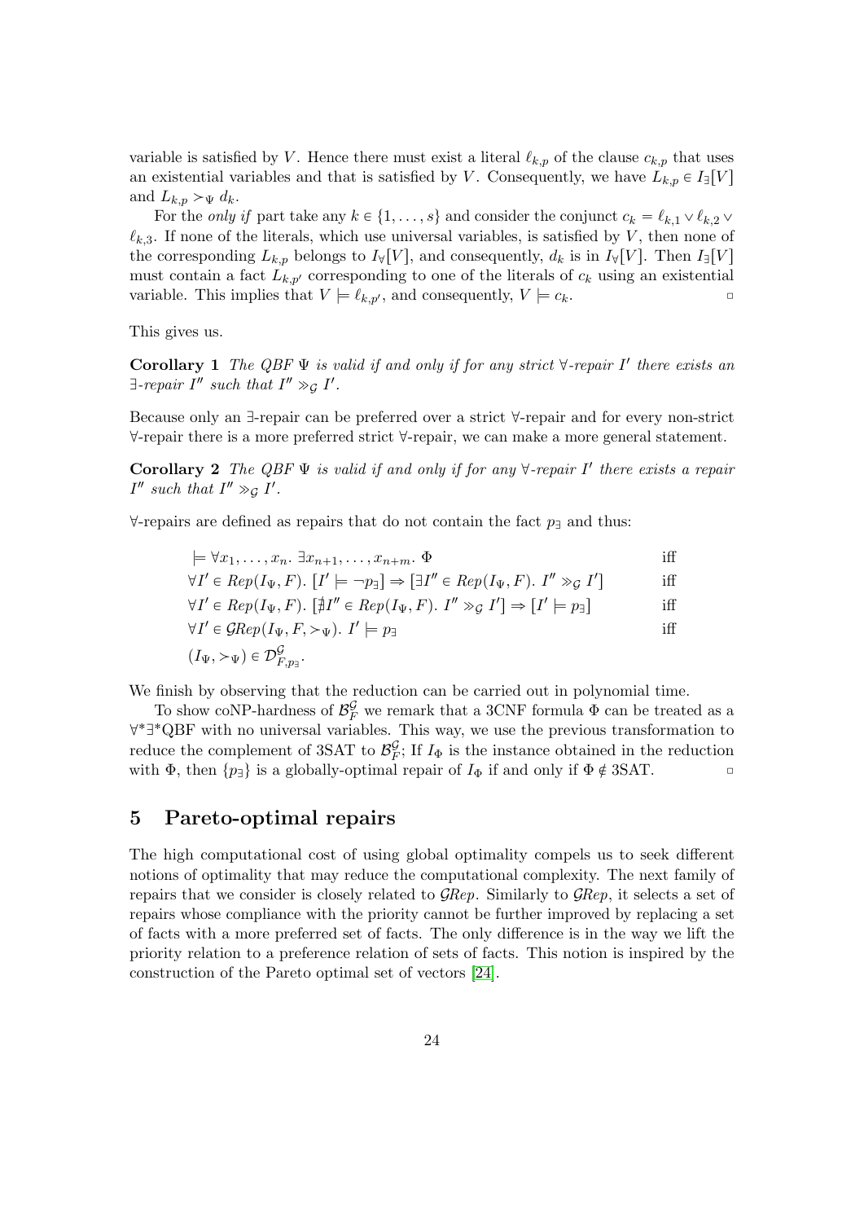variable is satisfied by $V$. Hence there must exist a literal $\ell_{k,p}$ of the clause $c_{k,p}$ that uses an existential variables and that is satisfied by $V$. Consequently, we have $L_{k,p} \in I_\exists[V]$ and $L_{k,p} \succ_\Psi d_k$.

For the *only if* part take any $k \in \{1, \ldots, s\}$ and consider the conjunct $c_k = \ell_{k,1} \vee \ell_{k,2} \vee \ell_{k,3}$. If none of the literals, which use universal variables, is satisfied by $V$, then none of the corresponding $L_{k,p}$ belongs to $I_\forall[V]$, and consequently, $d_k$ is in $I_\forall[V]$. Then $I_\exists[V]$ must contain a fact $L_{k,p'}$ corresponding to one of the literals of $c_k$ using an existential variable. This implies that $V \models \ell_{k,p'}$, and consequently, $V \models c_k$. $\square$

This gives us.

**Corollary 1** *The QBF $\Psi$ is valid if and only if for any strict $\forall$-repair $I'$ there exists an $\exists$-repair $I''$ such that $I'' \gg_{\mathcal{G}} I'$.*

Because only an $\exists$-repair can be preferred over a strict $\forall$-repair and for every non-strict $\forall$-repair there is a more preferred strict $\forall$-repair, we can make a more general statement.

**Corollary 2** *The QBF $\Psi$ is valid if and only if for any $\forall$-repair $I'$ there exists a repair $I''$ such that $I'' \gg_{\mathcal{G}} I'$.*

$\forall$-repairs are defined as repairs that do not contain the fact $p_\exists$ and thus:

$$
\begin{aligned}
&\models \forall x_1, \ldots, x_n.\ \exists x_{n+1}, \ldots, x_{n+m}.\ \Phi && \text{iff}\\
&\forall I' \in Rep(I_\Psi, F).\ [I' \models \neg p_\exists] \Rightarrow [\exists I'' \in Rep(I_\Psi, F).\ I'' \gg_{\mathcal{G}} I'] && \text{iff}\\
&\forall I' \in Rep(I_\Psi, F).\ [\nexists I'' \in Rep(I_\Psi, F).\ I'' \gg_{\mathcal{G}} I'] \Rightarrow [I' \models p_\exists] && \text{iff}\\
&\forall I' \in \mathcal{G}Rep(I_\Psi, F, \succ_\Psi).\ I' \models p_\exists && \text{iff}\\
&(I_\Psi, \succ_\Psi) \in \mathcal{D}^{\mathcal{G}}_{F,p_\exists}.
\end{aligned}
$$

We finish by observing that the reduction can be carried out in polynomial time.

To show coNP-hardness of $\mathcal{B}^{\mathcal{G}}_F$ we remark that a 3CNF formula $\Phi$ can be treated as a $\forall^*\exists^*$QBF with no universal variables. This way, we use the previous transformation to reduce the complement of 3SAT to $\mathcal{B}^{\mathcal{G}}_F$; If $I_\Phi$ is the instance obtained in the reduction with $\Phi$, then $\{p_\exists\}$ is a globally-optimal repair of $I_\Phi$ if and only if $\Phi \notin$ 3SAT. $\square$

## 5 Pareto-optimal repairs

The high computational cost of using global optimality compels us to seek different notions of optimality that may reduce the computational complexity. The next family of repairs that we consider is closely related to $\mathcal{G}Rep$. Similarly to $\mathcal{G}Rep$, it selects a set of repairs whose compliance with the priority cannot be further improved by replacing a set of facts with a more preferred set of facts. The only difference is in the way we lift the priority relation to a preference relation of sets of facts. This notion is inspired by the construction of the Pareto optimal set of vectors [24].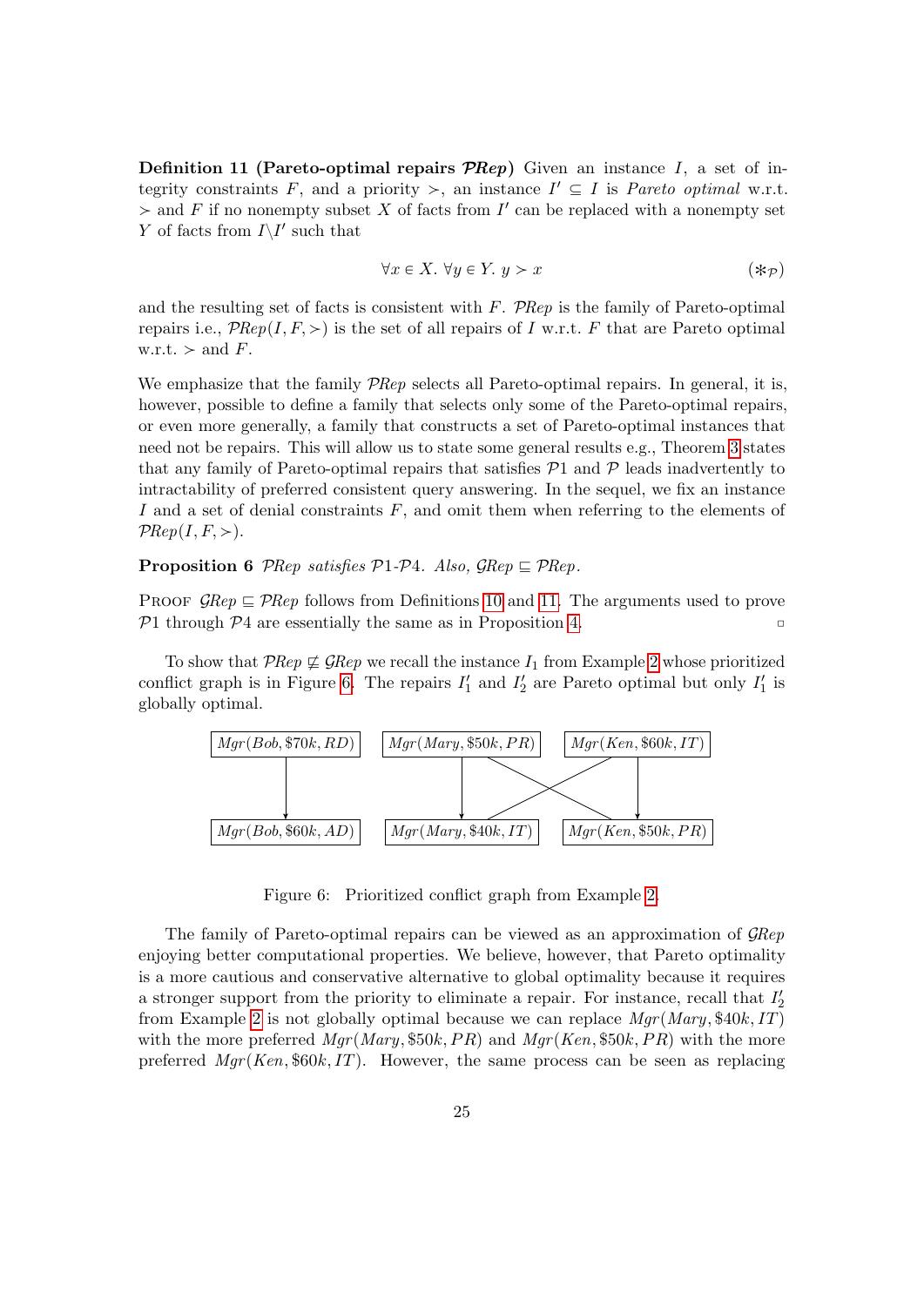**Definition 11 (Pareto-optimal repairs $\mathcal{P}Rep$)** Given an instance $I$, a set of integrity constraints $F$, and a priority $\succ$, an instance $I' \subseteq I$ is *Pareto optimal* w.r.t. $\succ$ and $F$ if no nonempty subset $X$ of facts from $I'$ can be replaced with a nonempty set $Y$ of facts from $I \backslash I'$ such that

$$\forall x \in X.\ \forall y \in Y.\ y \succ x \qquad (*_{\mathcal{P}})$$

and the resulting set of facts is consistent with $F$. $\mathcal{P}Rep$ is the family of Pareto-optimal repairs i.e., $\mathcal{P}Rep(I, F, \succ)$ is the set of all repairs of $I$ w.r.t. $F$ that are Pareto optimal w.r.t. $\succ$ and $F$.

We emphasize that the family $\mathcal{P}Rep$ selects all Pareto-optimal repairs. In general, it is, however, possible to define a family that selects only some of the Pareto-optimal repairs, or even more generally, a family that constructs a set of Pareto-optimal instances that need not be repairs. This will allow us to state some general results e.g., Theorem 3 states that any family of Pareto-optimal repairs that satisfies $\mathcal{P}1$ and $\mathcal{P}$ leads inadvertently to intractability of preferred consistent query answering. In the sequel, we fix an instance $I$ and a set of denial constraints $F$, and omit them when referring to the elements of $\mathcal{P}Rep(I, F, \succ)$.

**Proposition 6** *$\mathcal{P}Rep$ satisfies $\mathcal{P}1$-$\mathcal{P}4$. Also, $\mathcal{G}Rep \sqsubseteq \mathcal{P}Rep$.*

Proof $\mathcal{G}Rep \sqsubseteq \mathcal{P}Rep$ follows from Definitions 10 and 11. The arguments used to prove $\mathcal{P}1$ through $\mathcal{P}4$ are essentially the same as in Proposition 4. ▫

To show that $\mathcal{P}Rep \not\sqsubseteq \mathcal{G}Rep$ we recall the instance $I_1$ from Example 2 whose prioritized conflict graph is in Figure 6. The repairs $I_1'$ and $I_2'$ are Pareto optimal but only $I_1'$ is globally optimal.

```
Mgr(Bob,$70k,RD)     Mgr(Mary,$50k,PR)     Mgr(Ken,$60k,IT)
       |                  |        \      /        |
       v                  v         \    /         v
                                     \  /
                                      \/
                                      /\
Mgr(Bob,$60k,AD)     Mgr(Mary,$40k,IT)     Mgr(Ken,$50k,PR)
```

Figure 6: Prioritized conflict graph from Example 2.

The family of Pareto-optimal repairs can be viewed as an approximation of $\mathcal{G}Rep$ enjoying better computational properties. We believe, however, that Pareto optimality is a more cautious and conservative alternative to global optimality because it requires a stronger support from the priority to eliminate a repair. For instance, recall that $I_2'$ from Example 2 is not globally optimal because we can replace $Mgr(Mary, \$40k, IT)$ with the more preferred $Mgr(Mary, \$50k, PR)$ and $Mgr(Ken, \$50k, PR)$ with the more preferred $Mgr(Ken, \$60k, IT)$. However, the same process can be seen as replacing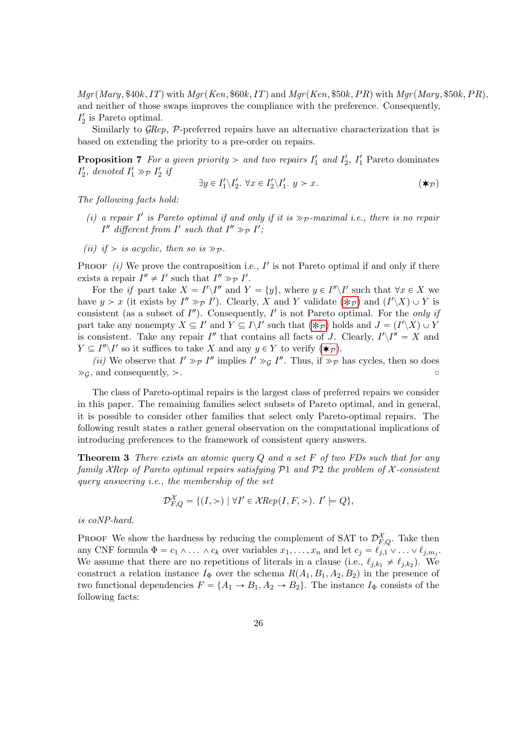$Mgr(Mary, \$40k, IT)$ with $Mgr(Ken, \$60k, IT)$ and $Mgr(Ken, \$50k, PR)$ with $Mgr(Mary, \$50k, PR)$, and neither of those swaps improves the compliance with the preference. Consequently, $I'_2$ is Pareto optimal.

Similarly to $\mathcal{G}Rep$, $\mathcal{P}$-preferred repairs have an alternative characterization that is based on extending the priority to a pre-order on repairs.

**Proposition 7** *For a given priority $\succ$ and two repairs $I'_1$ and $I'_2$, $I'_1$ Pareto dominates $I'_2$, denoted $I'_1 \gg_{\mathcal{P}} I'_2$ if*

$$\exists y \in I'_1 \backslash I'_2.\ \forall x \in I'_2 \backslash I'_1.\ y \succ x. \tag{$\bigstar_{\mathcal{P}}$}$$

*The following facts hold:*

*(i) a repair $I'$ is Pareto optimal if and only if it is $\gg_{\mathcal{P}}$-maximal i.e., there is no repair $I''$ different from $I'$ such that $I'' \gg_{\mathcal{P}} I'$;*

*(ii) if $\succ$ is acyclic, then so is $\gg_{\mathcal{P}}$.*

Proof *(i)* We prove the contraposition i.e., $I'$ is not Pareto optimal if and only if there exists a repair $I'' \neq I'$ such that $I'' \gg_{\mathcal{P}} I'$.

For the *if* part take $X = I' \backslash I''$ and $Y = \{y\}$, where $y \in I'' \backslash I'$ such that $\forall x \in X$ we have $y \succ x$ (it exists by $I'' \gg_{\mathcal{P}} I'$). Clearly, $X$ and $Y$ validate ($\circledast_{\mathcal{P}}$) and $(I' \backslash X) \cup Y$ is consistent (as a subset of $I''$). Consequently, $I'$ is not Pareto optimal. For the *only if* part take any nonempty $X \subseteq I'$ and $Y \subseteq I \backslash I'$ such that ($\circledast_{\mathcal{P}}$) holds and $J = (I' \backslash X) \cup Y$ is consistent. Take any repair $I''$ that contains all facts of $J$. Clearly, $I' \backslash I'' = X$ and $Y \subseteq I'' \backslash I'$ so it suffices to take $X$ and any $y \in Y$ to verify ($\bigstar_{\mathcal{P}}$).

*(ii)* We observe that $I' \gg_{\mathcal{P}} I''$ implies $I' \gg_{\mathcal{G}} I''$. Thus, if $\gg_{\mathcal{P}}$ has cycles, then so does $\gg_{\mathcal{G}}$, and consequently, $\succ$. ▫

The class of Pareto-optimal repairs is the largest class of preferred repairs we consider in this paper. The remaining families select subsets of Pareto optimal, and in general, it is possible to consider other families that select only Pareto-optimal repairs. The following result states a rather general observation on the computational implications of introducing preferences to the framework of consistent query answers.

**Theorem 3** *There exists an atomic query $Q$ and a set $F$ of two FDs such that for any family $\mathcal{X}Rep$ of Pareto optimal repairs satisfying $\mathcal{P}1$ and $\mathcal{P}2$ the problem of $\mathcal{X}$-consistent query answering i.e., the membership of the set*

$$\mathcal{D}^{\mathcal{X}}_{F,Q} = \{(I, \succ) \mid \forall I' \in \mathcal{X}Rep(I, F, \succ).\ I' \models Q\},$$

*is coNP-hard.*

Proof We show the hardness by reducing the complement of SAT to $\mathcal{D}^{\mathcal{X}}_{F,Q}$. Take then any CNF formula $\Phi = c_1 \wedge \ldots \wedge c_k$ over variables $x_1, \ldots, x_n$ and let $c_j = \ell_{j,1} \vee \ldots \vee \ell_{j,m_j}$. We assume that there are no repetitions of literals in a clause (i.e., $\ell_{j,k_1} \neq \ell_{j,k_2}$). We construct a relation instance $I_\Phi$ over the schema $R(A_1, B_1, A_2, B_2)$ in the presence of two functional dependencies $F = \{A_1 \rightarrow B_1, A_2 \rightarrow B_2\}$. The instance $I_\Phi$ consists of the following facts: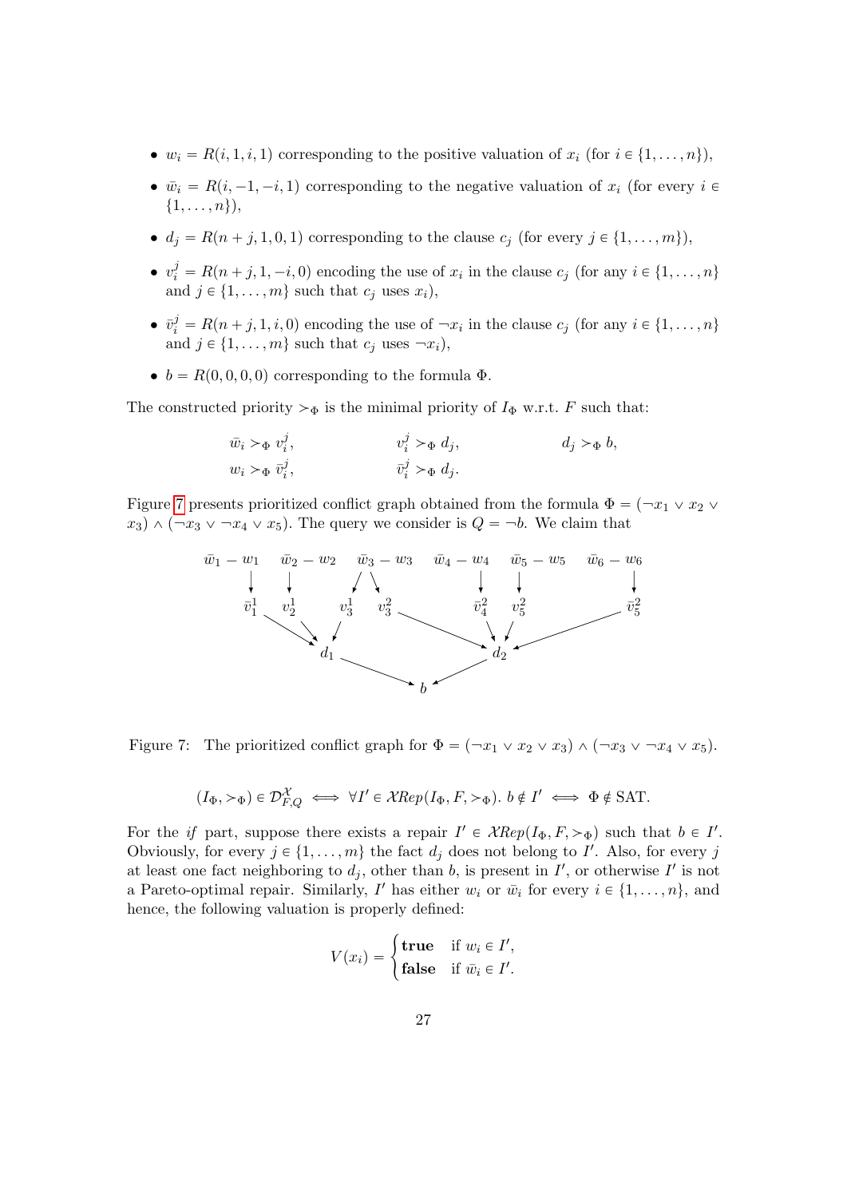- $w_i = R(i, 1, i, 1)$ corresponding to the positive valuation of $x_i$ (for $i \in \{1, \ldots, n\}$),
- $\bar{w}_i = R(i, -1, -i, 1)$ corresponding to the negative valuation of $x_i$ (for every $i \in \{1, \ldots, n\}$),
- $d_j = R(n + j, 1, 0, 1)$ corresponding to the clause $c_j$ (for every $j \in \{1, \ldots, m\}$),
- $v_i^j = R(n + j, 1, -i, 0)$ encoding the use of $x_i$ in the clause $c_j$ (for any $i \in \{1, \ldots, n\}$ and $j \in \{1, \ldots, m\}$ such that $c_j$ uses $x_i$),
- $\bar{v}_i^j = R(n + j, 1, i, 0)$ encoding the use of $\neg x_i$ in the clause $c_j$ (for any $i \in \{1, \ldots, n\}$ and $j \in \{1, \ldots, m\}$ such that $c_j$ uses $\neg x_i$),
- $b = R(0, 0, 0, 0)$ corresponding to the formula $\Phi$.

The constructed priority $\succ_\Phi$ is the minimal priority of $I_\Phi$ w.r.t. $F$ such that:

$$\bar{w}_i \succ_\Phi v_i^j, \qquad v_i^j \succ_\Phi d_j, \qquad d_j \succ_\Phi b,$$
$$w_i \succ_\Phi \bar{v}_i^j, \qquad \bar{v}_i^j \succ_\Phi d_j.$$

Figure 7 presents prioritized conflict graph obtained from the formula $\Phi = (\neg x_1 \vee x_2 \vee x_3) \wedge (\neg x_3 \vee \neg x_4 \vee x_5)$. The query we consider is $Q = \neg b$. We claim that

Figure 7: The prioritized conflict graph for $\Phi = (\neg x_1 \vee x_2 \vee x_3) \wedge (\neg x_3 \vee \neg x_4 \vee x_5)$.

$$(I_\Phi, \succ_\Phi) \in \mathcal{D}^{\mathcal{X}}_{F,Q} \iff \forall I' \in \mathcal{X}Rep(I_\Phi, F, \succ_\Phi).\ b \notin I' \iff \Phi \notin \text{SAT}.$$

For the *if* part, suppose there exists a repair $I' \in \mathcal{X}Rep(I_\Phi, F, \succ_\Phi)$ such that $b \in I'$. Obviously, for every $j \in \{1, \ldots, m\}$ the fact $d_j$ does not belong to $I'$. Also, for every $j$ at least one fact neighboring to $d_j$, other than $b$, is present in $I'$, or otherwise $I'$ is not a Pareto-optimal repair. Similarly, $I'$ has either $w_i$ or $\bar{w}_i$ for every $i \in \{1, \ldots, n\}$, and hence, the following valuation is properly defined:

$$V(x_i) = \begin{cases} \textbf{true} & \text{if } w_i \in I', \\ \textbf{false} & \text{if } \bar{w}_i \in I'. \end{cases}$$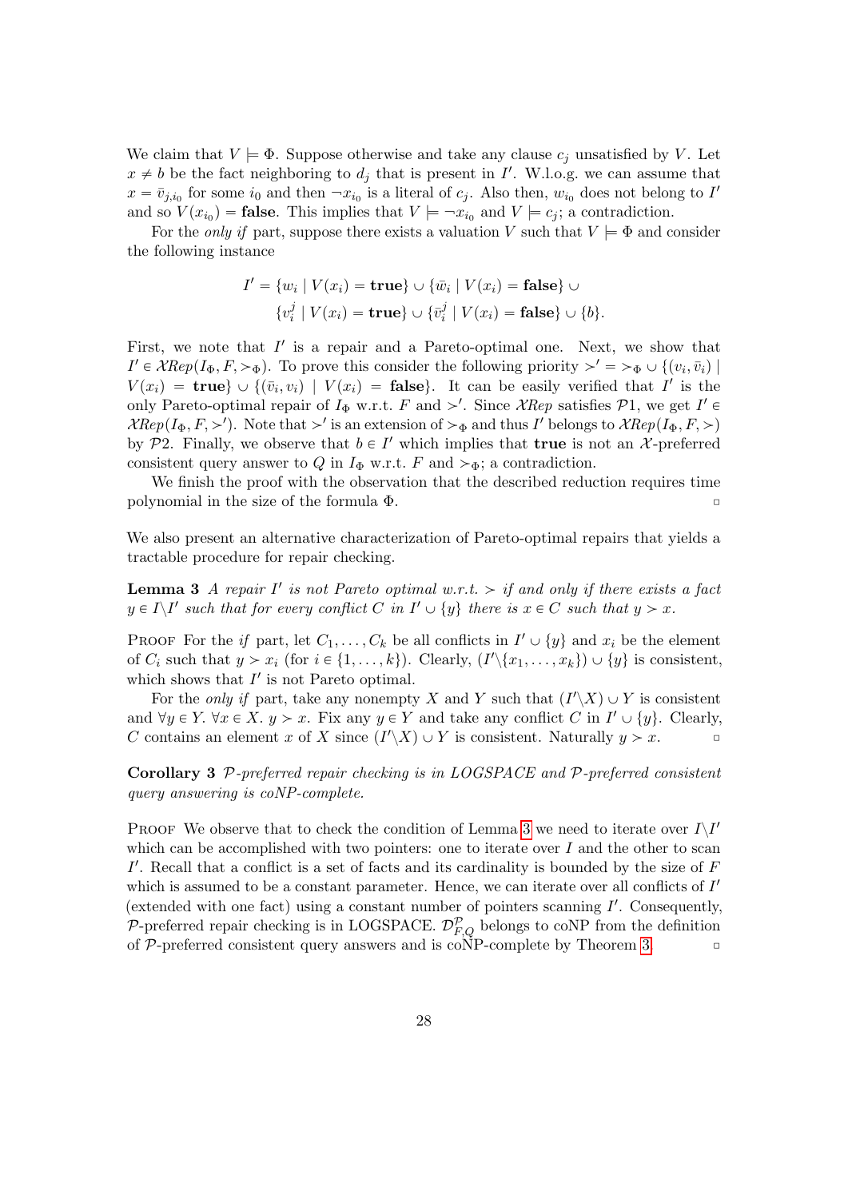We claim that $V \models \Phi$. Suppose otherwise and take any clause $c_j$ unsatisfied by $V$. Let $x \neq b$ be the fact neighboring to $d_j$ that is present in $I'$. W.l.o.g. we can assume that $x = \bar{v}_{j,i_0}$ for some $i_0$ and then $\neg x_{i_0}$ is a literal of $c_j$. Also then, $w_{i_0}$ does not belong to $I'$ and so $V(x_{i_0}) = \mathbf{false}$. This implies that $V \models \neg x_{i_0}$ and $V \models c_j$; a contradiction.

For the *only if* part, suppose there exists a valuation $V$ such that $V \models \Phi$ and consider the following instance

$$I' = \{w_i \mid V(x_i) = \mathbf{true}\} \cup \{\bar{w}_i \mid V(x_i) = \mathbf{false}\} \cup \\ \{v_i^j \mid V(x_i) = \mathbf{true}\} \cup \{\bar{v}_i^j \mid V(x_i) = \mathbf{false}\} \cup \{b\}.$$

First, we note that $I'$ is a repair and a Pareto-optimal one. Next, we show that $I' \in \mathcal{X}Rep(I_\Phi, F, \succ_\Phi)$. To prove this consider the following priority $\succ' = \succ_\Phi \cup \{(v_i, \bar{v}_i) \mid V(x_i) = \mathbf{true}\} \cup \{(\bar{v}_i, v_i) \mid V(x_i) = \mathbf{false}\}$. It can be easily verified that $I'$ is the only Pareto-optimal repair of $I_\Phi$ w.r.t. $F$ and $\succ'$. Since $\mathcal{X}Rep$ satisfies $\mathcal{P}1$, we get $I' \in \mathcal{X}Rep(I_\Phi, F, \succ')$. Note that $\succ'$ is an extension of $\succ_\Phi$ and thus $I'$ belongs to $\mathcal{X}Rep(I_\Phi, F, \succ)$ by $\mathcal{P}2$. Finally, we observe that $b \in I'$ which implies that $\mathbf{true}$ is not an $\mathcal{X}$-preferred consistent query answer to $Q$ in $I_\Phi$ w.r.t. $F$ and $\succ_\Phi$; a contradiction.

We finish the proof with the observation that the described reduction requires time polynomial in the size of the formula $\Phi$. ▫

We also present an alternative characterization of Pareto-optimal repairs that yields a tractable procedure for repair checking.

**Lemma 3** *A repair $I'$ is not Pareto optimal w.r.t. $\succ$ if and only if there exists a fact $y \in I \setminus I'$ such that for every conflict $C$ in $I' \cup \{y\}$ there is $x \in C$ such that $y \succ x$.*

Proof For the *if* part, let $C_1, \ldots, C_k$ be all conflicts in $I' \cup \{y\}$ and $x_i$ be the element of $C_i$ such that $y \succ x_i$ (for $i \in \{1, \ldots, k\}$). Clearly, $(I' \setminus \{x_1, \ldots, x_k\}) \cup \{y\}$ is consistent, which shows that $I'$ is not Pareto optimal.

For the *only if* part, take any nonempty $X$ and $Y$ such that $(I' \setminus X) \cup Y$ is consistent and $\forall y \in Y.\ \forall x \in X.\ y \succ x$. Fix any $y \in Y$ and take any conflict $C$ in $I' \cup \{y\}$. Clearly, $C$ contains an element $x$ of $X$ since $(I' \setminus X) \cup Y$ is consistent. Naturally $y \succ x$. ▫

**Corollary 3** *$\mathcal{P}$-preferred repair checking is in LOGSPACE and $\mathcal{P}$-preferred consistent query answering is coNP-complete.*

Proof We observe that to check the condition of Lemma 3 we need to iterate over $I \setminus I'$ which can be accomplished with two pointers: one to iterate over $I$ and the other to scan $I'$. Recall that a conflict is a set of facts and its cardinality is bounded by the size of $F$ which is assumed to be a constant parameter. Hence, we can iterate over all conflicts of $I'$ (extended with one fact) using a constant number of pointers scanning $I'$. Consequently, $\mathcal{P}$-preferred repair checking is in LOGSPACE. $\mathcal{D}^{\mathcal{P}}_{F,Q}$ belongs to coNP from the definition of $\mathcal{P}$-preferred consistent query answers and is coNP-complete by Theorem 3. ▫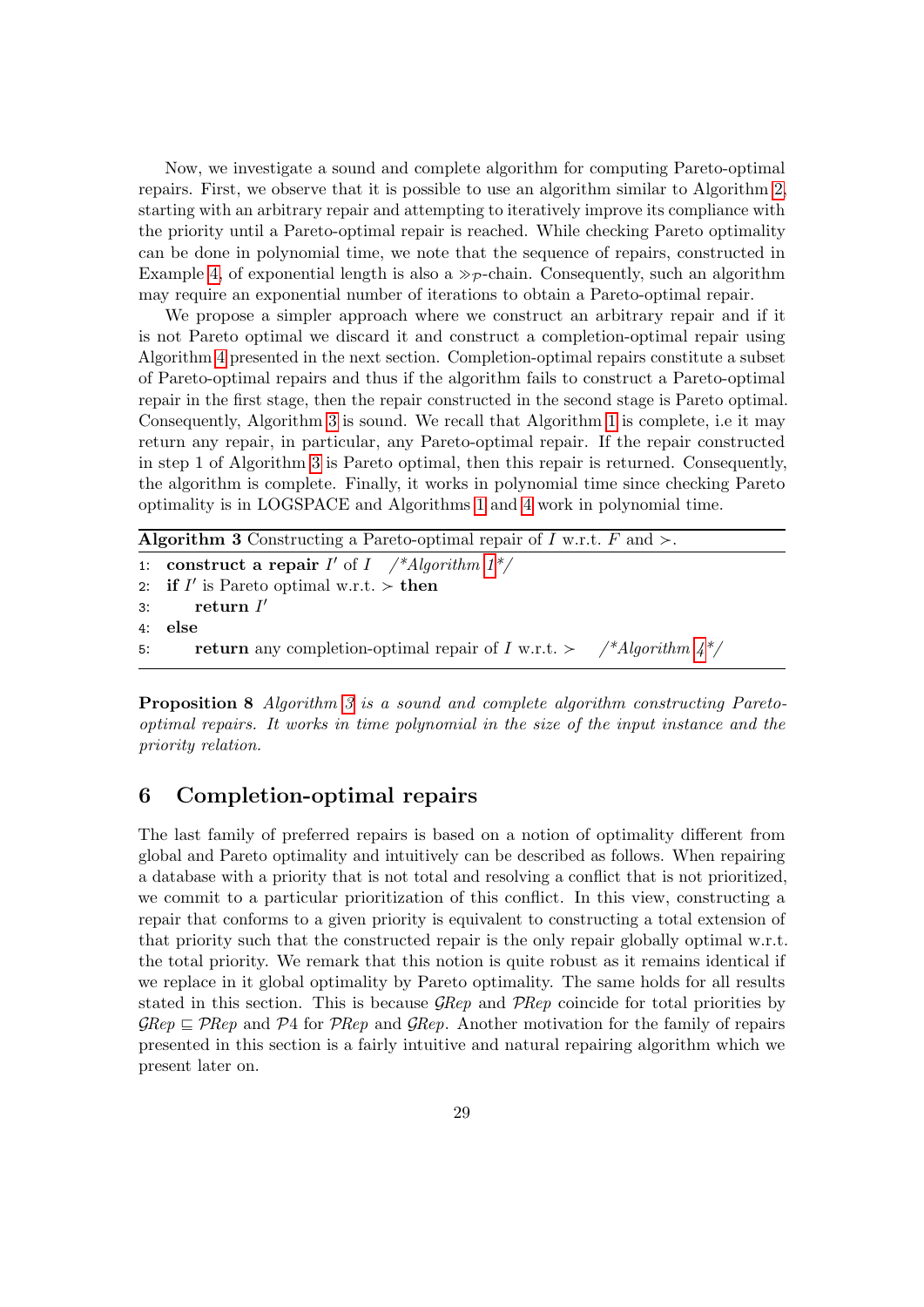Now, we investigate a sound and complete algorithm for computing Pareto-optimal repairs. First, we observe that it is possible to use an algorithm similar to Algorithm 2, starting with an arbitrary repair and attempting to iteratively improve its compliance with the priority until a Pareto-optimal repair is reached. While checking Pareto optimality can be done in polynomial time, we note that the sequence of repairs, constructed in Example 4, of exponential length is also a $\gg_{\mathcal{P}}$-chain. Consequently, such an algorithm may require an exponential number of iterations to obtain a Pareto-optimal repair.

We propose a simpler approach where we construct an arbitrary repair and if it is not Pareto optimal we discard it and construct a completion-optimal repair using Algorithm 4 presented in the next section. Completion-optimal repairs constitute a subset of Pareto-optimal repairs and thus if the algorithm fails to construct a Pareto-optimal repair in the first stage, then the repair constructed in the second stage is Pareto optimal. Consequently, Algorithm 3 is sound. We recall that Algorithm 1 is complete, i.e it may return any repair, in particular, any Pareto-optimal repair. If the repair constructed in step 1 of Algorithm 3 is Pareto optimal, then this repair is returned. Consequently, the algorithm is complete. Finally, it works in polynomial time since checking Pareto optimality is in LOGSPACE and Algorithms 1 and 4 work in polynomial time.

**Algorithm 3** Constructing a Pareto-optimal repair of $I$ w.r.t. $F$ and $\succ$.

```
1: construct a repair I' of I   /*Algorithm 1*/
2: if I' is Pareto optimal w.r.t. ≻ then
3:     return I'
4: else
5:     return any completion-optimal repair of I w.r.t. ≻   /*Algorithm 4*/
```

**Proposition 8** *Algorithm 3 is a sound and complete algorithm constructing Pareto-optimal repairs. It works in time polynomial in the size of the input instance and the priority relation.*

## 6 Completion-optimal repairs

The last family of preferred repairs is based on a notion of optimality different from global and Pareto optimality and intuitively can be described as follows. When repairing a database with a priority that is not total and resolving a conflict that is not prioritized, we commit to a particular prioritization of this conflict. In this view, constructing a repair that conforms to a given priority is equivalent to constructing a total extension of that priority such that the constructed repair is the only repair globally optimal w.r.t. the total priority. We remark that this notion is quite robust as it remains identical if we replace in it global optimality by Pareto optimality. The same holds for all results stated in this section. This is because $\mathcal{G}Rep$ and $\mathcal{P}Rep$ coincide for total priorities by $\mathcal{G}Rep \sqsubseteq \mathcal{P}Rep$ and $\mathcal{P}4$ for $\mathcal{P}Rep$ and $\mathcal{G}Rep$. Another motivation for the family of repairs presented in this section is a fairly intuitive and natural repairing algorithm which we present later on.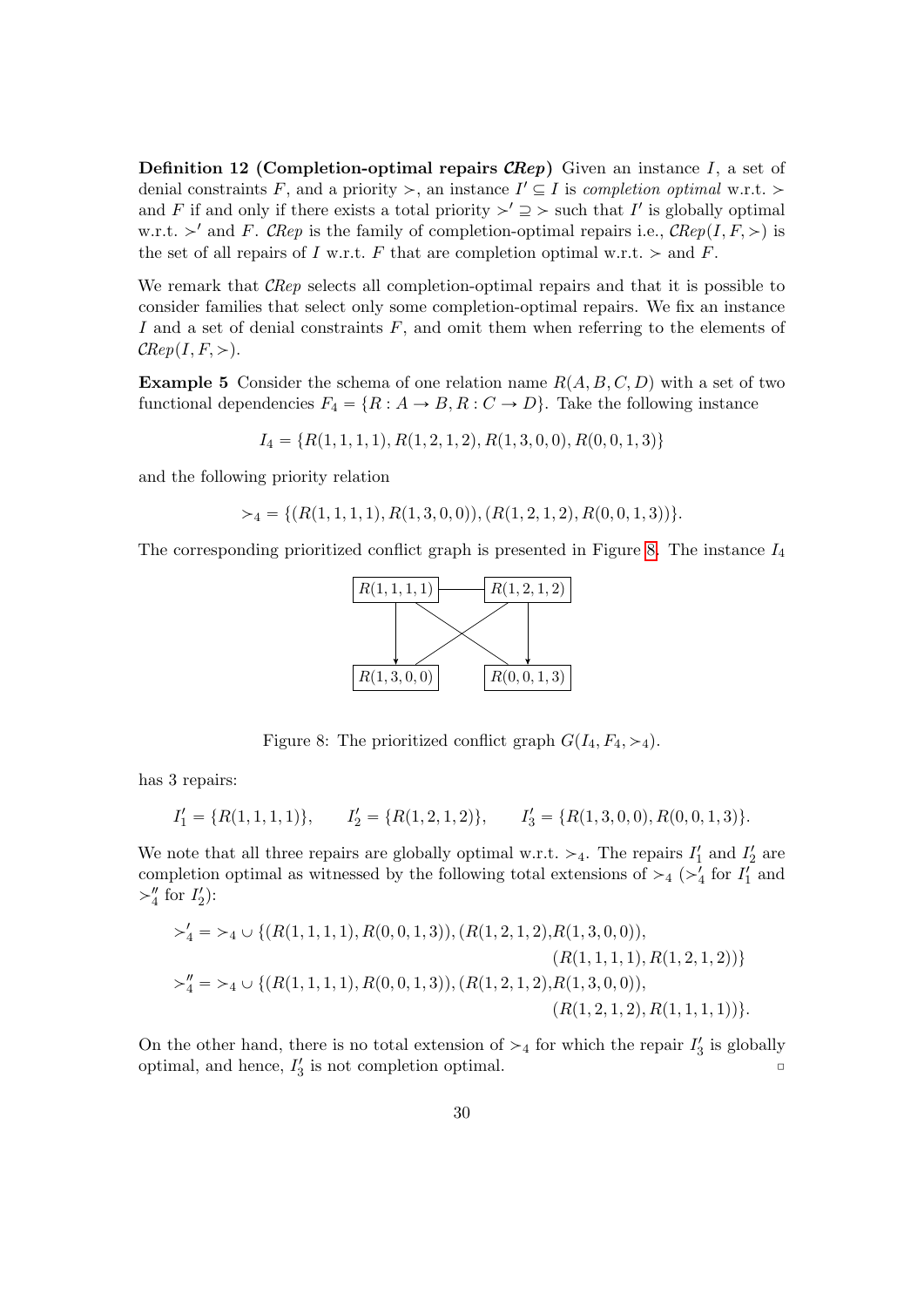**Definition 12 (Completion-optimal repairs $\mathcal{C}Rep$)** Given an instance $I$, a set of denial constraints $F$, and a priority $\succ$, an instance $I' \subseteq I$ is *completion optimal* w.r.t. $\succ$ and $F$ if and only if there exists a total priority $\succ' \supseteq \succ$ such that $I'$ is globally optimal w.r.t. $\succ'$ and $F$. $\mathcal{C}Rep$ is the family of completion-optimal repairs i.e., $\mathcal{C}Rep(I, F, \succ)$ is the set of all repairs of $I$ w.r.t. $F$ that are completion optimal w.r.t. $\succ$ and $F$.

We remark that $\mathcal{C}Rep$ selects all completion-optimal repairs and that it is possible to consider families that select only some completion-optimal repairs. We fix an instance $I$ and a set of denial constraints $F$, and omit them when referring to the elements of $\mathcal{C}Rep(I, F, \succ)$.

**Example 5** Consider the schema of one relation name $R(A, B, C, D)$ with a set of two functional dependencies $F_4 = \{R : A \to B, R : C \to D\}$. Take the following instance

$$I_4 = \{R(1, 1, 1, 1), R(1, 2, 1, 2), R(1, 3, 0, 0), R(0, 0, 1, 3)\}$$

and the following priority relation

$$\succ_4 = \{(R(1, 1, 1, 1), R(1, 3, 0, 0)), (R(1, 2, 1, 2), R(0, 0, 1, 3))\}.$$

The corresponding prioritized conflict graph is presented in Figure 8. The instance $I_4$

Figure 8: The prioritized conflict graph $G(I_4, F_4, \succ_4)$.

has 3 repairs:

$$I'_1 = \{R(1, 1, 1, 1)\}, \qquad I'_2 = \{R(1, 2, 1, 2)\}, \qquad I'_3 = \{R(1, 3, 0, 0), R(0, 0, 1, 3)\}.$$

We note that all three repairs are globally optimal w.r.t. $\succ_4$. The repairs $I'_1$ and $I'_2$ are completion optimal as witnessed by the following total extensions of $\succ_4$ ($\succ'_4$ for $I'_1$ and $\succ''_4$ for $I'_2$):

$$\begin{aligned}
\succ'_4 = \succ_4 \cup \{&(R(1, 1, 1, 1), R(0, 0, 1, 3)), (R(1, 2, 1, 2), R(1, 3, 0, 0)), \\
&(R(1, 1, 1, 1), R(1, 2, 1, 2))\} \\
\succ''_4 = \succ_4 \cup \{&(R(1, 1, 1, 1), R(0, 0, 1, 3)), (R(1, 2, 1, 2), R(1, 3, 0, 0)), \\
&(R(1, 2, 1, 2), R(1, 1, 1, 1))\}.
\end{aligned}$$

On the other hand, there is no total extension of $\succ_4$ for which the repair $I'_3$ is globally optimal, and hence, $I'_3$ is not completion optimal. $\square$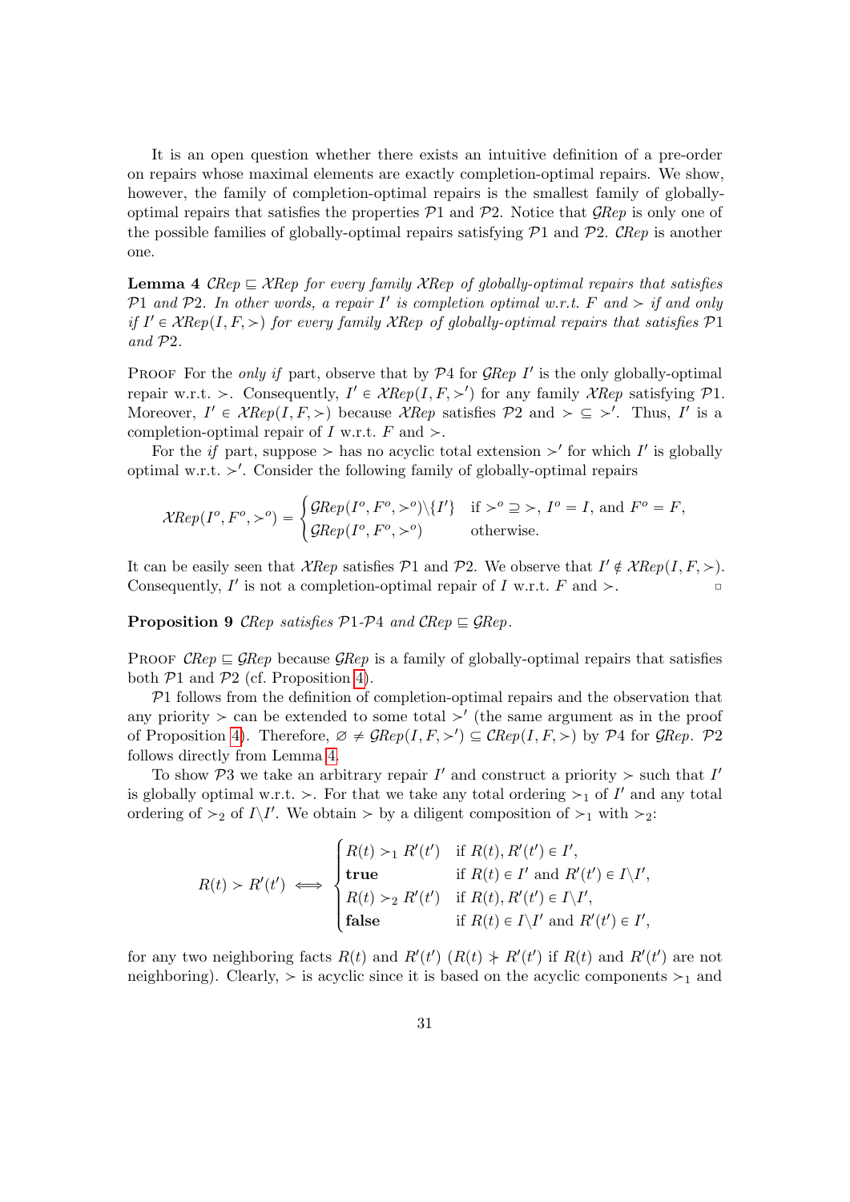It is an open question whether there exists an intuitive definition of a pre-order on repairs whose maximal elements are exactly completion-optimal repairs. We show, however, the family of completion-optimal repairs is the smallest family of globally-optimal repairs that satisfies the properties $\mathcal{P}1$ and $\mathcal{P}2$. Notice that $\mathcal{G}Rep$ is only one of the possible families of globally-optimal repairs satisfying $\mathcal{P}1$ and $\mathcal{P}2$. $\mathcal{C}Rep$ is another one.

**Lemma 4** *$\mathcal{C}Rep \sqsubseteq \mathcal{X}Rep$ for every family $\mathcal{X}Rep$ of globally-optimal repairs that satisfies $\mathcal{P}1$ and $\mathcal{P}2$. In other words, a repair $I'$ is completion optimal w.r.t. $F$ and $\succ$ if and only if $I' \in \mathcal{X}Rep(I, F, \succ)$ for every family $\mathcal{X}Rep$ of globally-optimal repairs that satisfies $\mathcal{P}1$ and $\mathcal{P}2$.*

Proof For the *only if* part, observe that by $\mathcal{P}4$ for $\mathcal{G}Rep$ $I'$ is the only globally-optimal repair w.r.t. $\succ$. Consequently, $I' \in \mathcal{X}Rep(I, F, \succ')$ for any family $\mathcal{X}Rep$ satisfying $\mathcal{P}1$. Moreover, $I' \in \mathcal{X}Rep(I, F, \succ)$ because $\mathcal{X}Rep$ satisfies $\mathcal{P}2$ and $\succ \subseteq \succ'$. Thus, $I'$ is a completion-optimal repair of $I$ w.r.t. $F$ and $\succ$.

For the *if* part, suppose $\succ$ has no acyclic total extension $\succ'$ for which $I'$ is globally optimal w.r.t. $\succ'$. Consider the following family of globally-optimal repairs

$$\mathcal{X}Rep(I^o, F^o, \succ^o) = \begin{cases} \mathcal{G}Rep(I^o, F^o, \succ^o)\backslash\{I'\} & \text{if } \succ^o \supseteq \succ,\ I^o = I, \text{ and } F^o = F, \\ \mathcal{G}Rep(I^o, F^o, \succ^o) & \text{otherwise.} \end{cases}$$

It can be easily seen that $\mathcal{X}Rep$ satisfies $\mathcal{P}1$ and $\mathcal{P}2$. We observe that $I' \notin \mathcal{X}Rep(I, F, \succ)$. Consequently, $I'$ is not a completion-optimal repair of $I$ w.r.t. $F$ and $\succ$. $\square$

**Proposition 9** *$\mathcal{C}Rep$ satisfies $\mathcal{P}1$-$\mathcal{P}4$ and $\mathcal{C}Rep \sqsubseteq \mathcal{G}Rep$.*

Proof $\mathcal{C}Rep \sqsubseteq \mathcal{G}Rep$ because $\mathcal{G}Rep$ is a family of globally-optimal repairs that satisfies both $\mathcal{P}1$ and $\mathcal{P}2$ (cf. Proposition 4).

$\mathcal{P}1$ follows from the definition of completion-optimal repairs and the observation that any priority $\succ$ can be extended to some total $\succ'$ (the same argument as in the proof of Proposition 4). Therefore, $\varnothing \neq \mathcal{G}Rep(I, F, \succ') \subseteq \mathcal{C}Rep(I, F, \succ)$ by $\mathcal{P}4$ for $\mathcal{G}Rep$. $\mathcal{P}2$ follows directly from Lemma 4.

To show $\mathcal{P}3$ we take an arbitrary repair $I'$ and construct a priority $\succ$ such that $I'$ is globally optimal w.r.t. $\succ$. For that we take any total ordering $\succ_1$ of $I'$ and any total ordering of $\succ_2$ of $I\backslash I'$. We obtain $\succ$ by a diligent composition of $\succ_1$ with $\succ_2$:

$$R(t) \succ R'(t') \iff \begin{cases} R(t) \succ_1 R'(t') & \text{if } R(t), R'(t') \in I', \\ \textbf{true} & \text{if } R(t) \in I' \text{ and } R'(t') \in I\backslash I', \\ R(t) \succ_2 R'(t') & \text{if } R(t), R'(t') \in I\backslash I', \\ \textbf{false} & \text{if } R(t) \in I\backslash I' \text{ and } R'(t') \in I', \end{cases}$$

for any two neighboring facts $R(t)$ and $R'(t')$ ($R(t) \nsucc R'(t')$ if $R(t)$ and $R'(t')$ are not neighboring). Clearly, $\succ$ is acyclic since it is based on the acyclic components $\succ_1$ and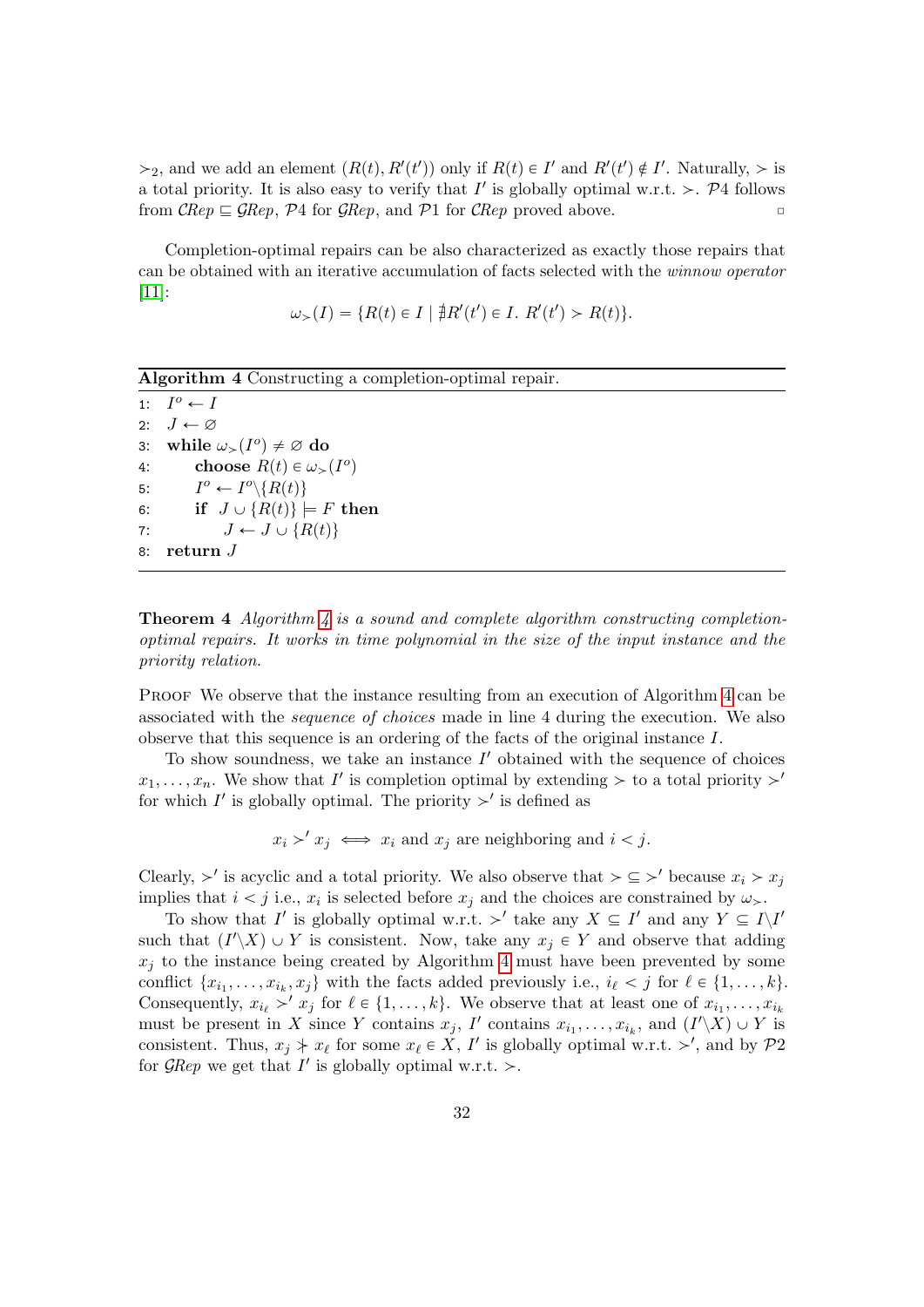$\succ_2$, and we add an element $(R(t), R'(t'))$ only if $R(t) \in I'$ and $R'(t') \notin I'$. Naturally, $\succ$ is a total priority. It is also easy to verify that $I'$ is globally optimal w.r.t. $\succ$. $\mathcal{P}4$ follows from $\mathcal{C}Rep \sqsubseteq \mathcal{G}Rep$, $\mathcal{P}4$ for $\mathcal{G}Rep$, and $\mathcal{P}1$ for $\mathcal{C}Rep$ proved above. ▫

Completion-optimal repairs can be also characterized as exactly those repairs that can be obtained with an iterative accumulation of facts selected with the *winnow operator* [11]:

$$\omega_\succ(I) = \{R(t) \in I \mid \nexists R'(t') \in I.\ R'(t') \succ R(t)\}.$$

**Algorithm 4** Constructing a completion-optimal repair.

```
1: I^o ← I
2: J ← ∅
3: while ω_≻(I^o) ≠ ∅ do
4:     choose R(t) ∈ ω_≻(I^o)
5:     I^o ← I^o \ {R(t)}
6:     if J ∪ {R(t)} ⊨ F then
7:         J ← J ∪ {R(t)}
8: return J
```

**Theorem 4** *Algorithm 4 is a sound and complete algorithm constructing completion-optimal repairs. It works in time polynomial in the size of the input instance and the priority relation.*

Proof We observe that the instance resulting from an execution of Algorithm 4 can be associated with the *sequence of choices* made in line 4 during the execution. We also observe that this sequence is an ordering of the facts of the original instance $I$.

To show soundness, we take an instance $I'$ obtained with the sequence of choices $x_1, \ldots, x_n$. We show that $I'$ is completion optimal by extending $\succ$ to a total priority $\succ'$ for which $I'$ is globally optimal. The priority $\succ'$ is defined as

$$x_i \succ' x_j \iff x_i \text{ and } x_j \text{ are neighboring and } i < j.$$

Clearly, $\succ'$ is acyclic and a total priority. We also observe that $\succ \subseteq \succ'$ because $x_i \succ x_j$ implies that $i < j$ i.e., $x_i$ is selected before $x_j$ and the choices are constrained by $\omega_\succ$.

To show that $I'$ is globally optimal w.r.t. $\succ'$ take any $X \subseteq I'$ and any $Y \subseteq I \backslash I'$ such that $(I' \backslash X) \cup Y$ is consistent. Now, take any $x_j \in Y$ and observe that adding $x_j$ to the instance being created by Algorithm 4 must have been prevented by some conflict $\{x_{i_1}, \ldots, x_{i_k}, x_j\}$ with the facts added previously i.e., $i_\ell < j$ for $\ell \in \{1, \ldots, k\}$. Consequently, $x_{i_\ell} \succ' x_j$ for $\ell \in \{1, \ldots, k\}$. We observe that at least one of $x_{i_1}, \ldots, x_{i_k}$ must be present in $X$ since $Y$ contains $x_j$, $I'$ contains $x_{i_1}, \ldots, x_{i_k}$, and $(I' \backslash X) \cup Y$ is consistent. Thus, $x_j \not\succ x_\ell$ for some $x_\ell \in X$, $I'$ is globally optimal w.r.t. $\succ'$, and by $\mathcal{P}2$ for $\mathcal{G}Rep$ we get that $I'$ is globally optimal w.r.t. $\succ$.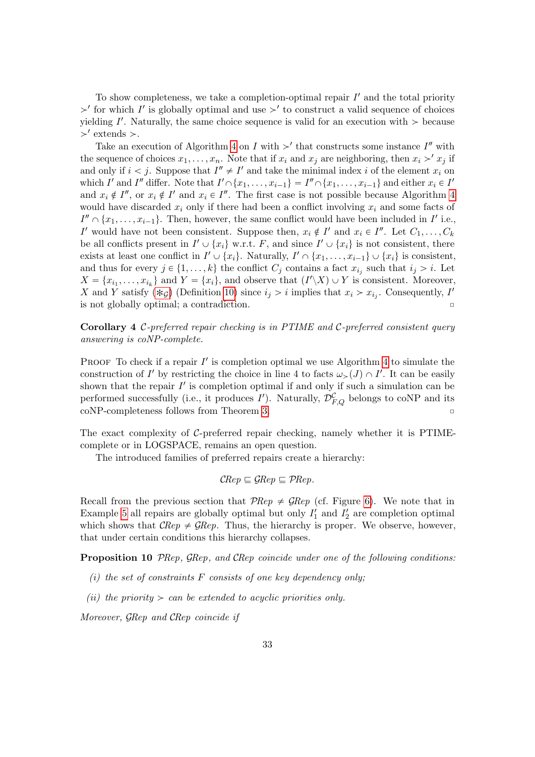To show completeness, we take a completion-optimal repair $I'$ and the total priority $\succ'$ for which $I'$ is globally optimal and use $\succ'$ to construct a valid sequence of choices yielding $I'$. Naturally, the same choice sequence is valid for an execution with $\succ$ because $\succ'$ extends $\succ$.

Take an execution of Algorithm 4 on $I$ with $\succ'$ that constructs some instance $I''$ with the sequence of choices $x_1, \ldots, x_n$. Note that if $x_i$ and $x_j$ are neighboring, then $x_i \succ' x_j$ if and only if $i < j$. Suppose that $I'' \neq I'$ and take the minimal index $i$ of the element $x_i$ on which $I'$ and $I''$ differ. Note that $I' \cap \{x_1, \ldots, x_{i-1}\} = I'' \cap \{x_1, \ldots, x_{i-1}\}$ and either $x_i \in I'$ and $x_i \notin I''$, or $x_i \notin I'$ and $x_i \in I''$. The first case is not possible because Algorithm 4 would have discarded $x_i$ only if there had been a conflict involving $x_i$ and some facts of $I'' \cap \{x_1, \ldots, x_{i-1}\}$. Then, however, the same conflict would have been included in $I'$ i.e., $I'$ would have not been consistent. Suppose then, $x_i \notin I'$ and $x_i \in I''$. Let $C_1, \ldots, C_k$ be all conflicts present in $I' \cup \{x_i\}$ w.r.t. $F$, and since $I' \cup \{x_i\}$ is not consistent, there exists at least one conflict in $I' \cup \{x_i\}$. Naturally, $I' \cap \{x_1, \ldots, x_{i-1}\} \cup \{x_i\}$ is consistent, and thus for every $j \in \{1, \ldots, k\}$ the conflict $C_j$ contains a fact $x_{i_j}$ such that $i_j > i$. Let $X = \{x_{i_1}, \ldots, x_{i_k}\}$ and $Y = \{x_i\}$, and observe that $(I' \setminus X) \cup Y$ is consistent. Moreover, $X$ and $Y$ satisfy ($\ast_{\mathcal{G}}$) (Definition 10) since $i_j > i$ implies that $x_i \succ x_{i_j}$. Consequently, $I'$ is not globally optimal; a contradiction. ▫

**Corollary 4** *$\mathcal{C}$-preferred repair checking is in PTIME and $\mathcal{C}$-preferred consistent query answering is coNP-complete.*

Proof To check if a repair $I'$ is completion optimal we use Algorithm 4 to simulate the construction of $I'$ by restricting the choice in line 4 to facts $\omega_{\succ}(J) \cap I'$. It can be easily shown that the repair $I'$ is completion optimal if and only if such a simulation can be performed successfully (i.e., it produces $I'$). Naturally, $\mathcal{D}^{\mathcal{C}}_{F,Q}$ belongs to coNP and its coNP-completeness follows from Theorem 3. ▫

The exact complexity of $\mathcal{C}$-preferred repair checking, namely whether it is PTIME-complete or in LOGSPACE, remains an open question.

The introduced families of preferred repairs create a hierarchy:

$$\mathcal{C}Rep \sqsubseteq \mathcal{G}Rep \sqsubseteq \mathcal{P}Rep.$$

Recall from the previous section that $\mathcal{P}Rep \neq \mathcal{G}Rep$ (cf. Figure 6). We note that in Example 5 all repairs are globally optimal but only $I'_1$ and $I'_2$ are completion optimal which shows that $\mathcal{C}Rep \neq \mathcal{G}Rep$. Thus, the hierarchy is proper. We observe, however, that under certain conditions this hierarchy collapses.

**Proposition 10** *$\mathcal{P}Rep$, $\mathcal{G}Rep$, and $\mathcal{C}Rep$ coincide under one of the following conditions:*

*(i) the set of constraints $F$ consists of one key dependency only;*

*(ii) the priority $\succ$ can be extended to acyclic priorities only.*

*Moreover, $\mathcal{G}Rep$ and $\mathcal{C}Rep$ coincide if*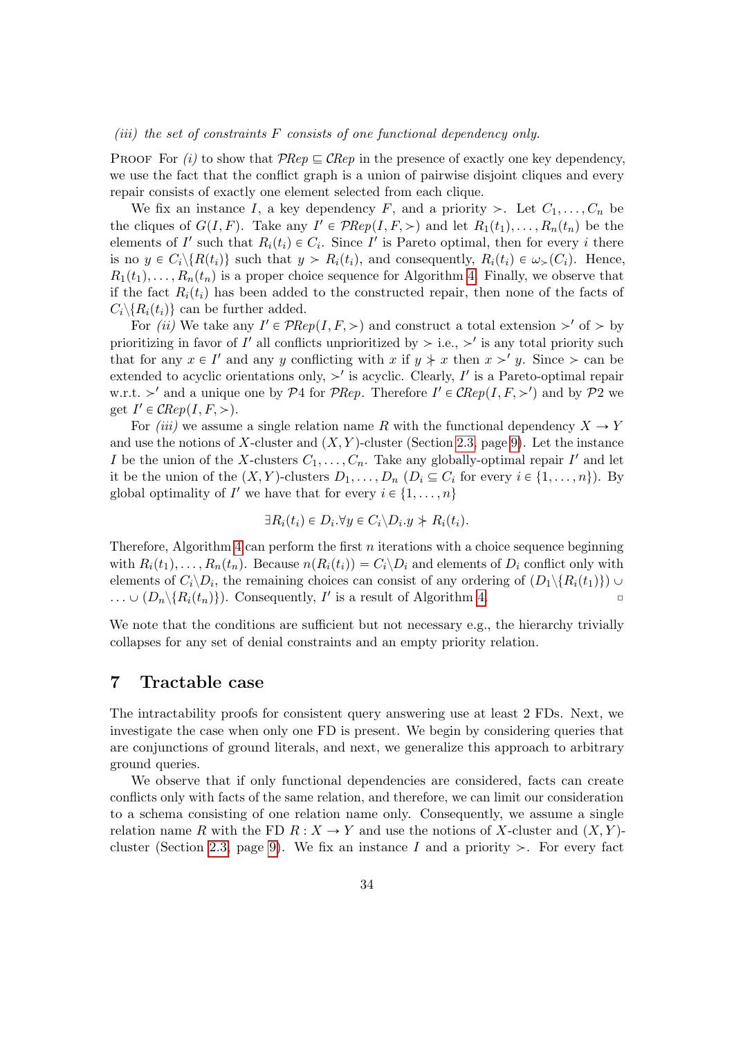*(iii) the set of constraints $F$ consists of one functional dependency only.*

Proof For *(i)* to show that $\mathcal{P}Rep \sqsubseteq \mathcal{C}Rep$ in the presence of exactly one key dependency, we use the fact that the conflict graph is a union of pairwise disjoint cliques and every repair consists of exactly one element selected from each clique.

We fix an instance $I$, a key dependency $F$, and a priority $\succ$. Let $C_1, \ldots, C_n$ be the cliques of $G(I, F)$. Take any $I' \in \mathcal{P}Rep(I, F, \succ)$ and let $R_1(t_1), \ldots, R_n(t_n)$ be the elements of $I'$ such that $R_i(t_i) \in C_i$. Since $I'$ is Pareto optimal, then for every $i$ there is no $y \in C_i \backslash \{R(t_i)\}$ such that $y \succ R_i(t_i)$, and consequently, $R_i(t_i) \in \omega_{\succ}(C_i)$. Hence, $R_1(t_1), \ldots, R_n(t_n)$ is a proper choice sequence for Algorithm 4. Finally, we observe that if the fact $R_i(t_i)$ has been added to the constructed repair, then none of the facts of $C_i \backslash \{R_i(t_i)\}$ can be further added.

For *(ii)* We take any $I' \in \mathcal{P}Rep(I, F, \succ)$ and construct a total extension $\succ'$ of $\succ$ by prioritizing in favor of $I'$ all conflicts unprioritized by $\succ$ i.e., $\succ'$ is any total priority such that for any $x \in I'$ and any $y$ conflicting with $x$ if $y \not\succ x$ then $x \succ' y$. Since $\succ$ can be extended to acyclic orientations only, $\succ'$ is acyclic. Clearly, $I'$ is a Pareto-optimal repair w.r.t. $\succ'$ and a unique one by $\mathcal{P}4$ for $\mathcal{P}Rep$. Therefore $I' \in \mathcal{C}Rep(I, F, \succ')$ and by $\mathcal{P}2$ we get $I' \in \mathcal{C}Rep(I, F, \succ)$.

For *(iii)* we assume a single relation name $R$ with the functional dependency $X \to Y$ and use the notions of $X$-cluster and $(X,Y)$-cluster (Section 2.3, page 9). Let the instance $I$ be the union of the $X$-clusters $C_1, \ldots, C_n$. Take any globally-optimal repair $I'$ and let it be the union of the $(X,Y)$-clusters $D_1, \ldots, D_n$ ($D_i \subseteq C_i$ for every $i \in \{1, \ldots, n\}$). By global optimality of $I'$ we have that for every $i \in \{1, \ldots, n\}$

$$\exists R_i(t_i) \in D_i . \forall y \in C_i \backslash D_i . y \not\succ R_i(t_i).$$

Therefore, Algorithm 4 can perform the first $n$ iterations with a choice sequence beginning with $R_i(t_1), \ldots, R_n(t_n)$. Because $n(R_i(t_i)) = C_i \backslash D_i$ and elements of $D_i$ conflict only with elements of $C_i \backslash D_i$, the remaining choices can consist of any ordering of $(D_1 \backslash \{R_i(t_1)\}) \cup \ldots \cup (D_n \backslash \{R_i(t_n)\})$. Consequently, $I'$ is a result of Algorithm 4. $\square$

We note that the conditions are sufficient but not necessary e.g., the hierarchy trivially collapses for any set of denial constraints and an empty priority relation.

## 7 Tractable case

The intractability proofs for consistent query answering use at least 2 FDs. Next, we investigate the case when only one FD is present. We begin by considering queries that are conjunctions of ground literals, and next, we generalize this approach to arbitrary ground queries.

We observe that if only functional dependencies are considered, facts can create conflicts only with facts of the same relation, and therefore, we can limit our consideration to a schema consisting of one relation name only. Consequently, we assume a single relation name $R$ with the FD $R : X \to Y$ and use the notions of $X$-cluster and $(X,Y)$-cluster (Section 2.3, page 9). We fix an instance $I$ and a priority $\succ$. For every fact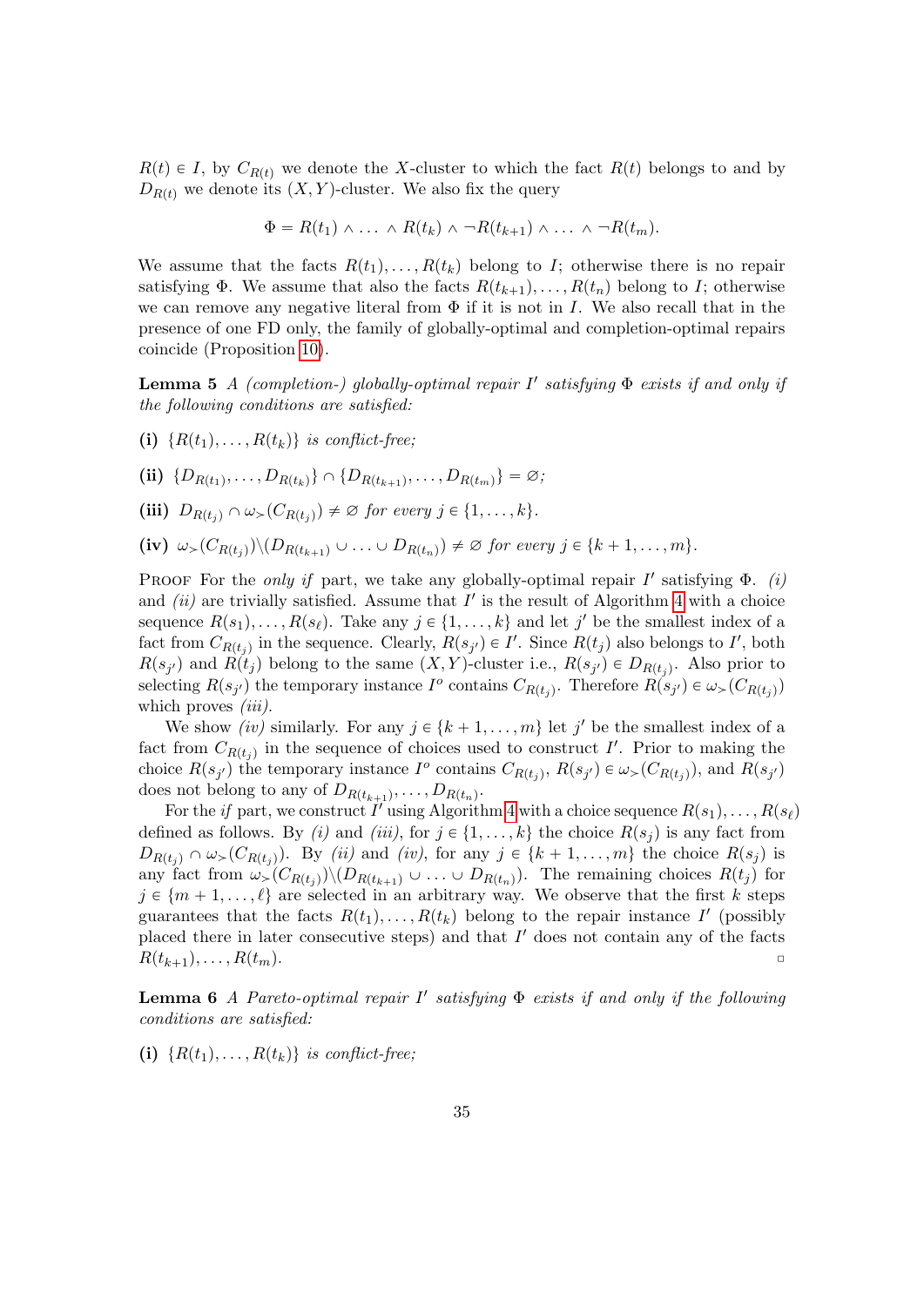$R(t) \in I$, by $C_{R(t)}$ we denote the $X$-cluster to which the fact $R(t)$ belongs to and by $D_{R(t)}$ we denote its $(X,Y)$-cluster. We also fix the query

$$\Phi = R(t_1) \wedge \ldots \wedge R(t_k) \wedge \neg R(t_{k+1}) \wedge \ldots \wedge \neg R(t_m).$$

We assume that the facts $R(t_1), \ldots, R(t_k)$ belong to $I$; otherwise there is no repair satisfying $\Phi$. We assume that also the facts $R(t_{k+1}), \ldots, R(t_n)$ belong to $I$; otherwise we can remove any negative literal from $\Phi$ if it is not in $I$. We also recall that in the presence of one FD only, the family of globally-optimal and completion-optimal repairs coincide (Proposition 10).

**Lemma 5** *A (completion-) globally-optimal repair $I'$ satisfying $\Phi$ exists if and only if the following conditions are satisfied:*

**(i)** *$\{R(t_1), \ldots, R(t_k)\}$ is conflict-free;*

**(ii)** *$\{D_{R(t_1)}, \ldots, D_{R(t_k)}\} \cap \{D_{R(t_{k+1})}, \ldots, D_{R(t_m)}\} = \varnothing$;*

**(iii)** *$D_{R(t_j)} \cap \omega_>(C_{R(t_j)}) \neq \varnothing$ for every $j \in \{1, \ldots, k\}$.*

**(iv)** *$\omega_>(C_{R(t_j)}) \backslash (D_{R(t_{k+1})} \cup \ldots \cup D_{R(t_n)}) \neq \varnothing$ for every $j \in \{k+1, \ldots, m\}$.*

Proof For the *only if* part, we take any globally-optimal repair $I'$ satisfying $\Phi$. *(i)* and *(ii)* are trivially satisfied. Assume that $I'$ is the result of Algorithm 4 with a choice sequence $R(s_1), \ldots, R(s_\ell)$. Take any $j \in \{1, \ldots, k\}$ and let $j'$ be the smallest index of a fact from $C_{R(t_j)}$ in the sequence. Clearly, $R(s_{j'}) \in I'$. Since $R(t_j)$ also belongs to $I'$, both $R(s_{j'})$ and $R(t_j)$ belong to the same $(X,Y)$-cluster i.e., $R(s_{j'}) \in D_{R(t_j)}$. Also prior to selecting $R(s_{j'})$ the temporary instance $I^o$ contains $C_{R(t_j)}$. Therefore $R(s_{j'}) \in \omega_>(C_{R(t_j)})$ which proves *(iii)*.

We show *(iv)* similarly. For any $j \in \{k+1, \ldots, m\}$ let $j'$ be the smallest index of a fact from $C_{R(t_j)}$ in the sequence of choices used to construct $I'$. Prior to making the choice $R(s_{j'})$ the temporary instance $I^o$ contains $C_{R(t_j)}$, $R(s_{j'}) \in \omega_>(C_{R(t_j)})$, and $R(s_{j'})$ does not belong to any of $D_{R(t_{k+1})}, \ldots, D_{R(t_n)}$.

For the *if* part, we construct $I'$ using Algorithm 4 with a choice sequence $R(s_1), \ldots, R(s_\ell)$ defined as follows. By *(i)* and *(iii)*, for $j \in \{1, \ldots, k\}$ the choice $R(s_j)$ is any fact from $D_{R(t_j)} \cap \omega_>(C_{R(t_j)})$. By *(ii)* and *(iv)*, for any $j \in \{k+1, \ldots, m\}$ the choice $R(s_j)$ is any fact from $\omega_>(C_{R(t_j)}) \backslash (D_{R(t_{k+1})} \cup \ldots \cup D_{R(t_n)})$. The remaining choices $R(t_j)$ for $j \in \{m+1, \ldots, \ell\}$ are selected in an arbitrary way. We observe that the first $k$ steps guarantees that the facts $R(t_1), \ldots, R(t_k)$ belong to the repair instance $I'$ (possibly placed there in later consecutive steps) and that $I'$ does not contain any of the facts $R(t_{k+1}), \ldots, R(t_m)$. ▫

**Lemma 6** *A Pareto-optimal repair $I'$ satisfying $\Phi$ exists if and only if the following conditions are satisfied:*

**(i)** *$\{R(t_1), \ldots, R(t_k)\}$ is conflict-free;*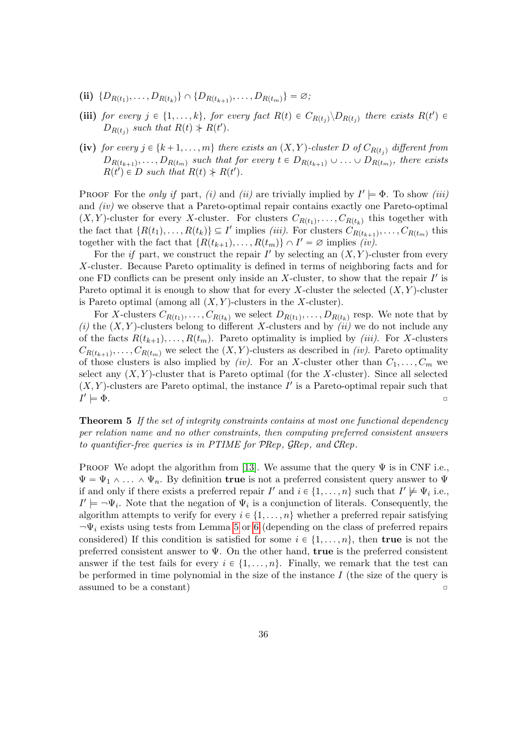**(ii)** $\{D_{R(t_1)}, \ldots, D_{R(t_k)}\} \cap \{D_{R(t_{k+1})}, \ldots, D_{R(t_m)}\} = \varnothing$;

**(iii)** *for every* $j \in \{1, \ldots, k\}$*, for every fact* $R(t) \in C_{R(t_j)} \backslash D_{R(t_j)}$ *there exists* $R(t') \in D_{R(t_j)}$ *such that* $R(t) \not\succ R(t')$.

**(iv)** *for every* $j \in \{k+1, \ldots, m\}$ *there exists an* $(X, Y)$*-cluster* $D$ *of* $C_{R(t_j)}$ *different from* $D_{R(t_{k+1})}, \ldots, D_{R(t_m)}$ *such that for every* $t \in D_{R(t_{k+1})} \cup \ldots \cup D_{R(t_m)}$*, there exists* $R(t') \in D$ *such that* $R(t) \not\succ R(t')$.

Proof For the *only if* part, *(i)* and *(ii)* are trivially implied by $I' \models \Phi$. To show *(iii)* and *(iv)* we observe that a Pareto-optimal repair contains exactly one Pareto-optimal $(X, Y)$-cluster for every $X$-cluster. For clusters $C_{R(t_1)}, \ldots, C_{R(t_k)}$ this together with the fact that $\{R(t_1), \ldots, R(t_k)\} \subseteq I'$ implies *(iii)*. For clusters $C_{R(t_{k+1})}, \ldots, C_{R(t_m)}$ this together with the fact that $\{R(t_{k+1}), \ldots, R(t_m)\} \cap I' = \varnothing$ implies *(iv)*.

For the *if* part, we construct the repair $I'$ by selecting an $(X, Y)$-cluster from every $X$-cluster. Because Pareto optimality is defined in terms of neighboring facts and for one FD conflicts can be present only inside an $X$-cluster, to show that the repair $I'$ is Pareto optimal it is enough to show that for every $X$-cluster the selected $(X, Y)$-cluster is Pareto optimal (among all $(X, Y)$-clusters in the $X$-cluster).

For $X$-clusters $C_{R(t_1)}, \ldots, C_{R(t_k)}$ we select $D_{R(t_1)}, \ldots, D_{R(t_k)}$ resp. We note that by *(i)* the $(X, Y)$-clusters belong to different $X$-clusters and by *(ii)* we do not include any of the facts $R(t_{k+1}), \ldots, R(t_m)$. Pareto optimality is implied by *(iii)*. For $X$-clusters $C_{R(t_{k+1})}, \ldots, C_{R(t_m)}$ we select the $(X, Y)$-clusters as described in *(iv)*. Pareto optimality of those clusters is also implied by *(iv)*. For an $X$-cluster other than $C_1, \ldots, C_m$ we select any $(X, Y)$-cluster that is Pareto optimal (for the $X$-cluster). Since all selected $(X, Y)$-clusters are Pareto optimal, the instance $I'$ is a Pareto-optimal repair such that $I' \models \Phi$. ▫

**Theorem 5** *If the set of integrity constraints contains at most one functional dependency per relation name and no other constraints, then computing preferred consistent answers to quantifier-free queries is in PTIME for* $\mathcal{P}Rep$*,* $\mathcal{G}Rep$*, and* $\mathcal{C}Rep$.

Proof We adopt the algorithm from [13]. We assume that the query $\Psi$ is in CNF i.e., $\Psi = \Psi_1 \wedge \ldots \wedge \Psi_n$. By definition **true** is not a preferred consistent query answer to $\Psi$ if and only if there exists a preferred repair $I'$ and $i \in \{1, \ldots, n\}$ such that $I' \not\models \Psi_i$ i.e., $I' \models \neg\Psi_i$. Note that the negation of $\Psi_i$ is a conjunction of literals. Consequently, the algorithm attempts to verify for every $i \in \{1, \ldots, n\}$ whether a preferred repair satisfying $\neg\Psi_i$ exists using tests from Lemma 5 or 6 (depending on the class of preferred repairs considered) If this condition is satisfied for some $i \in \{1, \ldots, n\}$, then **true** is not the preferred consistent answer to $\Psi$. On the other hand, **true** is the preferred consistent answer if the test fails for every $i \in \{1, \ldots, n\}$. Finally, we remark that the test can be performed in time polynomial in the size of the instance $I$ (the size of the query is assumed to be a constant) ▫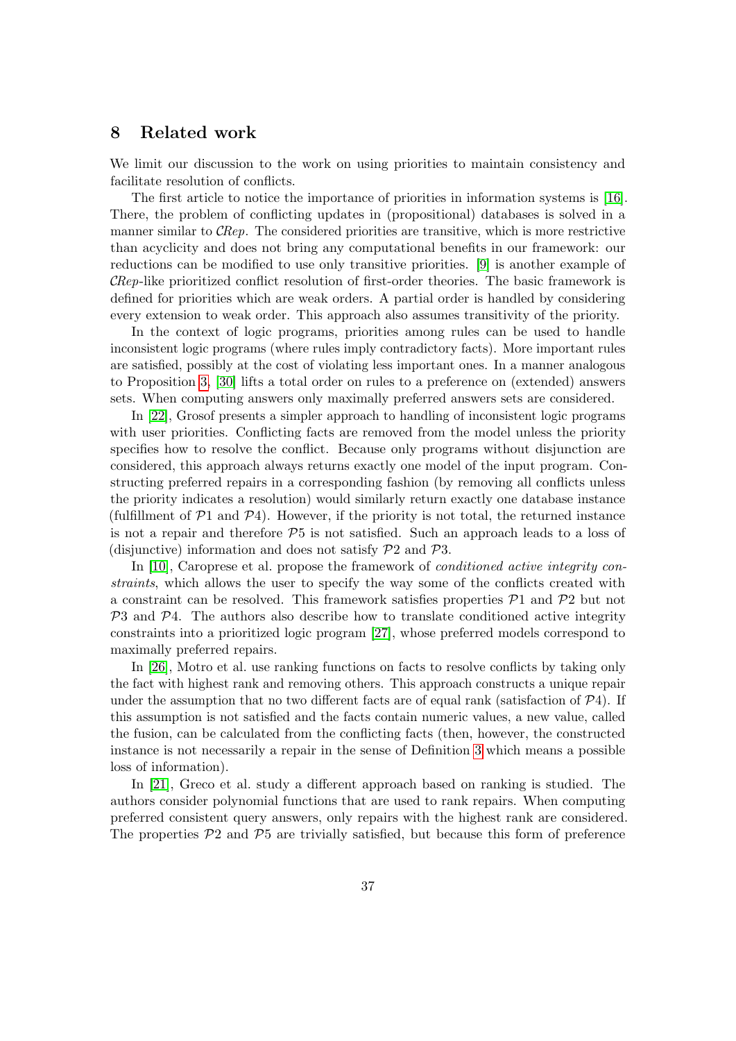## 8 Related work

We limit our discussion to the work on using priorities to maintain consistency and facilitate resolution of conflicts.

The first article to notice the importance of priorities in information systems is [16]. There, the problem of conflicting updates in (propositional) databases is solved in a manner similar to $\mathcal{C}Rep$. The considered priorities are transitive, which is more restrictive than acyclicity and does not bring any computational benefits in our framework: our reductions can be modified to use only transitive priorities. [9] is another example of $\mathcal{C}Rep$-like prioritized conflict resolution of first-order theories. The basic framework is defined for priorities which are weak orders. A partial order is handled by considering every extension to weak order. This approach also assumes transitivity of the priority.

In the context of logic programs, priorities among rules can be used to handle inconsistent logic programs (where rules imply contradictory facts). More important rules are satisfied, possibly at the cost of violating less important ones. In a manner analogous to Proposition 3, [30] lifts a total order on rules to a preference on (extended) answers sets. When computing answers only maximally preferred answers sets are considered.

In [22], Grosof presents a simpler approach to handling of inconsistent logic programs with user priorities. Conflicting facts are removed from the model unless the priority specifies how to resolve the conflict. Because only programs without disjunction are considered, this approach always returns exactly one model of the input program. Constructing preferred repairs in a corresponding fashion (by removing all conflicts unless the priority indicates a resolution) would similarly return exactly one database instance (fulfillment of $\mathcal{P}1$ and $\mathcal{P}4$). However, if the priority is not total, the returned instance is not a repair and therefore $\mathcal{P}5$ is not satisfied. Such an approach leads to a loss of (disjunctive) information and does not satisfy $\mathcal{P}2$ and $\mathcal{P}3$.

In [10], Caroprese et al. propose the framework of *conditioned active integrity constraints*, which allows the user to specify the way some of the conflicts created with a constraint can be resolved. This framework satisfies properties $\mathcal{P}1$ and $\mathcal{P}2$ but not $\mathcal{P}3$ and $\mathcal{P}4$. The authors also describe how to translate conditioned active integrity constraints into a prioritized logic program [27], whose preferred models correspond to maximally preferred repairs.

In [26], Motro et al. use ranking functions on facts to resolve conflicts by taking only the fact with highest rank and removing others. This approach constructs a unique repair under the assumption that no two different facts are of equal rank (satisfaction of $\mathcal{P}4$). If this assumption is not satisfied and the facts contain numeric values, a new value, called the fusion, can be calculated from the conflicting facts (then, however, the constructed instance is not necessarily a repair in the sense of Definition 3 which means a possible loss of information).

In [21], Greco et al. study a different approach based on ranking is studied. The authors consider polynomial functions that are used to rank repairs. When computing preferred consistent query answers, only repairs with the highest rank are considered. The properties $\mathcal{P}2$ and $\mathcal{P}5$ are trivially satisfied, but because this form of preference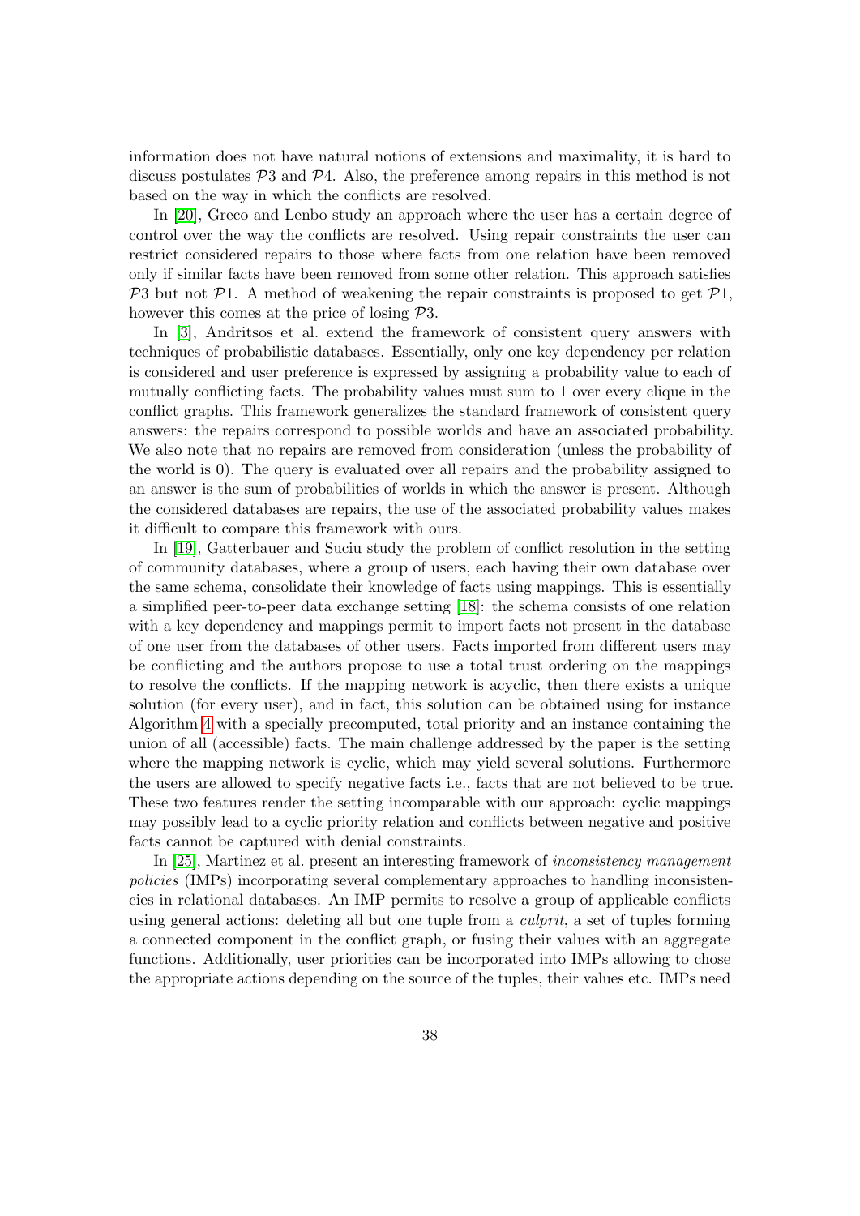information does not have natural notions of extensions and maximality, it is hard to discuss postulates $\mathcal{P}3$ and $\mathcal{P}4$. Also, the preference among repairs in this method is not based on the way in which the conflicts are resolved.

In [20], Greco and Lenbo study an approach where the user has a certain degree of control over the way the conflicts are resolved. Using repair constraints the user can restrict considered repairs to those where facts from one relation have been removed only if similar facts have been removed from some other relation. This approach satisfies $\mathcal{P}3$ but not $\mathcal{P}1$. A method of weakening the repair constraints is proposed to get $\mathcal{P}1$, however this comes at the price of losing $\mathcal{P}3$.

In [3], Andritsos et al. extend the framework of consistent query answers with techniques of probabilistic databases. Essentially, only one key dependency per relation is considered and user preference is expressed by assigning a probability value to each of mutually conflicting facts. The probability values must sum to 1 over every clique in the conflict graphs. This framework generalizes the standard framework of consistent query answers: the repairs correspond to possible worlds and have an associated probability. We also note that no repairs are removed from consideration (unless the probability of the world is 0). The query is evaluated over all repairs and the probability assigned to an answer is the sum of probabilities of worlds in which the answer is present. Although the considered databases are repairs, the use of the associated probability values makes it difficult to compare this framework with ours.

In [19], Gatterbauer and Suciu study the problem of conflict resolution in the setting of community databases, where a group of users, each having their own database over the same schema, consolidate their knowledge of facts using mappings. This is essentially a simplified peer-to-peer data exchange setting [18]: the schema consists of one relation with a key dependency and mappings permit to import facts not present in the database of one user from the databases of other users. Facts imported from different users may be conflicting and the authors propose to use a total trust ordering on the mappings to resolve the conflicts. If the mapping network is acyclic, then there exists a unique solution (for every user), and in fact, this solution can be obtained using for instance Algorithm 4 with a specially precomputed, total priority and an instance containing the union of all (accessible) facts. The main challenge addressed by the paper is the setting where the mapping network is cyclic, which may yield several solutions. Furthermore the users are allowed to specify negative facts i.e., facts that are not believed to be true. These two features render the setting incomparable with our approach: cyclic mappings may possibly lead to a cyclic priority relation and conflicts between negative and positive facts cannot be captured with denial constraints.

In [25], Martinez et al. present an interesting framework of *inconsistency management policies* (IMPs) incorporating several complementary approaches to handling inconsistencies in relational databases. An IMP permits to resolve a group of applicable conflicts using general actions: deleting all but one tuple from a *culprit*, a set of tuples forming a connected component in the conflict graph, or fusing their values with an aggregate functions. Additionally, user priorities can be incorporated into IMPs allowing to chose the appropriate actions depending on the source of the tuples, their values etc. IMPs need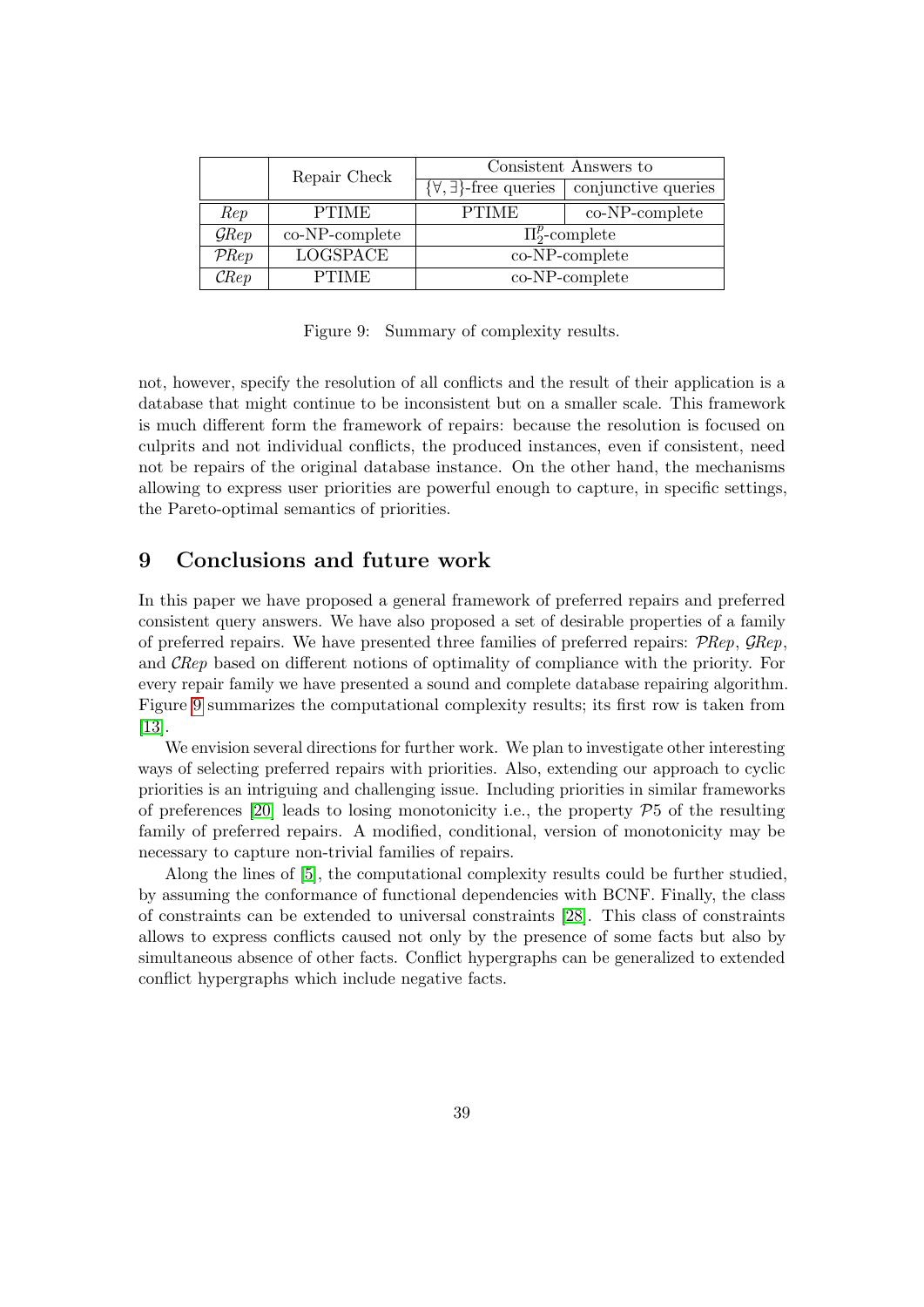|  | Repair Check | Consistent Answers to |  |
|---|---|---|---|
|  |  | $\{\forall, \exists\}$-free queries | conjunctive queries |
| *Rep* | PTIME | PTIME | co-NP-complete |
| $\mathcal{G}Rep$ | co-NP-complete | $\Pi_2^p$-complete |  |
| $\mathcal{P}Rep$ | LOGSPACE | co-NP-complete |  |
| $\mathcal{C}Rep$ | PTIME | co-NP-complete |  |

Figure 9: Summary of complexity results.

not, however, specify the resolution of all conflicts and the result of their application is a database that might continue to be inconsistent but on a smaller scale. This framework is much different form the framework of repairs: because the resolution is focused on culprits and not individual conflicts, the produced instances, even if consistent, need not be repairs of the original database instance. On the other hand, the mechanisms allowing to express user priorities are powerful enough to capture, in specific settings, the Pareto-optimal semantics of priorities.

## 9 Conclusions and future work

In this paper we have proposed a general framework of preferred repairs and preferred consistent query answers. We have also proposed a set of desirable properties of a family of preferred repairs. We have presented three families of preferred repairs: $\mathcal{P}Rep$, $\mathcal{G}Rep$, and $\mathcal{C}Rep$ based on different notions of optimality of compliance with the priority. For every repair family we have presented a sound and complete database repairing algorithm. Figure 9 summarizes the computational complexity results; its first row is taken from [13].

We envision several directions for further work. We plan to investigate other interesting ways of selecting preferred repairs with priorities. Also, extending our approach to cyclic priorities is an intriguing and challenging issue. Including priorities in similar frameworks of preferences [20] leads to losing monotonicity i.e., the property $\mathcal{P}5$ of the resulting family of preferred repairs. A modified, conditional, version of monotonicity may be necessary to capture non-trivial families of repairs.

Along the lines of [5], the computational complexity results could be further studied, by assuming the conformance of functional dependencies with BCNF. Finally, the class of constraints can be extended to universal constraints [28]. This class of constraints allows to express conflicts caused not only by the presence of some facts but also by simultaneous absence of other facts. Conflict hypergraphs can be generalized to extended conflict hypergraphs which include negative facts.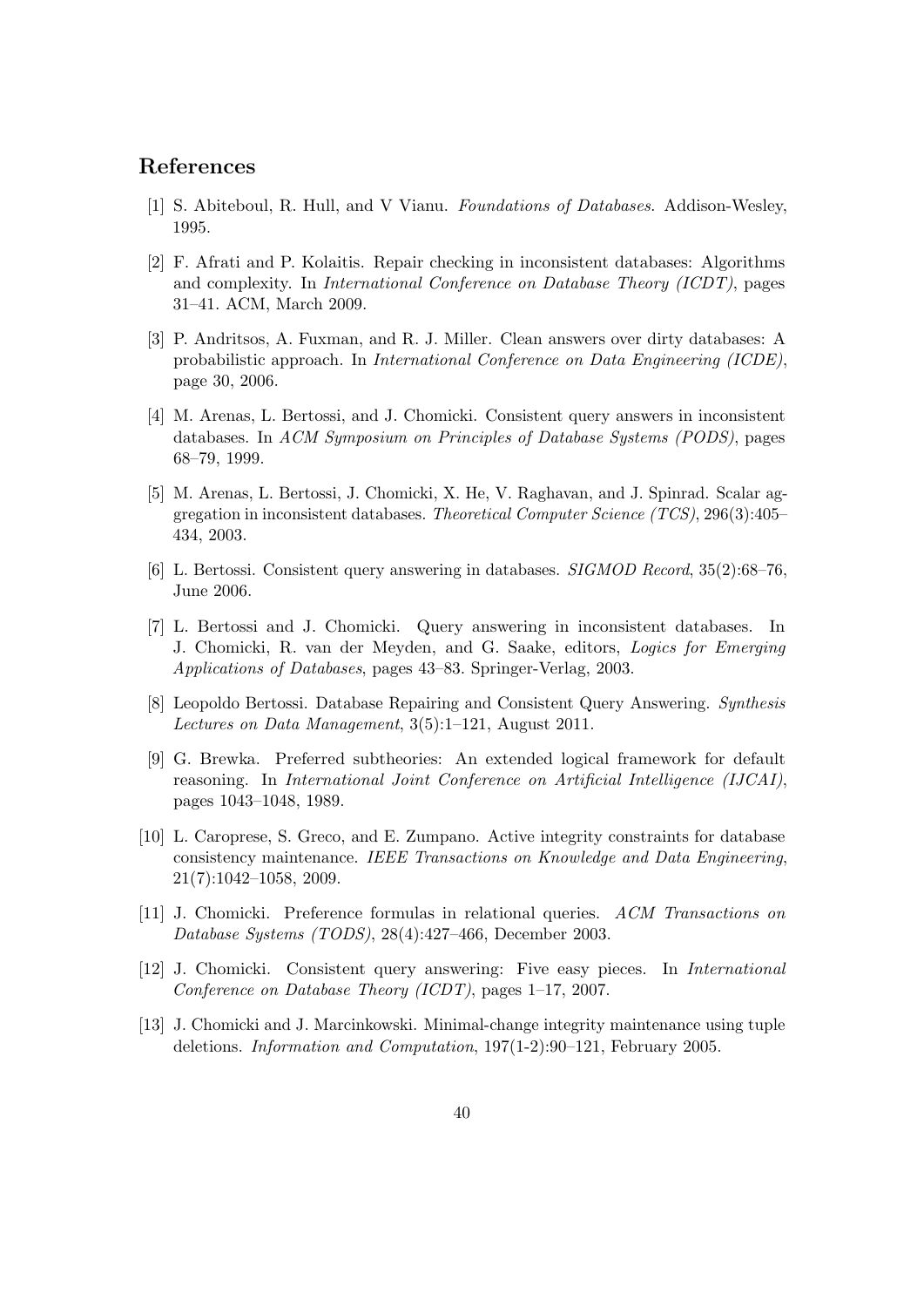## References

[1] S. Abiteboul, R. Hull, and V Vianu. *Foundations of Databases*. Addison-Wesley, 1995.

[2] F. Afrati and P. Kolaitis. Repair checking in inconsistent databases: Algorithms and complexity. In *International Conference on Database Theory (ICDT)*, pages 31–41. ACM, March 2009.

[3] P. Andritsos, A. Fuxman, and R. J. Miller. Clean answers over dirty databases: A probabilistic approach. In *International Conference on Data Engineering (ICDE)*, page 30, 2006.

[4] M. Arenas, L. Bertossi, and J. Chomicki. Consistent query answers in inconsistent databases. In *ACM Symposium on Principles of Database Systems (PODS)*, pages 68–79, 1999.

[5] M. Arenas, L. Bertossi, J. Chomicki, X. He, V. Raghavan, and J. Spinrad. Scalar aggregation in inconsistent databases. *Theoretical Computer Science (TCS)*, 296(3):405–434, 2003.

[6] L. Bertossi. Consistent query answering in databases. *SIGMOD Record*, 35(2):68–76, June 2006.

[7] L. Bertossi and J. Chomicki. Query answering in inconsistent databases. In J. Chomicki, R. van der Meyden, and G. Saake, editors, *Logics for Emerging Applications of Databases*, pages 43–83. Springer-Verlag, 2003.

[8] Leopoldo Bertossi. Database Repairing and Consistent Query Answering. *Synthesis Lectures on Data Management*, 3(5):1–121, August 2011.

[9] G. Brewka. Preferred subtheories: An extended logical framework for default reasoning. In *International Joint Conference on Artificial Intelligence (IJCAI)*, pages 1043–1048, 1989.

[10] L. Caroprese, S. Greco, and E. Zumpano. Active integrity constraints for database consistency maintenance. *IEEE Transactions on Knowledge and Data Engineering*, 21(7):1042–1058, 2009.

[11] J. Chomicki. Preference formulas in relational queries. *ACM Transactions on Database Systems (TODS)*, 28(4):427–466, December 2003.

[12] J. Chomicki. Consistent query answering: Five easy pieces. In *International Conference on Database Theory (ICDT)*, pages 1–17, 2007.

[13] J. Chomicki and J. Marcinkowski. Minimal-change integrity maintenance using tuple deletions. *Information and Computation*, 197(1-2):90–121, February 2005.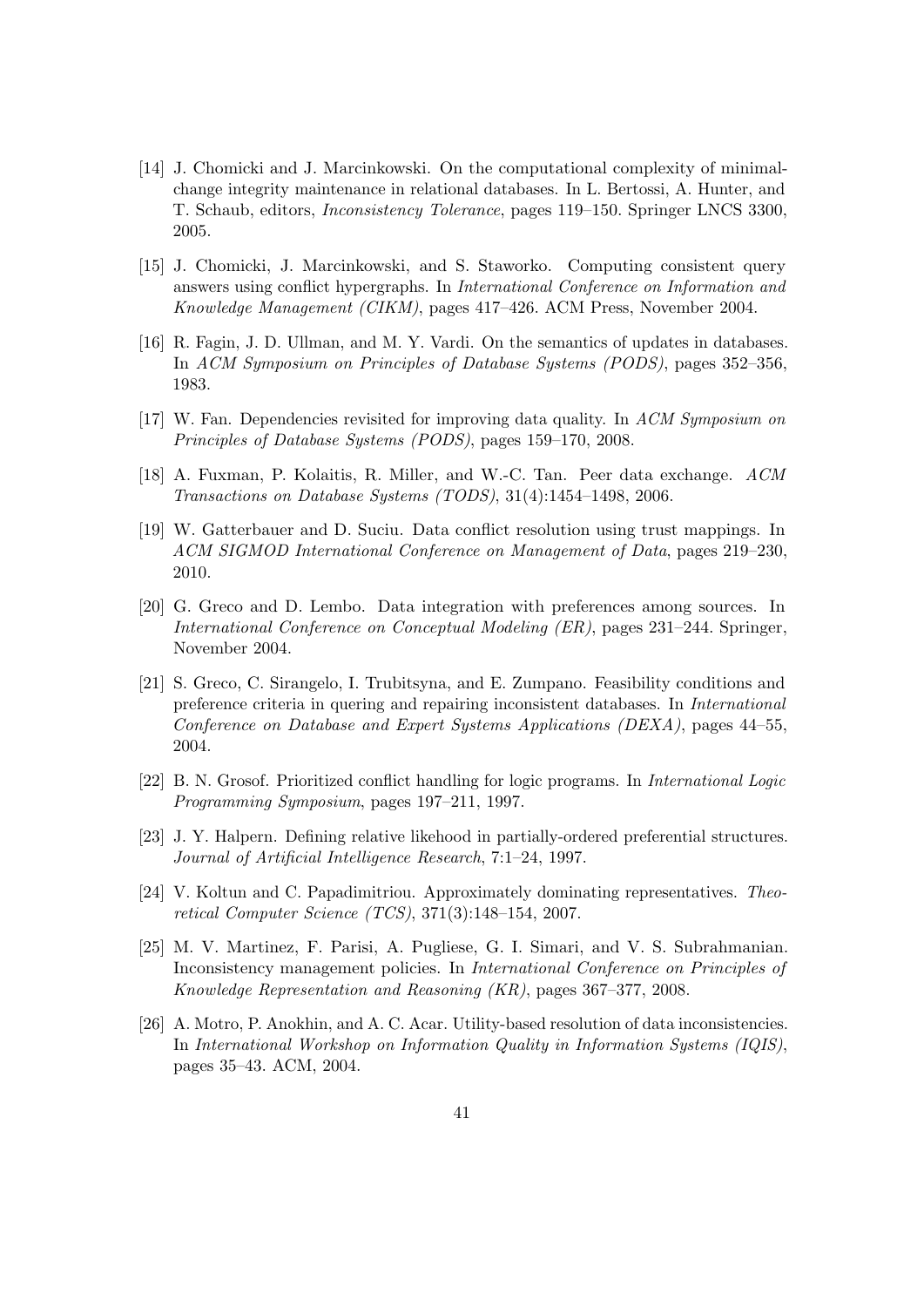[14] J. Chomicki and J. Marcinkowski. On the computational complexity of minimal-change integrity maintenance in relational databases. In L. Bertossi, A. Hunter, and T. Schaub, editors, *Inconsistency Tolerance*, pages 119–150. Springer LNCS 3300, 2005.

[15] J. Chomicki, J. Marcinkowski, and S. Staworko. Computing consistent query answers using conflict hypergraphs. In *International Conference on Information and Knowledge Management (CIKM)*, pages 417–426. ACM Press, November 2004.

[16] R. Fagin, J. D. Ullman, and M. Y. Vardi. On the semantics of updates in databases. In *ACM Symposium on Principles of Database Systems (PODS)*, pages 352–356, 1983.

[17] W. Fan. Dependencies revisited for improving data quality. In *ACM Symposium on Principles of Database Systems (PODS)*, pages 159–170, 2008.

[18] A. Fuxman, P. Kolaitis, R. Miller, and W.-C. Tan. Peer data exchange. *ACM Transactions on Database Systems (TODS)*, 31(4):1454–1498, 2006.

[19] W. Gatterbauer and D. Suciu. Data conflict resolution using trust mappings. In *ACM SIGMOD International Conference on Management of Data*, pages 219–230, 2010.

[20] G. Greco and D. Lembo. Data integration with preferences among sources. In *International Conference on Conceptual Modeling (ER)*, pages 231–244. Springer, November 2004.

[21] S. Greco, C. Sirangelo, I. Trubitsyna, and E. Zumpano. Feasibility conditions and preference criteria in quering and repairing inconsistent databases. In *International Conference on Database and Expert Systems Applications (DEXA)*, pages 44–55, 2004.

[22] B. N. Grosof. Prioritized conflict handling for logic programs. In *International Logic Programming Symposium*, pages 197–211, 1997.

[23] J. Y. Halpern. Defining relative likehood in partially-ordered preferential structures. *Journal of Artificial Intelligence Research*, 7:1–24, 1997.

[24] V. Koltun and C. Papadimitriou. Approximately dominating representatives. *Theoretical Computer Science (TCS)*, 371(3):148–154, 2007.

[25] M. V. Martinez, F. Parisi, A. Pugliese, G. I. Simari, and V. S. Subrahmanian. Inconsistency management policies. In *International Conference on Principles of Knowledge Representation and Reasoning (KR)*, pages 367–377, 2008.

[26] A. Motro, P. Anokhin, and A. C. Acar. Utility-based resolution of data inconsistencies. In *International Workshop on Information Quality in Information Systems (IQIS)*, pages 35–43. ACM, 2004.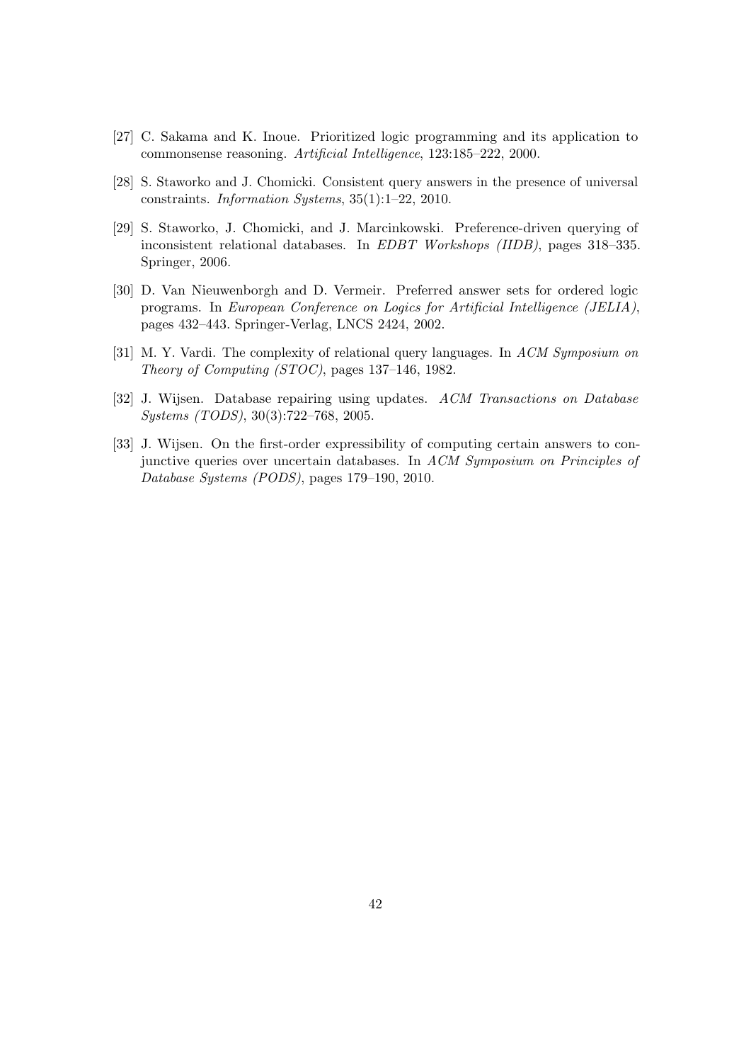[27] C. Sakama and K. Inoue. Prioritized logic programming and its application to commonsense reasoning. *Artificial Intelligence*, 123:185–222, 2000.

[28] S. Staworko and J. Chomicki. Consistent query answers in the presence of universal constraints. *Information Systems*, 35(1):1–22, 2010.

[29] S. Staworko, J. Chomicki, and J. Marcinkowski. Preference-driven querying of inconsistent relational databases. In *EDBT Workshops (IIDB)*, pages 318–335. Springer, 2006.

[30] D. Van Nieuwenborgh and D. Vermeir. Preferred answer sets for ordered logic programs. In *European Conference on Logics for Artificial Intelligence (JELIA)*, pages 432–443. Springer-Verlag, LNCS 2424, 2002.

[31] M. Y. Vardi. The complexity of relational query languages. In *ACM Symposium on Theory of Computing (STOC)*, pages 137–146, 1982.

[32] J. Wijsen. Database repairing using updates. *ACM Transactions on Database Systems (TODS)*, 30(3):722–768, 2005.

[33] J. Wijsen. On the first-order expressibility of computing certain answers to conjunctive queries over uncertain databases. In *ACM Symposium on Principles of Database Systems (PODS)*, pages 179–190, 2010.